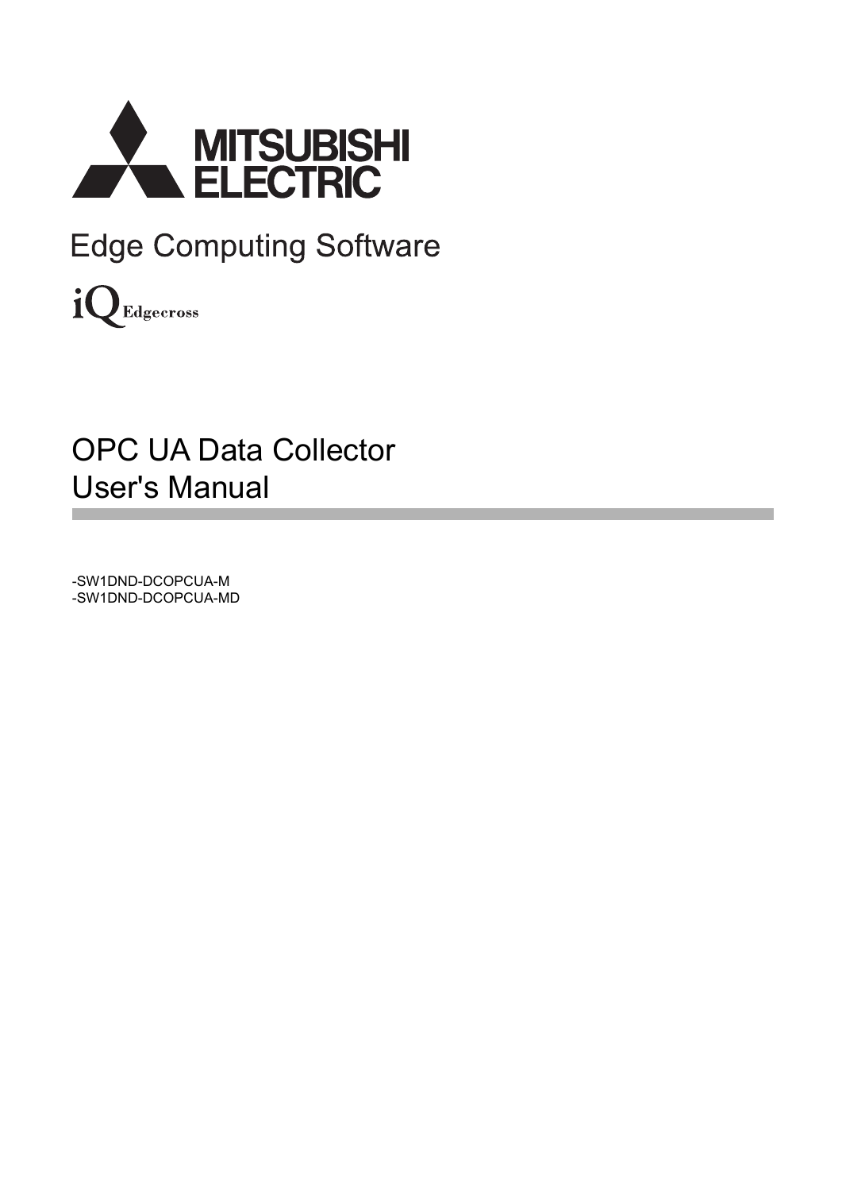MITSUBISHI ELECTRIC

Edge Computing Software

iQ Edgecross

# OPC UA Data Collector User's Manual

-SW1DND-DCOPCUA-M
-SW1DND-DCOPCUA-MD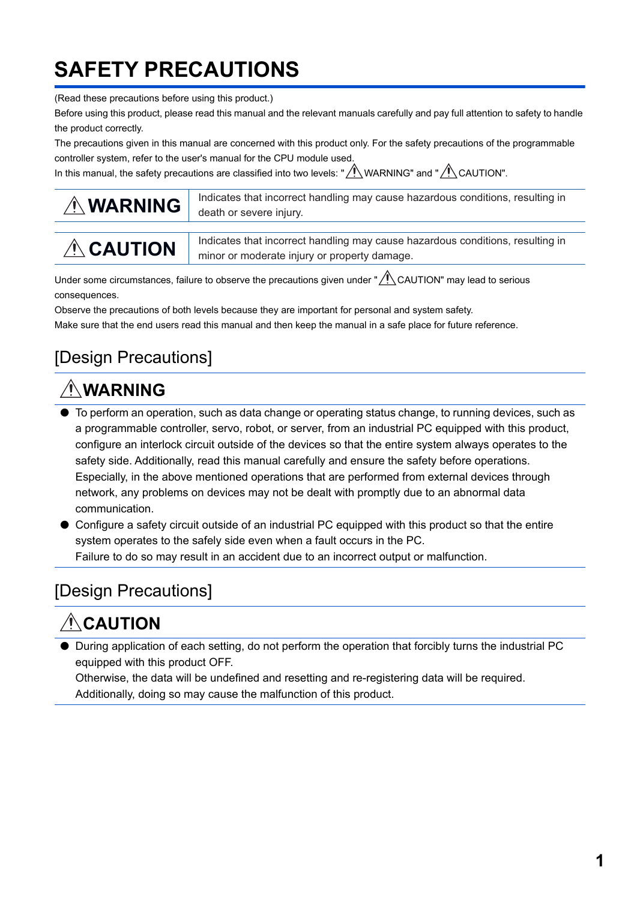# SAFETY PRECAUTIONS

(Read these precautions before using this product.)

Before using this product, please read this manual and the relevant manuals carefully and pay full attention to safety to handle the product correctly.

The precautions given in this manual are concerned with this product only. For the safety precautions of the programmable controller system, refer to the user's manual for the CPU module used.

In this manual, the safety precautions are classified into two levels: "⚠WARNING" and "⚠CAUTION".

| | |
|---|---|
| **⚠WARNING** | Indicates that incorrect handling may cause hazardous conditions, resulting in death or severe injury. |
| **⚠CAUTION** | Indicates that incorrect handling may cause hazardous conditions, resulting in minor or moderate injury or property damage. |

Under some circumstances, failure to observe the precautions given under "⚠CAUTION" may lead to serious consequences.

Observe the precautions of both levels because they are important for personal and system safety.

Make sure that the end users read this manual and then keep the manual in a safe place for future reference.

## [Design Precautions]

### ⚠WARNING

- To perform an operation, such as data change or operating status change, to running devices, such as a programmable controller, servo, robot, or server, from an industrial PC equipped with this product, configure an interlock circuit outside of the devices so that the entire system always operates to the safety side. Additionally, read this manual carefully and ensure the safety before operations. Especially, in the above mentioned operations that are performed from external devices through network, any problems on devices may not be dealt with promptly due to an abnormal data communication.
- Configure a safety circuit outside of an industrial PC equipped with this product so that the entire system operates to the safely side even when a fault occurs in the PC.
  Failure to do so may result in an accident due to an incorrect output or malfunction.

## [Design Precautions]

### ⚠CAUTION

- During application of each setting, do not perform the operation that forcibly turns the industrial PC equipped with this product OFF.
  Otherwise, the data will be undefined and resetting and re-registering data will be required.
  Additionally, doing so may cause the malfunction of this product.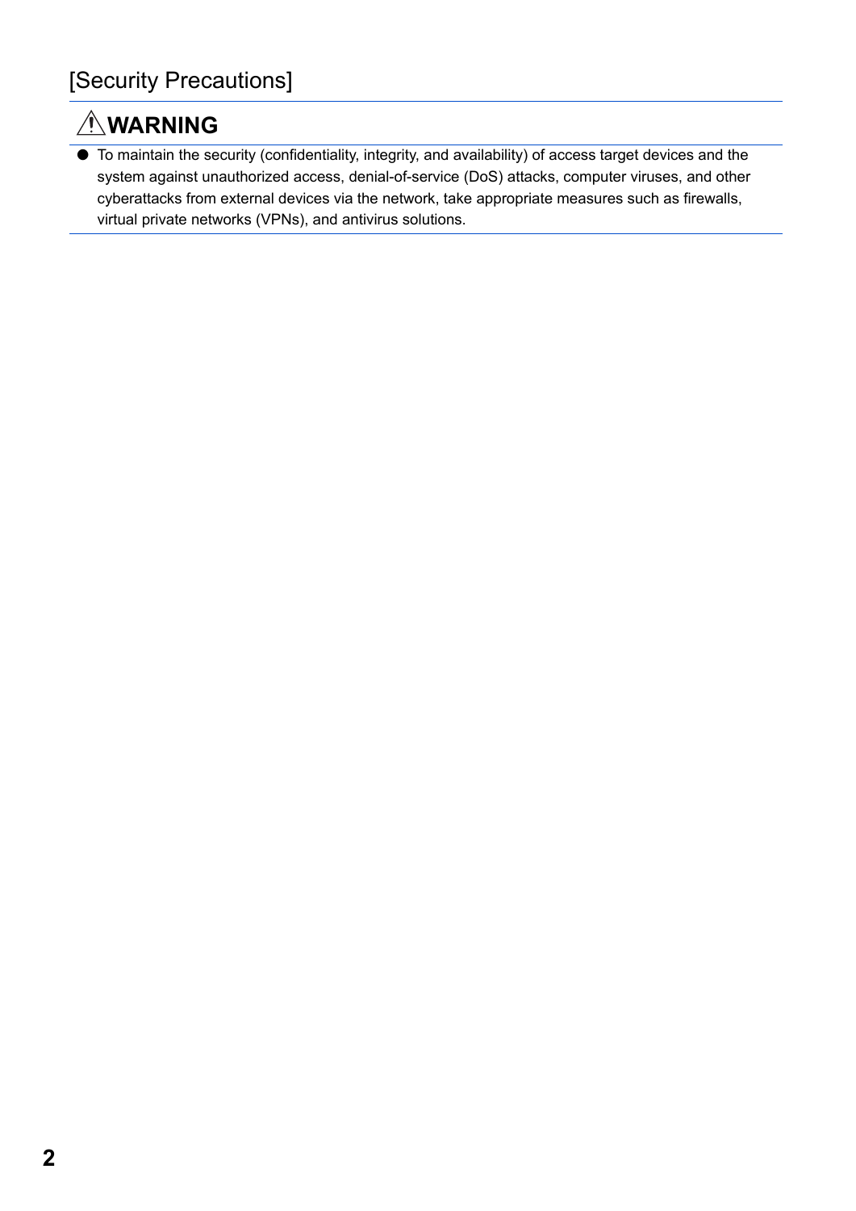# [Security Precautions]

## ⚠WARNING

- To maintain the security (confidentiality, integrity, and availability) of access target devices and the system against unauthorized access, denial-of-service (DoS) attacks, computer viruses, and other cyberattacks from external devices via the network, take appropriate measures such as firewalls, virtual private networks (VPNs), and antivirus solutions.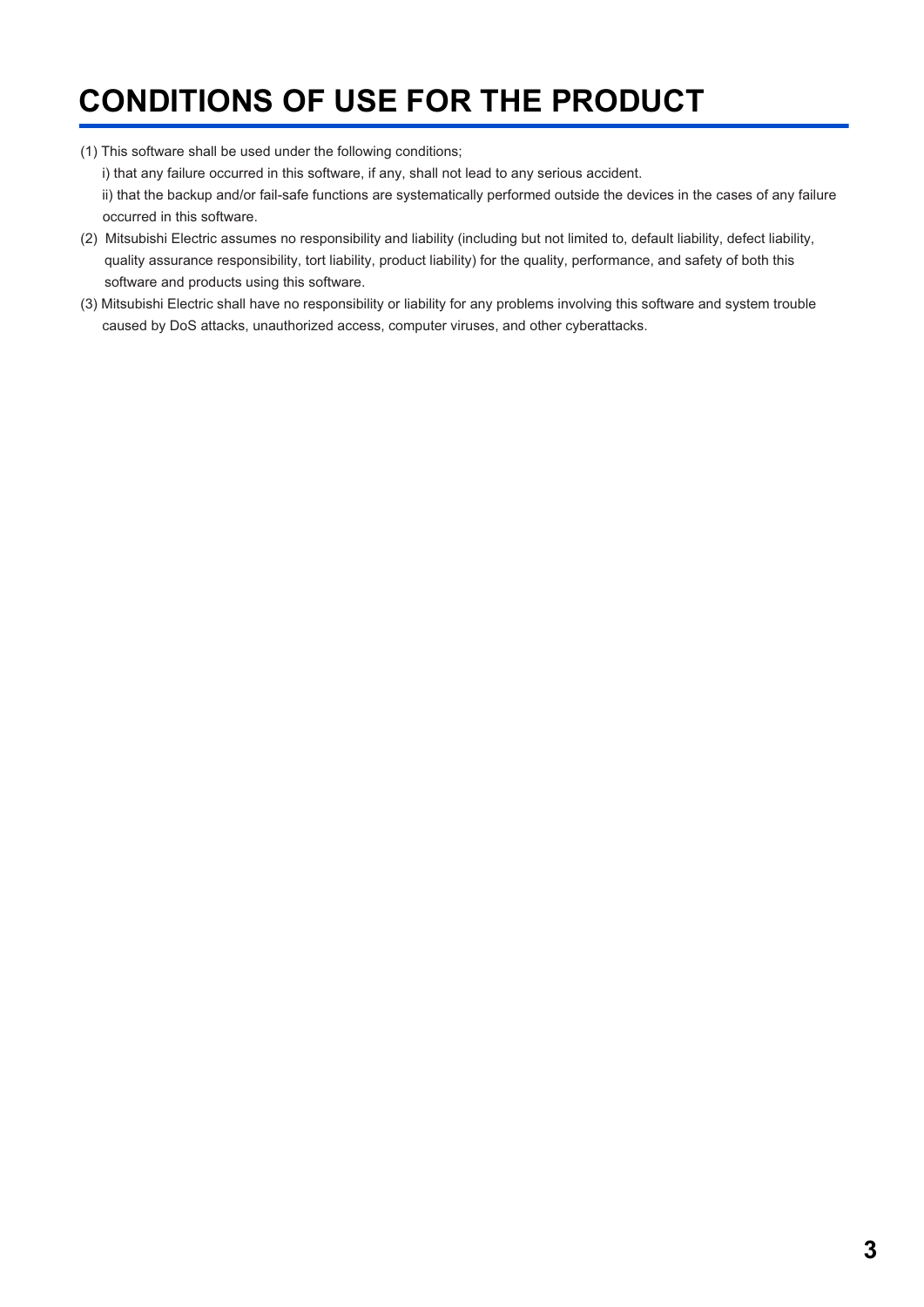# CONDITIONS OF USE FOR THE PRODUCT

(1) This software shall be used under the following conditions;

i) that any failure occurred in this software, if any, shall not lead to any serious accident.

ii) that the backup and/or fail-safe functions are systematically performed outside the devices in the cases of any failure occurred in this software.

(2) Mitsubishi Electric assumes no responsibility and liability (including but not limited to, default liability, defect liability, quality assurance responsibility, tort liability, product liability) for the quality, performance, and safety of both this software and products using this software.

(3) Mitsubishi Electric shall have no responsibility or liability for any problems involving this software and system trouble caused by DoS attacks, unauthorized access, computer viruses, and other cyberattacks.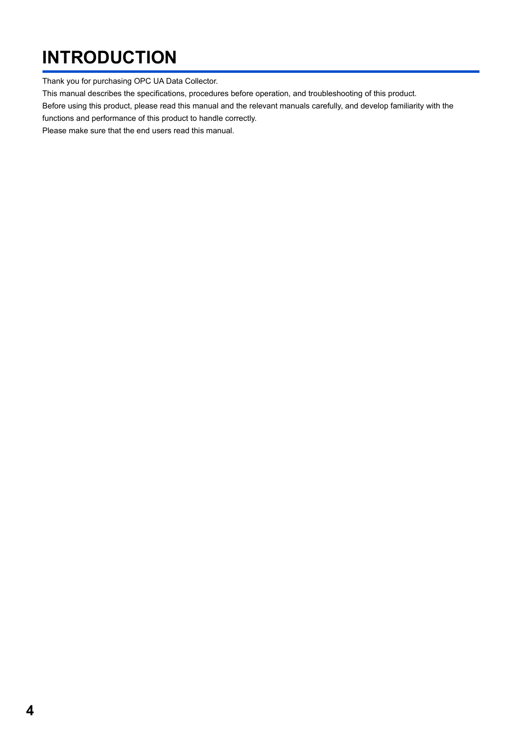# INTRODUCTION

Thank you for purchasing OPC UA Data Collector.

This manual describes the specifications, procedures before operation, and troubleshooting of this product.

Before using this product, please read this manual and the relevant manuals carefully, and develop familiarity with the functions and performance of this product to handle correctly.

Please make sure that the end users read this manual.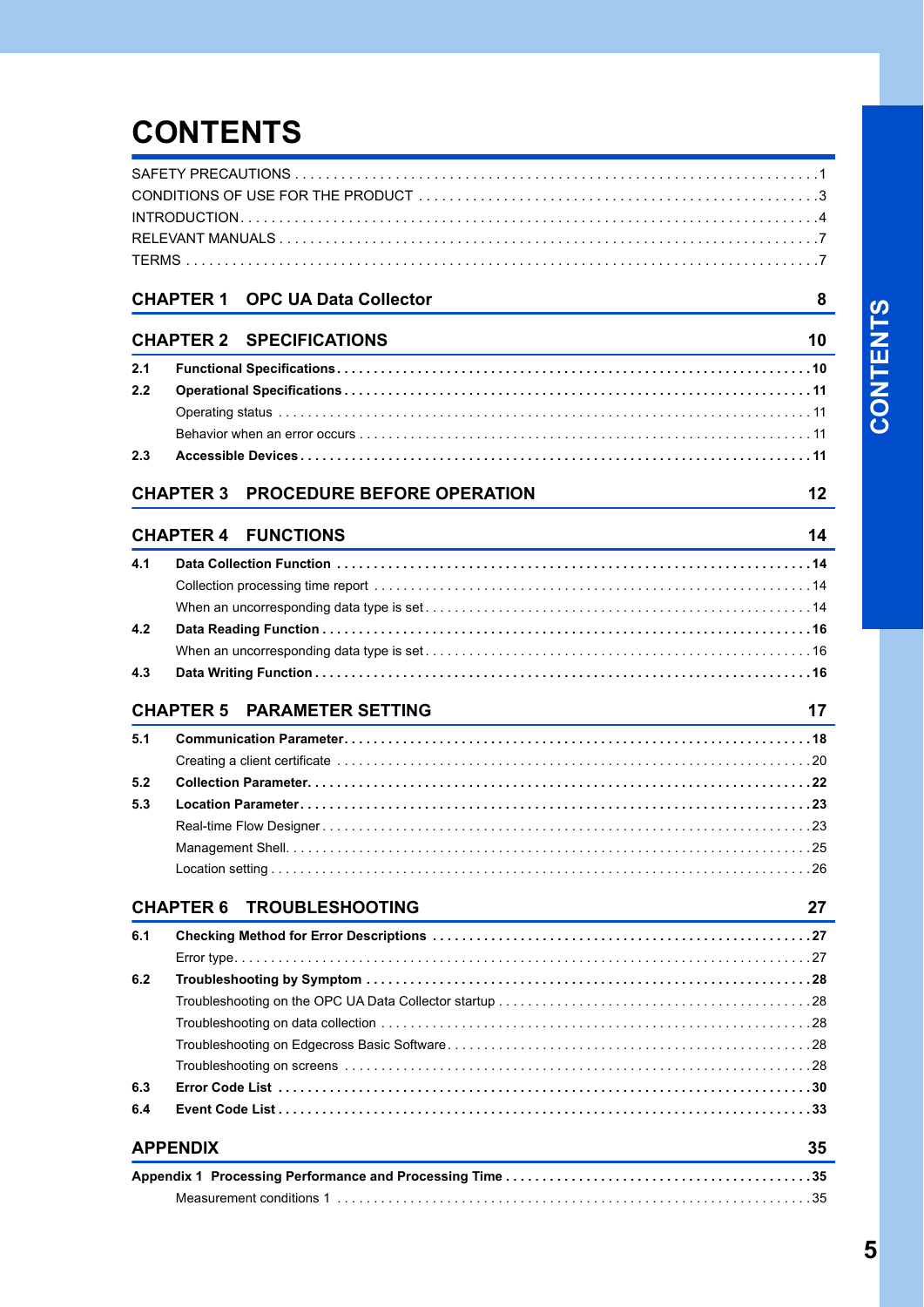# CONTENTS

SAFETY PRECAUTIONS . . . . . 1
CONDITIONS OF USE FOR THE PRODUCT . . . . . 3
INTRODUCTION . . . . . 4
RELEVANT MANUALS . . . . . 7
TERMS . . . . . 7

## CHAPTER 1 OPC UA Data Collector 8

## CHAPTER 2 SPECIFICATIONS 10

**2.1 Functional Specifications . . . . . 10**

**2.2 Operational Specifications . . . . . 11**

Operating status . . . . . 11

Behavior when an error occurs . . . . . 11

**2.3 Accessible Devices . . . . . 11**

## CHAPTER 3 PROCEDURE BEFORE OPERATION 12

## CHAPTER 4 FUNCTIONS 14

**4.1 Data Collection Function . . . . . 14**

Collection processing time report . . . . . 14

When an uncorresponding data type is set . . . . . 14

**4.2 Data Reading Function . . . . . 16**

When an uncorresponding data type is set . . . . . 16

**4.3 Data Writing Function . . . . . 16**

## CHAPTER 5 PARAMETER SETTING 17

**5.1 Communication Parameter . . . . . 18**

Creating a client certificate . . . . . 20

**5.2 Collection Parameter . . . . . 22**

**5.3 Location Parameter . . . . . 23**

Real-time Flow Designer . . . . . 23

Management Shell . . . . . 25

Location setting . . . . . 26

## CHAPTER 6 TROUBLESHOOTING 27

**6.1 Checking Method for Error Descriptions . . . . . 27**

Error type . . . . . 27

**6.2 Troubleshooting by Symptom . . . . . 28**

Troubleshooting on the OPC UA Data Collector startup . . . . . 28

Troubleshooting on data collection . . . . . 28

Troubleshooting on Edgecross Basic Software . . . . . 28

Troubleshooting on screens . . . . . 28

**6.3 Error Code List . . . . . 30**

**6.4 Event Code List . . . . . 33**

## APPENDIX 35

**Appendix 1 Processing Performance and Processing Time . . . . . 35**

Measurement conditions 1 . . . . . 35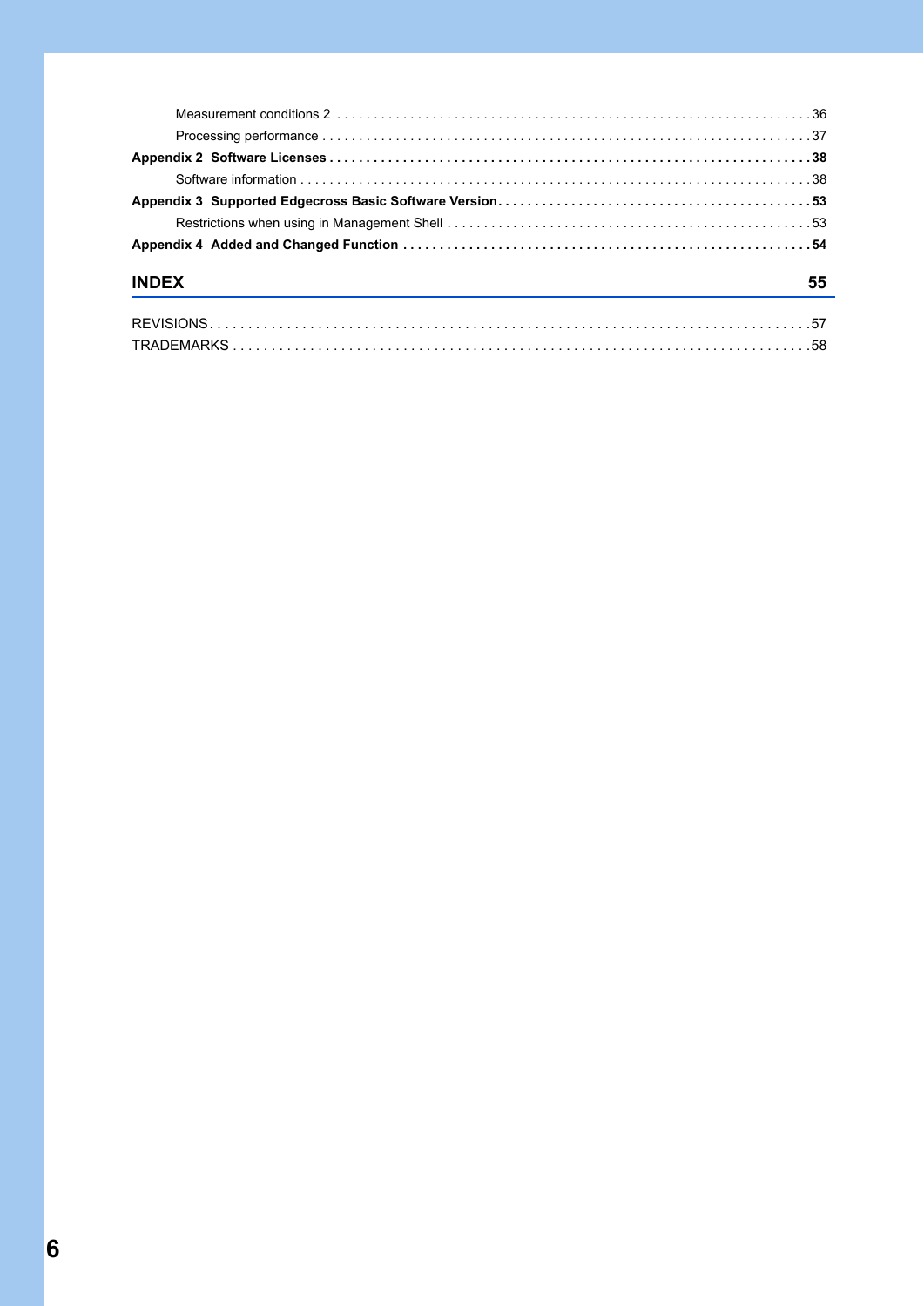Measurement conditions 2 . . . . . . . . . . . . . . . . . . . . . . . . . . . . . . . . . . . . . . . . . . . . . . . . . . . . . . . . . . . . . . . . 36

Processing performance . . . . . . . . . . . . . . . . . . . . . . . . . . . . . . . . . . . . . . . . . . . . . . . . . . . . . . . . . . . . . . . . . . 37

**Appendix 2 Software Licenses . . . . . . . . . . . . . . . . . . . . . . . . . . . . . . . . . . . . . . . . . . . . . . . . . . . . . . . . . . . . . . . 38**

Software information . . . . . . . . . . . . . . . . . . . . . . . . . . . . . . . . . . . . . . . . . . . . . . . . . . . . . . . . . . . . . . . . . . . . . 38

**Appendix 3 Supported Edgecross Basic Software Version. . . . . . . . . . . . . . . . . . . . . . . . . . . . . . . . . . . . . . . . . . 53**

Restrictions when using in Management Shell . . . . . . . . . . . . . . . . . . . . . . . . . . . . . . . . . . . . . . . . . . . . . . . . . 53

**Appendix 4 Added and Changed Function . . . . . . . . . . . . . . . . . . . . . . . . . . . . . . . . . . . . . . . . . . . . . . . . . . . . . . 54**

## INDEX 55

REVISIONS. . . . . . . . . . . . . . . . . . . . . . . . . . . . . . . . . . . . . . . . . . . . . . . . . . . . . . . . . . . . . . . . . . . . . . . . . . . . . . . . 57

TRADEMARKS . . . . . . . . . . . . . . . . . . . . . . . . . . . . . . . . . . . . . . . . . . . . . . . . . . . . . . . . . . . . . . . . . . . . . . . . . . . . . 58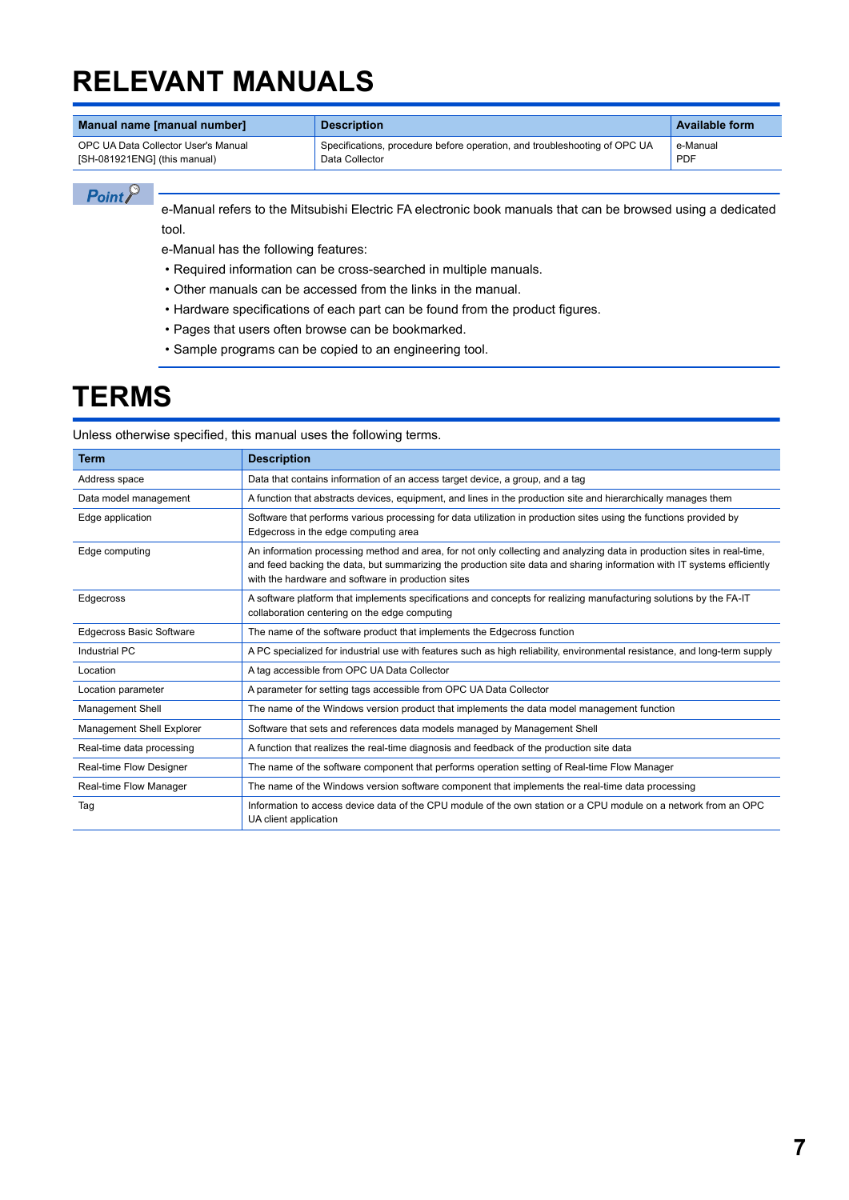# RELEVANT MANUALS

| Manual name [manual number] | Description | Available form |
|---|---|---|
| OPC UA Data Collector User's Manual [SH-081921ENG] (this manual) | Specifications, procedure before operation, and troubleshooting of OPC UA Data Collector | e-Manual PDF |

**Point**

e-Manual refers to the Mitsubishi Electric FA electronic book manuals that can be browsed using a dedicated tool.

e-Manual has the following features:

- Required information can be cross-searched in multiple manuals.
- Other manuals can be accessed from the links in the manual.
- Hardware specifications of each part can be found from the product figures.
- Pages that users often browse can be bookmarked.
- Sample programs can be copied to an engineering tool.

# TERMS

Unless otherwise specified, this manual uses the following terms.

| Term | Description |
|---|---|
| Address space | Data that contains information of an access target device, a group, and a tag |
| Data model management | A function that abstracts devices, equipment, and lines in the production site and hierarchically manages them |
| Edge application | Software that performs various processing for data utilization in production sites using the functions provided by Edgecross in the edge computing area |
| Edge computing | An information processing method and area, for not only collecting and analyzing data in production sites in real-time, and feed backing the data, but summarizing the production site data and sharing information with IT systems efficiently with the hardware and software in production sites |
| Edgecross | A software platform that implements specifications and concepts for realizing manufacturing solutions by the FA-IT collaboration centering on the edge computing |
| Edgecross Basic Software | The name of the software product that implements the Edgecross function |
| Industrial PC | A PC specialized for industrial use with features such as high reliability, environmental resistance, and long-term supply |
| Location | A tag accessible from OPC UA Data Collector |
| Location parameter | A parameter for setting tags accessible from OPC UA Data Collector |
| Management Shell | The name of the Windows version product that implements the data model management function |
| Management Shell Explorer | Software that sets and references data models managed by Management Shell |
| Real-time data processing | A function that realizes the real-time diagnosis and feedback of the production site data |
| Real-time Flow Designer | The name of the software component that performs operation setting of Real-time Flow Manager |
| Real-time Flow Manager | The name of the Windows version software component that implements the real-time data processing |
| Tag | Information to access device data of the CPU module of the own station or a CPU module on a network from an OPC UA client application |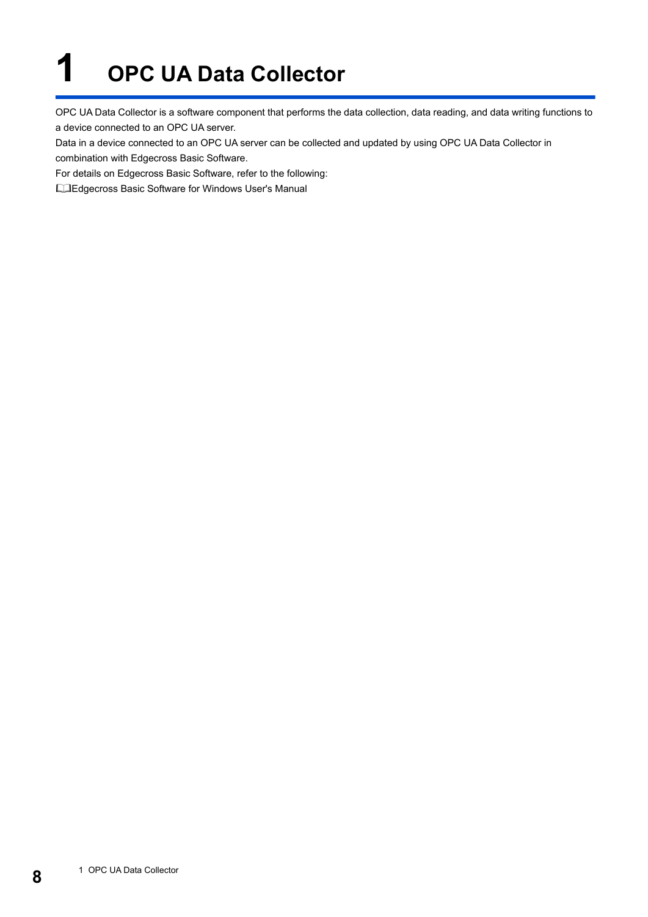# 1 OPC UA Data Collector

OPC UA Data Collector is a software component that performs the data collection, data reading, and data writing functions to a device connected to an OPC UA server.

Data in a device connected to an OPC UA server can be collected and updated by using OPC UA Data Collector in combination with Edgecross Basic Software.

For details on Edgecross Basic Software, refer to the following:

📖Edgecross Basic Software for Windows User's Manual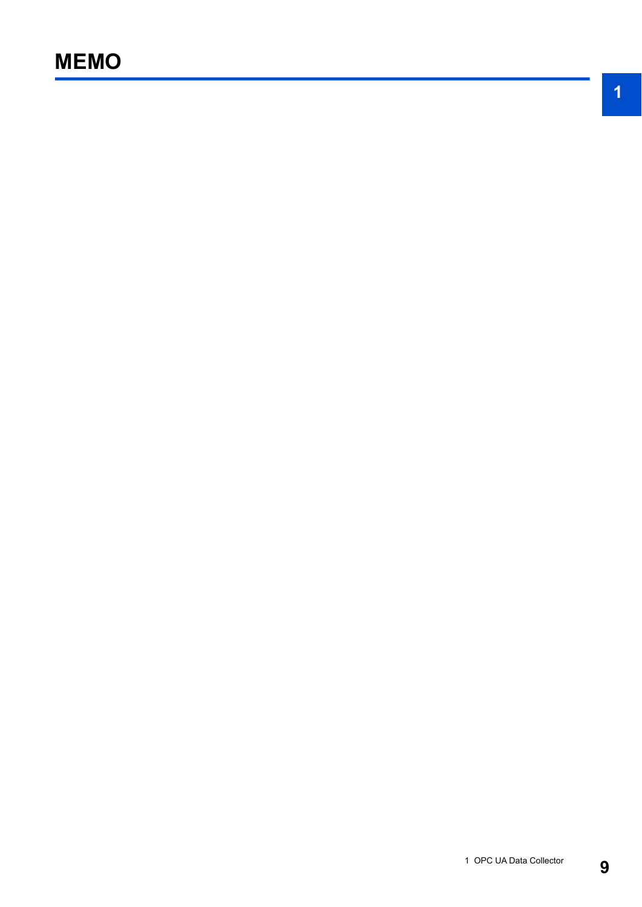# MEMO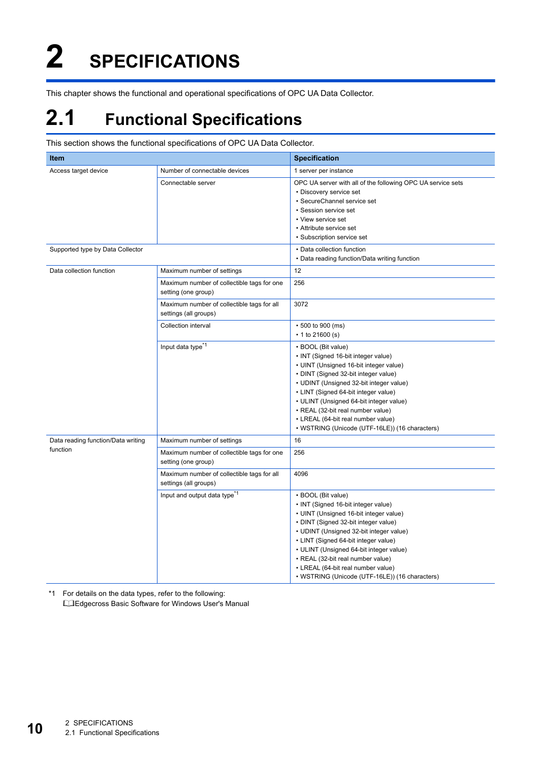# 2 SPECIFICATIONS

This chapter shows the functional and operational specifications of OPC UA Data Collector.

## 2.1 Functional Specifications

This section shows the functional specifications of OPC UA Data Collector.

| Item | | Specification |
|---|---|---|
| Access target device | Number of connectable devices | 1 server per instance |
| | Connectable server | OPC UA server with all of the following OPC UA service sets<br>• Discovery service set<br>• SecureChannel service set<br>• Session service set<br>• View service set<br>• Attribute service set<br>• Subscription service set |
| Supported type by Data Collector | | • Data collection function<br>• Data reading function/Data writing function |
| Data collection function | Maximum number of settings | 12 |
| | Maximum number of collectible tags for one setting (one group) | 256 |
| | Maximum number of collectible tags for all settings (all groups) | 3072 |
| | Collection interval | • 500 to 900 (ms)<br>• 1 to 21600 (s) |
| | Input data type*1 | • BOOL (Bit value)<br>• INT (Signed 16-bit integer value)<br>• UINT (Unsigned 16-bit integer value)<br>• DINT (Signed 32-bit integer value)<br>• UDINT (Unsigned 32-bit integer value)<br>• LINT (Signed 64-bit integer value)<br>• ULINT (Unsigned 64-bit integer value)<br>• REAL (32-bit real number value)<br>• LREAL (64-bit real number value)<br>• WSTRING (Unicode (UTF-16LE)) (16 characters) |
| Data reading function/Data writing function | Maximum number of settings | 16 |
| | Maximum number of collectible tags for one setting (one group) | 256 |
| | Maximum number of collectible tags for all settings (all groups) | 4096 |
| | Input and output data type*1 | • BOOL (Bit value)<br>• INT (Signed 16-bit integer value)<br>• UINT (Unsigned 16-bit integer value)<br>• DINT (Signed 32-bit integer value)<br>• UDINT (Unsigned 32-bit integer value)<br>• LINT (Signed 64-bit integer value)<br>• ULINT (Unsigned 64-bit integer value)<br>• REAL (32-bit real number value)<br>• LREAL (64-bit real number value)<br>• WSTRING (Unicode (UTF-16LE)) (16 characters) |

*1 For details on the data types, refer to the following:
Edgecross Basic Software for Windows User's Manual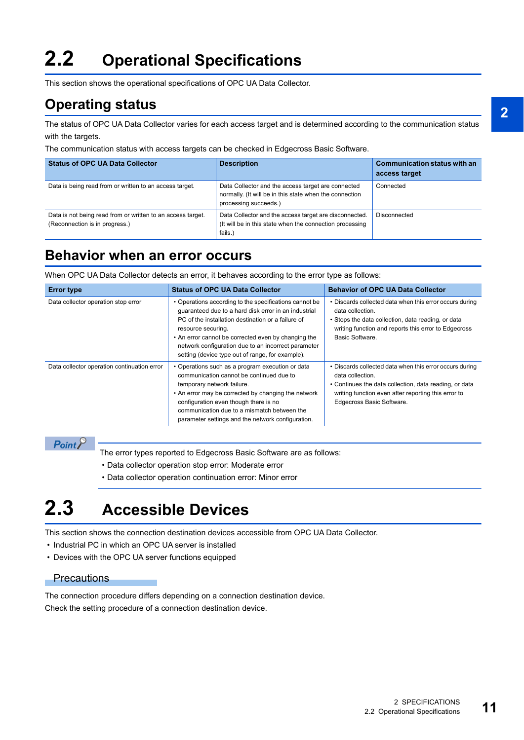# 2.2 Operational Specifications

This section shows the operational specifications of OPC UA Data Collector.

## Operating status

The status of OPC UA Data Collector varies for each access target and is determined according to the communication status with the targets.

The communication status with access targets can be checked in Edgecross Basic Software.

| Status of OPC UA Data Collector | Description | Communication status with an access target |
|---|---|---|
| Data is being read from or written to an access target. | Data Collector and the access target are connected normally. (It will be in this state when the connection processing succeeds.) | Connected |
| Data is not being read from or written to an access target. (Reconnection is in progress.) | Data Collector and the access target are disconnected. (It will be in this state when the connection processing fails.) | Disconnected |

## Behavior when an error occurs

When OPC UA Data Collector detects an error, it behaves according to the error type as follows:

| Error type | Status of OPC UA Data Collector | Behavior of OPC UA Data Collector |
|---|---|---|
| Data collector operation stop error | • Operations according to the specifications cannot be guaranteed due to a hard disk error in an industrial PC of the installation destination or a failure of resource securing.<br>• An error cannot be corrected even by changing the network configuration due to an incorrect parameter setting (device type out of range, for example). | • Discards collected data when this error occurs during data collection.<br>• Stops the data collection, data reading, or data writing function and reports this error to Edgecross Basic Software. |
| Data collector operation continuation error | • Operations such as a program execution or data communication cannot be continued due to temporary network failure.<br>• An error may be corrected by changing the network configuration even though there is no communication due to a mismatch between the parameter settings and the network configuration. | • Discards collected data when this error occurs during data collection.<br>• Continues the data collection, data reading, or data writing function even after reporting this error to Edgecross Basic Software. |

**Point**

The error types reported to Edgecross Basic Software are as follows:

- Data collector operation stop error: Moderate error
- Data collector operation continuation error: Minor error

# 2.3 Accessible Devices

This section shows the connection destination devices accessible from OPC UA Data Collector.

- Industrial PC in which an OPC UA server is installed
- Devices with the OPC UA server functions equipped

### Precautions

The connection procedure differs depending on a connection destination device.

Check the setting procedure of a connection destination device.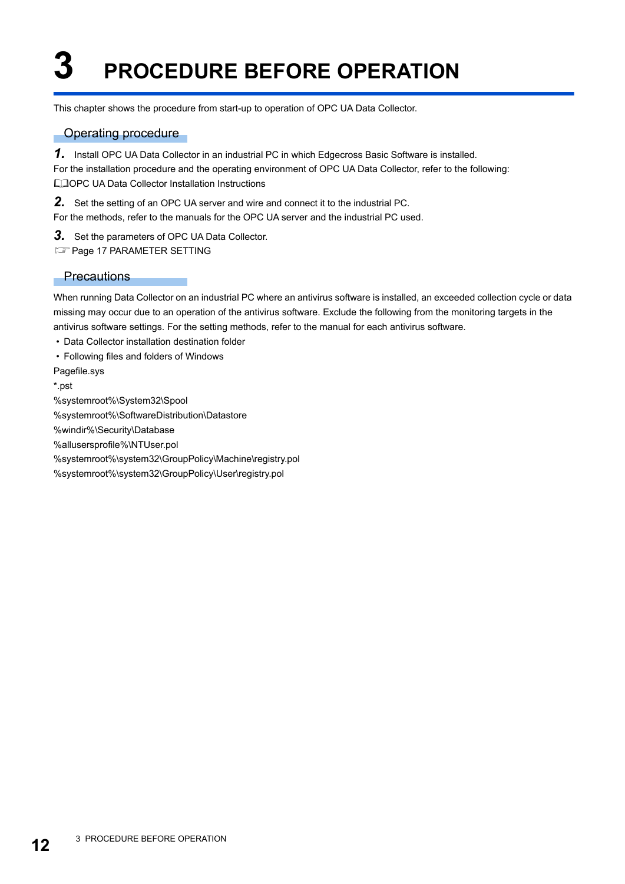# 3 PROCEDURE BEFORE OPERATION

This chapter shows the procedure from start-up to operation of OPC UA Data Collector.

## Operating procedure

***1.*** Install OPC UA Data Collector in an industrial PC in which Edgecross Basic Software is installed.
For the installation procedure and the operating environment of OPC UA Data Collector, refer to the following:
📖OPC UA Data Collector Installation Instructions

***2.*** Set the setting of an OPC UA server and wire and connect it to the industrial PC.
For the methods, refer to the manuals for the OPC UA server and the industrial PC used.

***3.*** Set the parameters of OPC UA Data Collector.
☞ Page 17 PARAMETER SETTING

## Precautions

When running Data Collector on an industrial PC where an antivirus software is installed, an exceeded collection cycle or data missing may occur due to an operation of the antivirus software. Exclude the following from the monitoring targets in the antivirus software settings. For the setting methods, refer to the manual for each antivirus software.

- Data Collector installation destination folder
- Following files and folders of Windows

Pagefile.sys

*.pst

%systemroot%\System32\Spool

%systemroot%\SoftwareDistribution\Datastore

%windir%\Security\Database

%allusersprofile%\NTUser.pol

%systemroot%\system32\GroupPolicy\Machine\registry.pol

%systemroot%\system32\GroupPolicy\User\registry.pol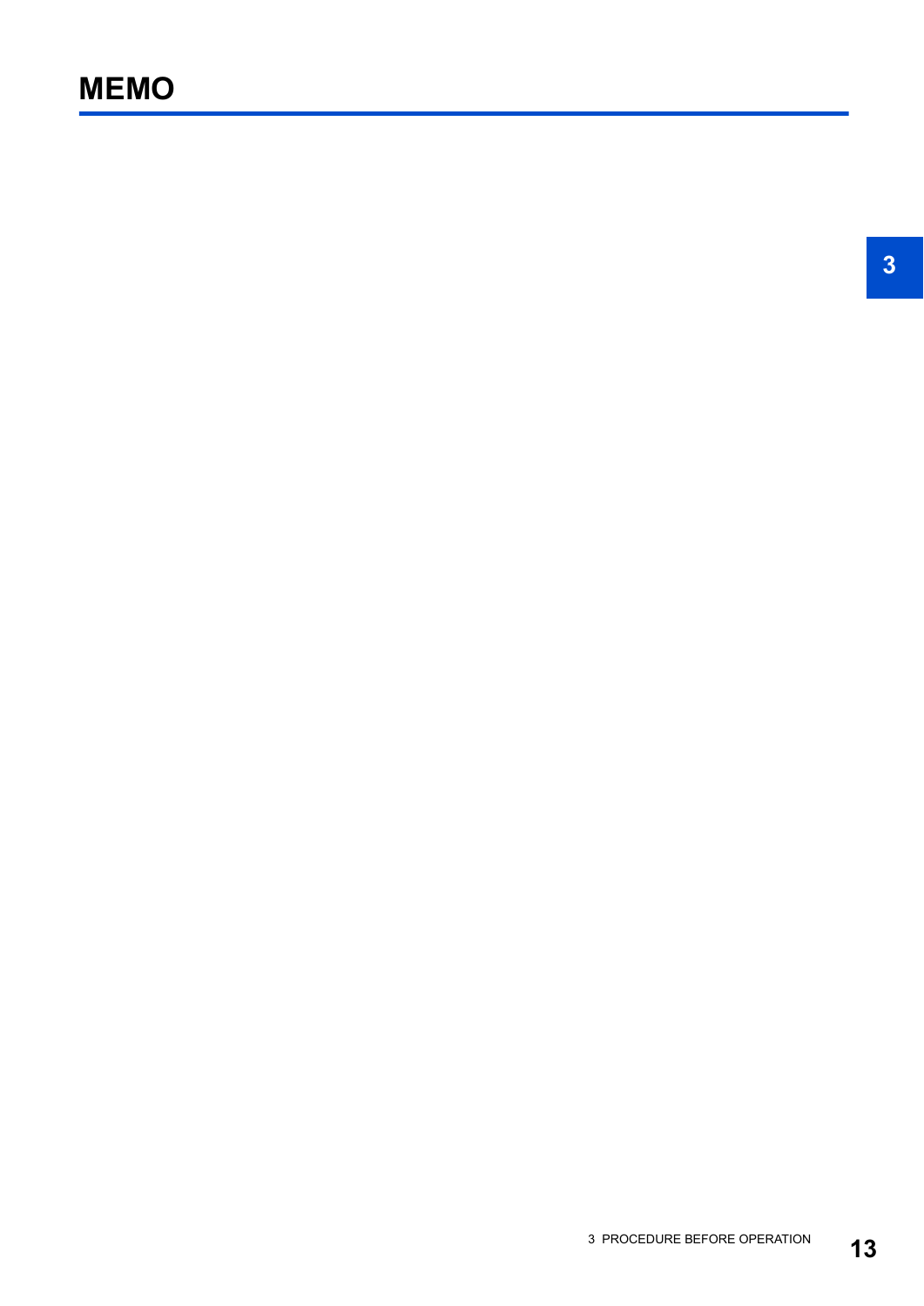# MEMO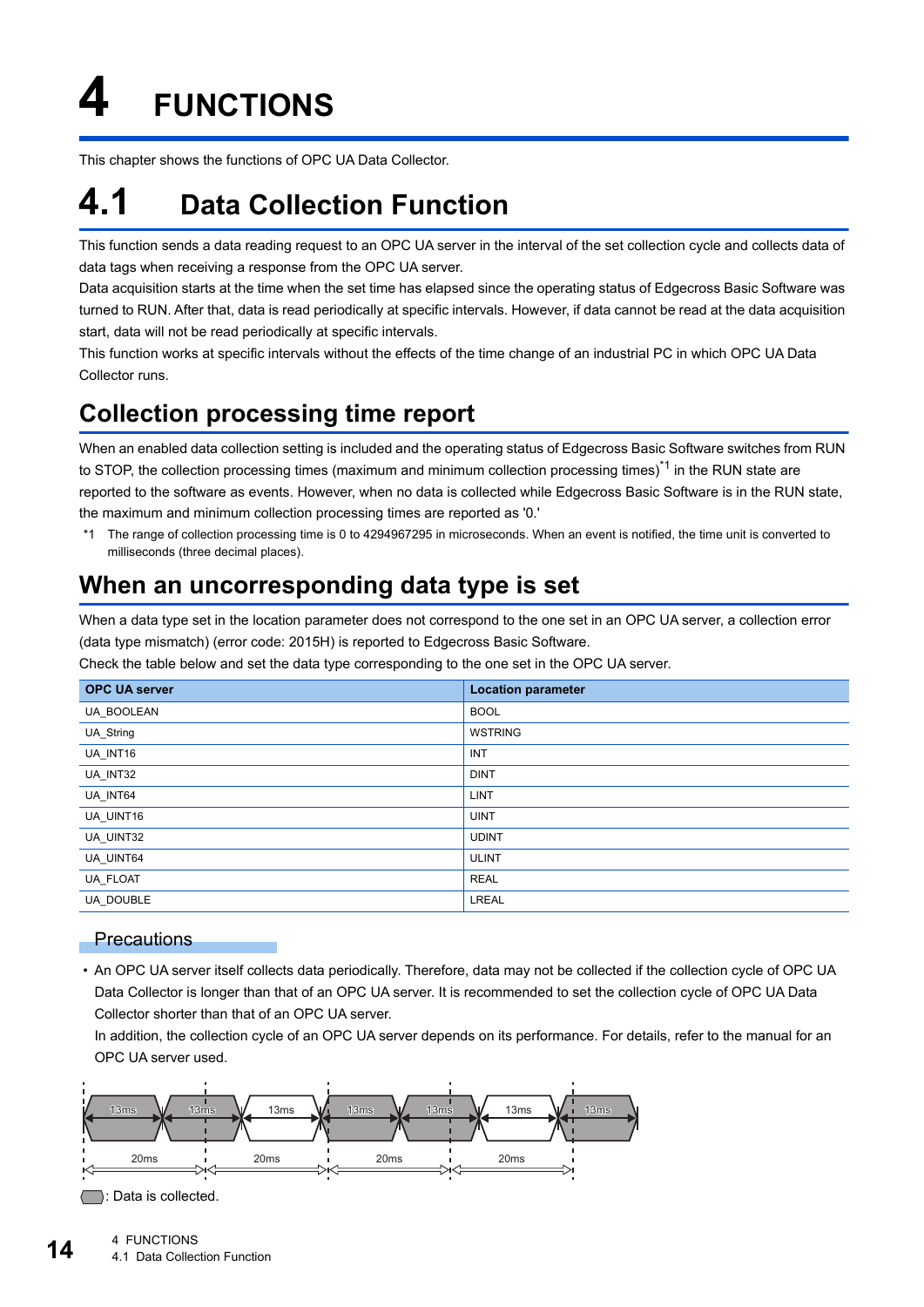# 4 FUNCTIONS

This chapter shows the functions of OPC UA Data Collector.

## 4.1 Data Collection Function

This function sends a data reading request to an OPC UA server in the interval of the set collection cycle and collects data of data tags when receiving a response from the OPC UA server.
Data acquisition starts at the time when the set time has elapsed since the operating status of Edgecross Basic Software was turned to RUN. After that, data is read periodically at specific intervals. However, if data cannot be read at the data acquisition start, data will not be read periodically at specific intervals.
This function works at specific intervals without the effects of the time change of an industrial PC in which OPC UA Data Collector runs.

### Collection processing time report

When an enabled data collection setting is included and the operating status of Edgecross Basic Software switches from RUN to STOP, the collection processing times (maximum and minimum collection processing times)[*1] in the RUN state are reported to the software as events. However, when no data is collected while Edgecross Basic Software is in the RUN state, the maximum and minimum collection processing times are reported as '0.'

*1 The range of collection processing time is 0 to 4294967295 in microseconds. When an event is notified, the time unit is converted to milliseconds (three decimal places).

### When an uncorresponding data type is set

When a data type set in the location parameter does not correspond to the one set in an OPC UA server, a collection error (data type mismatch) (error code: 2015H) is reported to Edgecross Basic Software.
Check the table below and set the data type corresponding to the one set in the OPC UA server.

| OPC UA server | Location parameter |
|---|---|
| UA_BOOLEAN | BOOL |
| UA_String | WSTRING |
| UA_INT16 | INT |
| UA_INT32 | DINT |
| UA_INT64 | LINT |
| UA_UINT16 | UINT |
| UA_UINT32 | UDINT |
| UA_UINT64 | ULINT |
| UA_FLOAT | REAL |
| UA_DOUBLE | LREAL |

#### Precautions

- An OPC UA server itself collects data periodically. Therefore, data may not be collected if the collection cycle of OPC UA Data Collector is longer than that of an OPC UA server. It is recommended to set the collection cycle of OPC UA Data Collector shorter than that of an OPC UA server.
  In addition, the collection cycle of an OPC UA server depends on its performance. For details, refer to the manual for an OPC UA server used.

13ms 13ms 13ms 13ms 13ms 13ms 13ms

20ms 20ms 20ms 20ms

: Data is collected.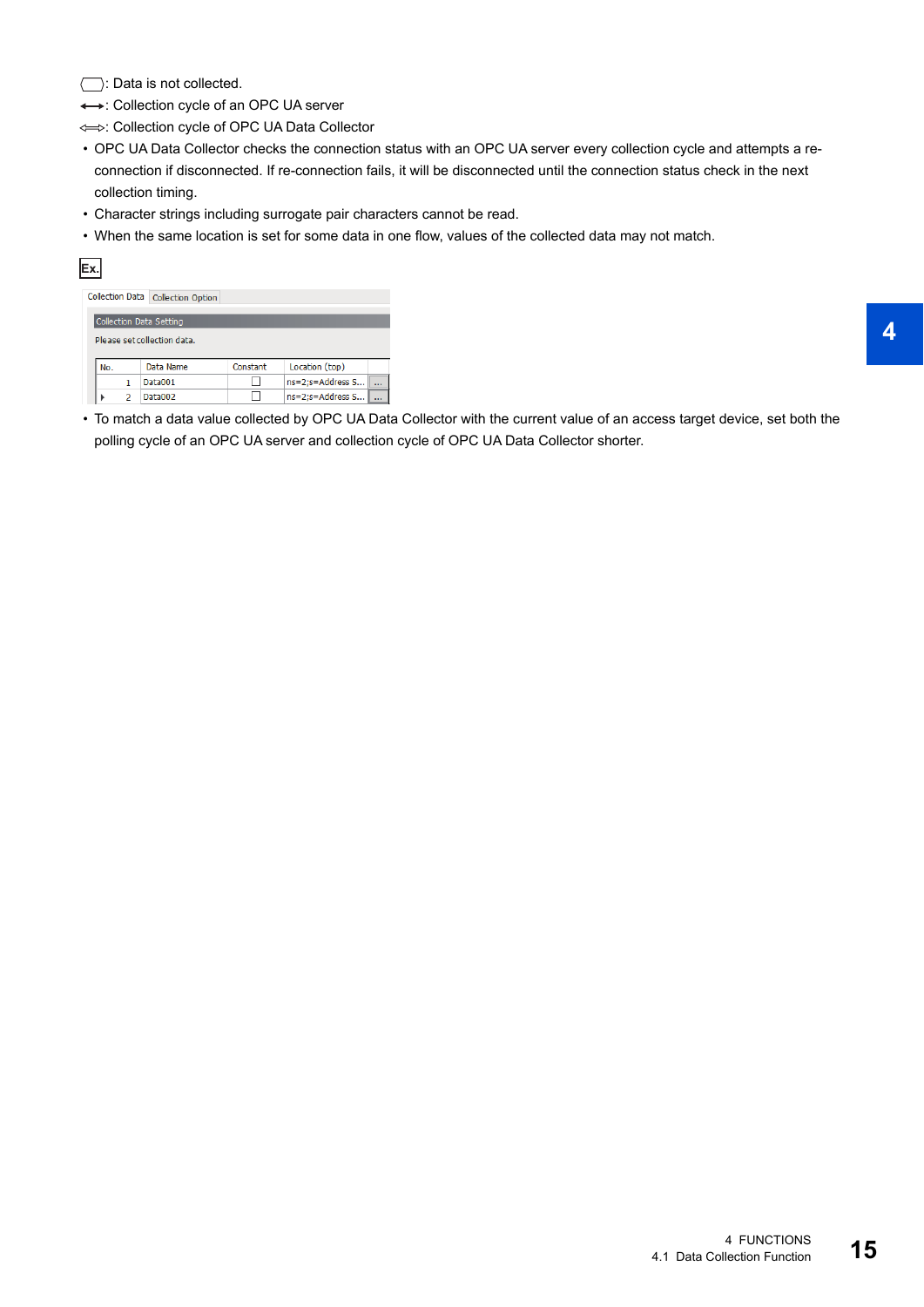⬭: Data is not collected.

⟷: Collection cycle of an OPC UA server

⇔: Collection cycle of OPC UA Data Collector

- OPC UA Data Collector checks the connection status with an OPC UA server every collection cycle and attempts a re-connection if disconnected. If re-connection fails, it will be disconnected until the connection status check in the next collection timing.
- Character strings including surrogate pair characters cannot be read.
- When the same location is set for some data in one flow, values of the collected data may not match.

Ex.

Collection Data | Collection Option

Collection Data Setting

Please set collection data.

| No. | Data Name | Constant | Location (top) |
|---|---|---|---|
| 1 | Data001 | ☐ | ns=2;s=Address S... |
| 2 | Data002 | ☐ | ns=2;s=Address S... |

- To match a data value collected by OPC UA Data Collector with the current value of an access target device, set both the polling cycle of an OPC UA server and collection cycle of OPC UA Data Collector shorter.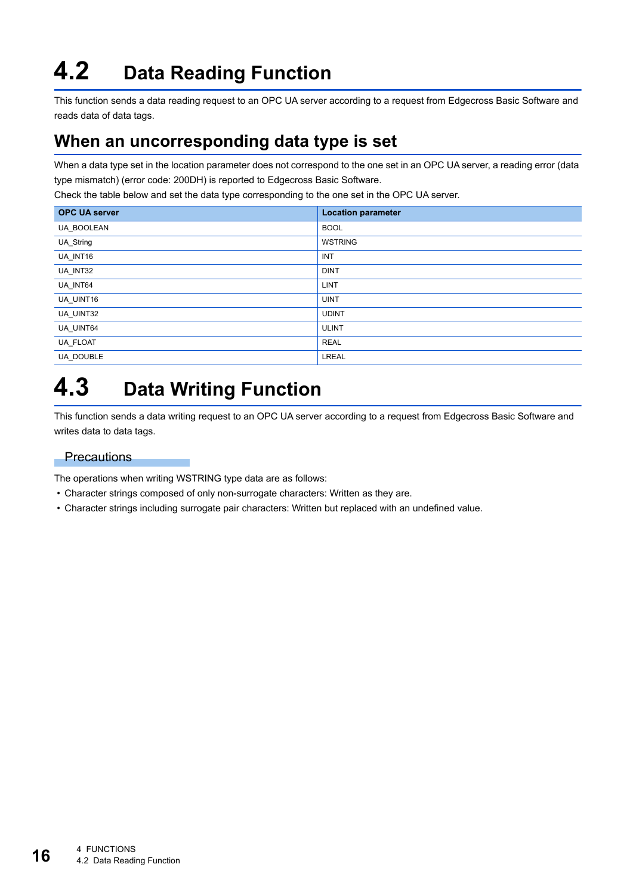# 4.2 Data Reading Function

This function sends a data reading request to an OPC UA server according to a request from Edgecross Basic Software and reads data of data tags.

## When an uncorresponding data type is set

When a data type set in the location parameter does not correspond to the one set in an OPC UA server, a reading error (data type mismatch) (error code: 200DH) is reported to Edgecross Basic Software.
Check the table below and set the data type corresponding to the one set in the OPC UA server.

| OPC UA server | Location parameter |
|---|---|
| UA_BOOLEAN | BOOL |
| UA_String | WSTRING |
| UA_INT16 | INT |
| UA_INT32 | DINT |
| UA_INT64 | LINT |
| UA_UINT16 | UINT |
| UA_UINT32 | UDINT |
| UA_UINT64 | ULINT |
| UA_FLOAT | REAL |
| UA_DOUBLE | LREAL |

# 4.3 Data Writing Function

This function sends a data writing request to an OPC UA server according to a request from Edgecross Basic Software and writes data to data tags.

### Precautions

The operations when writing WSTRING type data are as follows:

- Character strings composed of only non-surrogate characters: Written as they are.
- Character strings including surrogate pair characters: Written but replaced with an undefined value.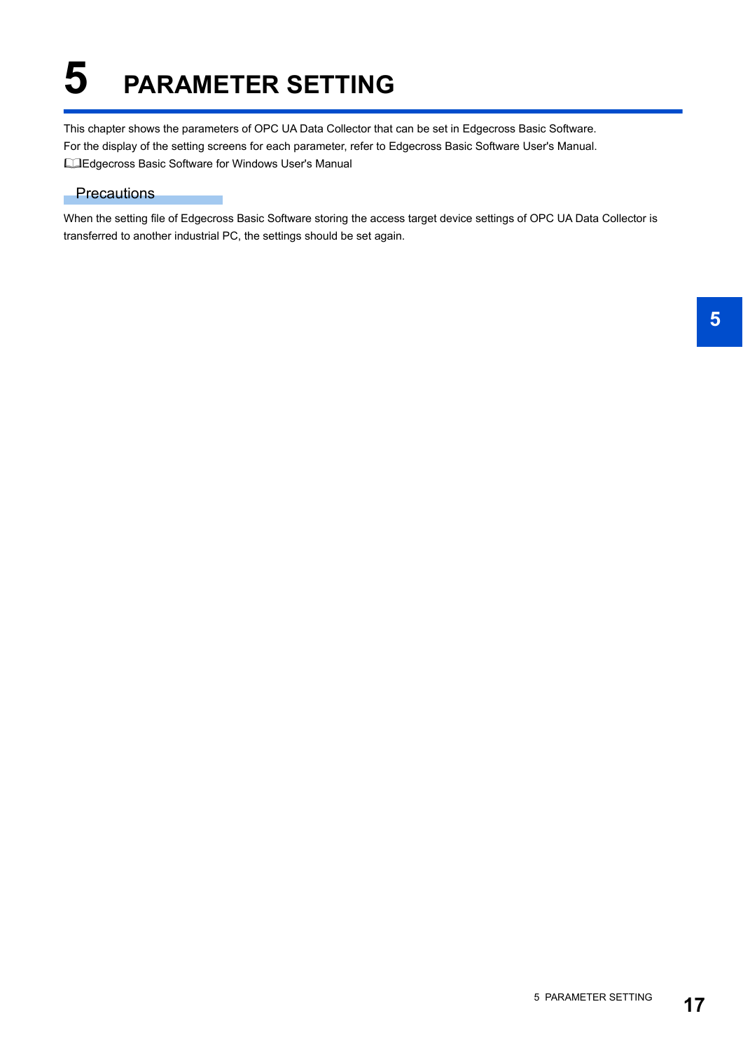# 5 PARAMETER SETTING

This chapter shows the parameters of OPC UA Data Collector that can be set in Edgecross Basic Software.
For the display of the setting screens for each parameter, refer to Edgecross Basic Software User's Manual.
📖Edgecross Basic Software for Windows User's Manual

## Precautions

When the setting file of Edgecross Basic Software storing the access target device settings of OPC UA Data Collector is transferred to another industrial PC, the settings should be set again.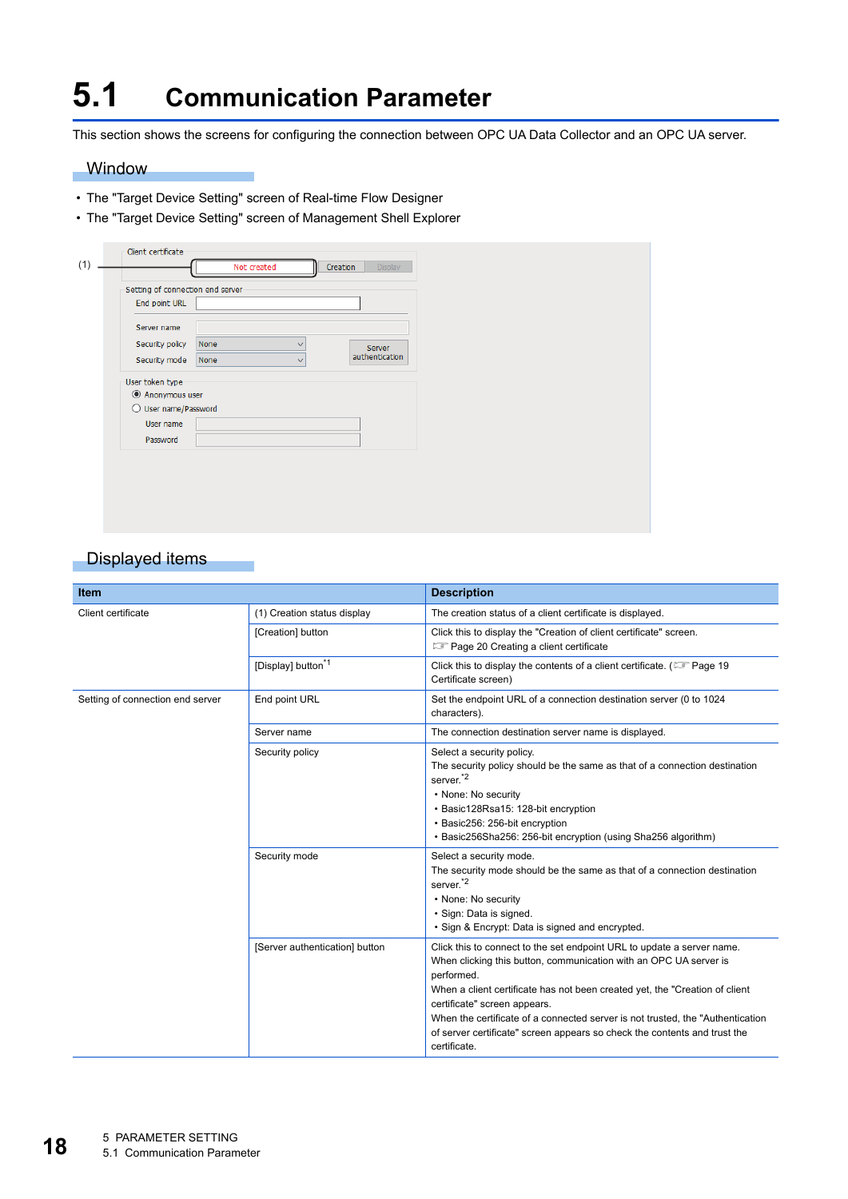# 5.1 Communication Parameter

This section shows the screens for configuring the connection between OPC UA Data Collector and an OPC UA server.

## Window

- The "Target Device Setting" screen of Real-time Flow Designer
- The "Target Device Setting" screen of Management Shell Explorer

## Displayed items

| Item | | Description |
|---|---|---|
| Client certificate | (1) Creation status display | The creation status of a client certificate is displayed. |
| | [Creation] button | Click this to display the "Creation of client certificate" screen.<br>☞ Page 20 Creating a client certificate |
| | [Display] button[*1] | Click this to display the contents of a client certificate. (☞ Page 19 Certificate screen) |
| Setting of connection end server | End point URL | Set the endpoint URL of a connection destination server (0 to 1024 characters). |
| | Server name | The connection destination server name is displayed. |
| | Security policy | Select a security policy.<br>The security policy should be the same as that of a connection destination server.[*2]<br>• None: No security<br>• Basic128Rsa15: 128-bit encryption<br>• Basic256: 256-bit encryption<br>• Basic256Sha256: 256-bit encryption (using Sha256 algorithm) |
| | Security mode | Select a security mode.<br>The security mode should be the same as that of a connection destination server.[*2]<br>• None: No security<br>• Sign: Data is signed.<br>• Sign & Encrypt: Data is signed and encrypted. |
| | [Server authentication] button | Click this to connect to the set endpoint URL to update a server name.<br>When clicking this button, communication with an OPC UA server is performed.<br>When a client certificate has not been created yet, the "Creation of client certificate" screen appears.<br>When the certificate of a connected server is not trusted, the "Authentication of server certificate" screen appears so check the contents and trust the certificate. |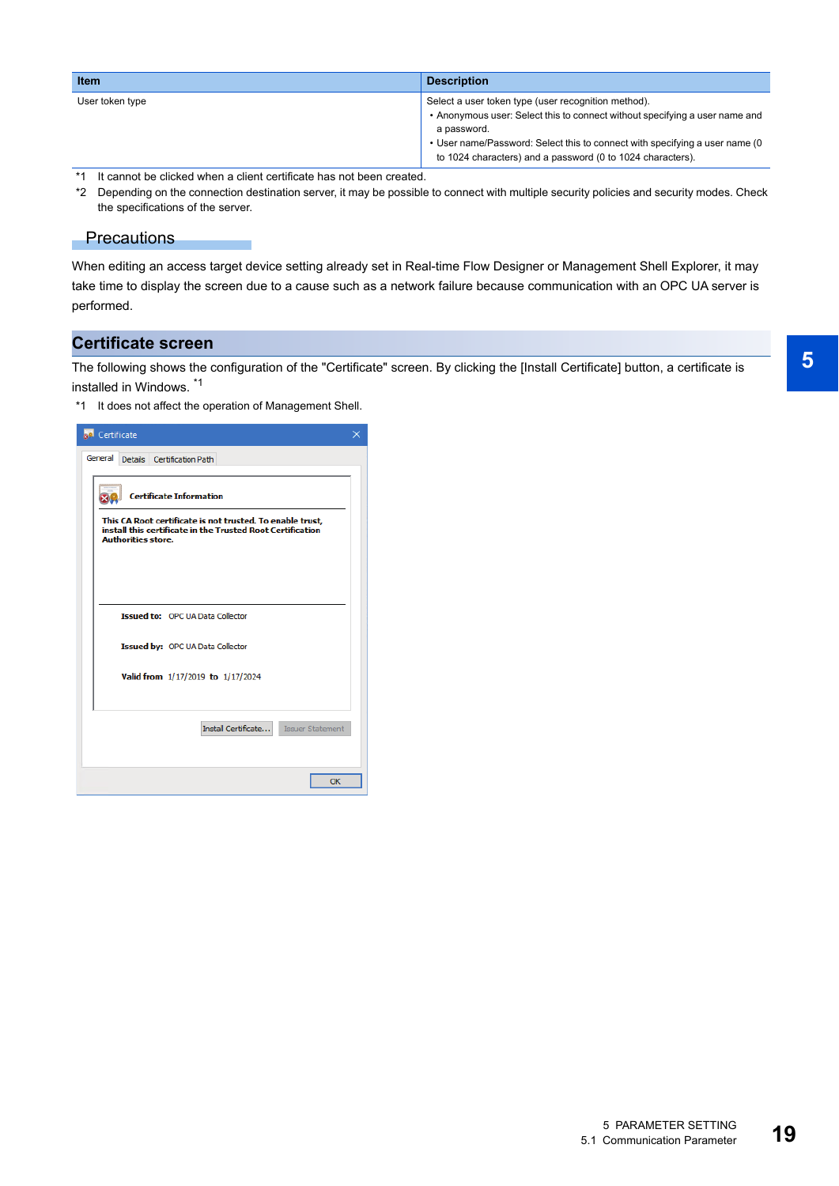| Item | Description |
| --- | --- |
| User token type | Select a user token type (user recognition method).<br>• Anonymous user: Select this to connect without specifying a user name and a password.<br>• User name/Password: Select this to connect with specifying a user name (0 to 1024 characters) and a password (0 to 1024 characters). |

*1 It cannot be clicked when a client certificate has not been created.

*2 Depending on the connection destination server, it may be possible to connect with multiple security policies and security modes. Check the specifications of the server.

### Precautions

When editing an access target device setting already set in Real-time Flow Designer or Management Shell Explorer, it may take time to display the screen due to a cause such as a network failure because communication with an OPC UA server is performed.

## Certificate screen

The following shows the configuration of the "Certificate" screen. By clicking the [Install Certificate] button, a certificate is installed in Windows. [*1]

*1 It does not affect the operation of Management Shell.

Certificate

General | Details | Certification Path

**Certificate Information**

**This CA Root certificate is not trusted. To enable trust, install this certificate in the Trusted Root Certification Authorities store.**

**Issued to:** OPC UA Data Collector

**Issued by:** OPC UA Data Collector

**Valid from** 1/17/2019 **to** 1/17/2024

Install Certificate... | Issuer Statement

OK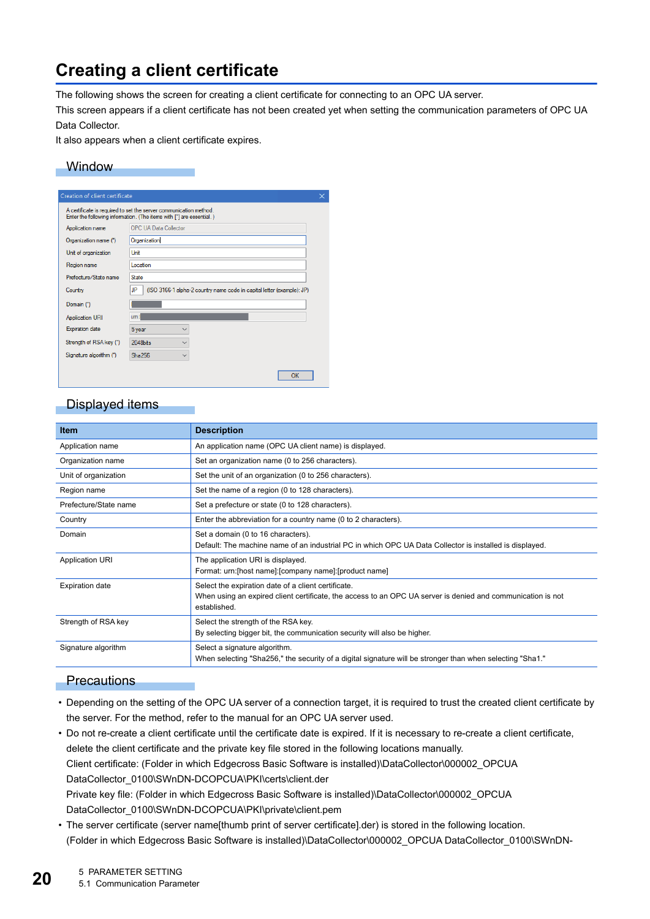# Creating a client certificate

The following shows the screen for creating a client certificate for connecting to an OPC UA server.
This screen appears if a client certificate has not been created yet when setting the communication parameters of OPC UA Data Collector.
It also appears when a client certificate expires.

## Window

## Displayed items

| Item | Description |
|---|---|
| Application name | An application name (OPC UA client name) is displayed. |
| Organization name | Set an organization name (0 to 256 characters). |
| Unit of organization | Set the unit of an organization (0 to 256 characters). |
| Region name | Set the name of a region (0 to 128 characters). |
| Prefecture/State name | Set a prefecture or state (0 to 128 characters). |
| Country | Enter the abbreviation for a country name (0 to 2 characters). |
| Domain | Set a domain (0 to 16 characters).<br>Default: The machine name of an industrial PC in which OPC UA Data Collector is installed is displayed. |
| Application URI | The application URI is displayed.<br>Format: urn:[host name]:[company name]:[product name] |
| Expiration date | Select the expiration date of a client certificate.<br>When using an expired client certificate, the access to an OPC UA server is denied and communication is not established. |
| Strength of RSA key | Select the strength of the RSA key.<br>By selecting bigger bit, the communication security will also be higher. |
| Signature algorithm | Select a signature algorithm.<br>When selecting "Sha256," the security of a digital signature will be stronger than when selecting "Sha1." |

## Precautions

- Depending on the setting of the OPC UA server of a connection target, it is required to trust the created client certificate by the server. For the method, refer to the manual for an OPC UA server used.
- Do not re-create a client certificate until the certificate date is expired. If it is necessary to re-create a client certificate, delete the client certificate and the private key file stored in the following locations manually.
  Client certificate: (Folder in which Edgecross Basic Software is installed)\DataCollector\000002_OPCUA DataCollector_0100\SWnDN-DCOPCUA\PKI\certs\client.der
  Private key file: (Folder in which Edgecross Basic Software is installed)\DataCollector\000002_OPCUA DataCollector_0100\SWnDN-DCOPCUA\PKI\private\client.pem
- The server certificate (server name[thumb print of server certificate].der) is stored in the following location.
  (Folder in which Edgecross Basic Software is installed)\DataCollector\000002_OPCUA DataCollector_0100\SWnDN-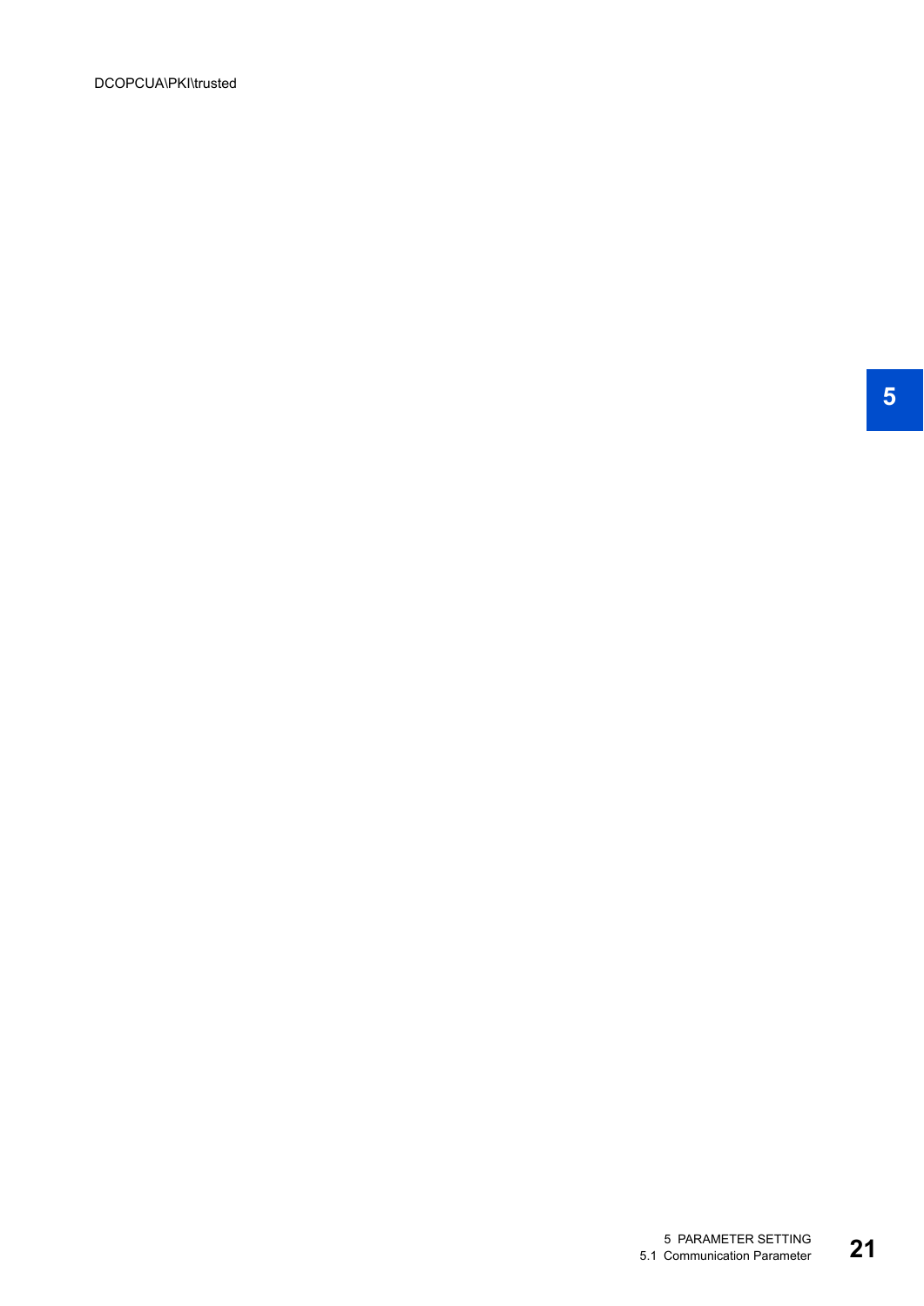DCOPCUA\PKI\trusted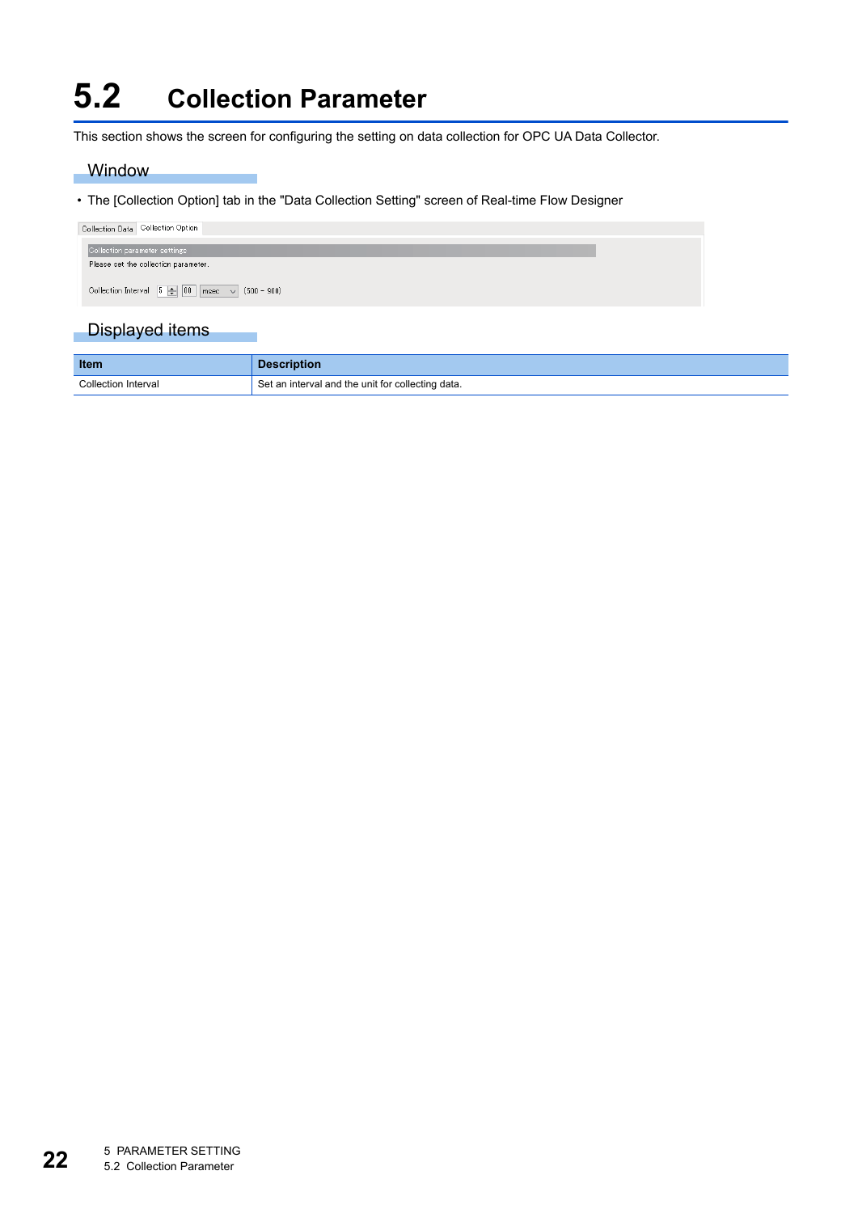# 5.2 Collection Parameter

This section shows the screen for configuring the setting on data collection for OPC UA Data Collector.

## Window

- The [Collection Option] tab in the "Data Collection Setting" screen of Real-time Flow Designer

## Displayed items

| Item | Description |
|---|---|
| Collection Interval | Set an interval and the unit for collecting data. |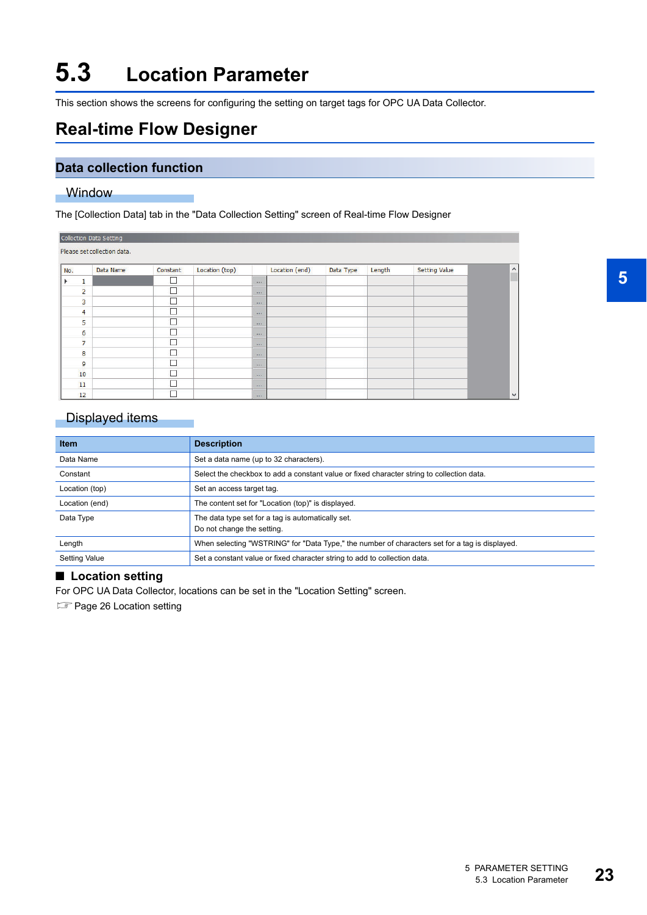# 5.3 Location Parameter

This section shows the screens for configuring the setting on target tags for OPC UA Data Collector.

## Real-time Flow Designer

### Data collection function

#### Window

The [Collection Data] tab in the "Data Collection Setting" screen of Real-time Flow Designer

#### Displayed items

| Item | Description |
|---|---|
| Data Name | Set a data name (up to 32 characters). |
| Constant | Select the checkbox to add a constant value or fixed character string to collection data. |
| Location (top) | Set an access target tag. |
| Location (end) | The content set for "Location (top)" is displayed. |
| Data Type | The data type set for a tag is automatically set.<br>Do not change the setting. |
| Length | When selecting "WSTRING" for "Data Type," the number of characters set for a tag is displayed. |
| Setting Value | Set a constant value or fixed character string to add to collection data. |

**■ Location setting**

For OPC UA Data Collector, locations can be set in the "Location Setting" screen.

☞ Page 26 Location setting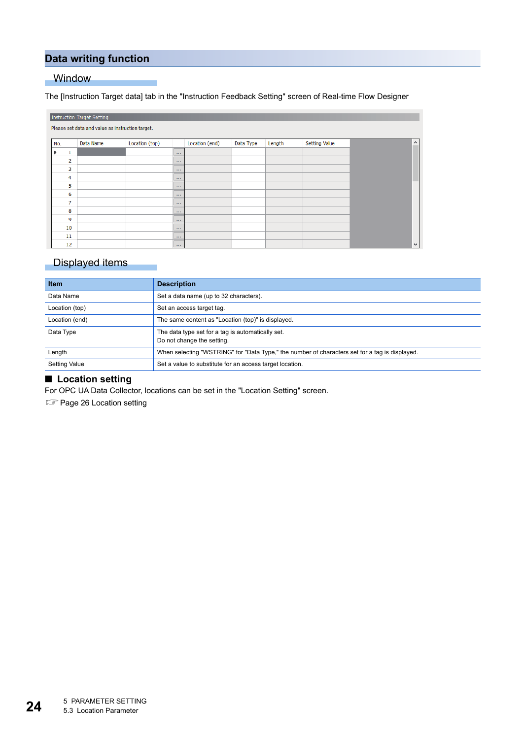## Data writing function

### Window

The [Instruction Target data] tab in the "Instruction Feedback Setting" screen of Real-time Flow Designer

### Displayed items

| Item | Description |
|---|---|
| Data Name | Set a data name (up to 32 characters). |
| Location (top) | Set an access target tag. |
| Location (end) | The same content as "Location (top)" is displayed. |
| Data Type | The data type set for a tag is automatically set.<br>Do not change the setting. |
| Length | When selecting "WSTRING" for "Data Type," the number of characters set for a tag is displayed. |
| Setting Value | Set a value to substitute for an access target location. |

#### ■ Location setting

For OPC UA Data Collector, locations can be set in the "Location Setting" screen.

☞ Page 26 Location setting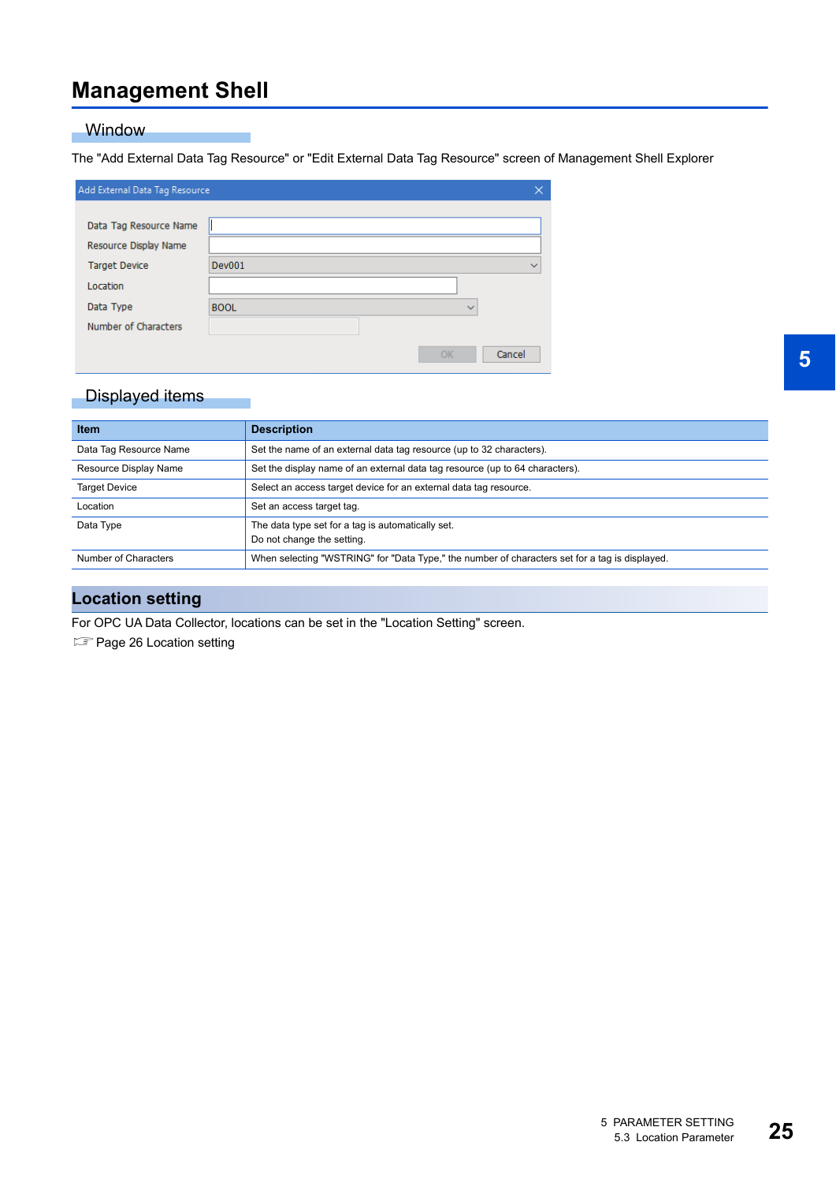# Management Shell

## Window

The "Add External Data Tag Resource" or "Edit External Data Tag Resource" screen of Management Shell Explorer

## Displayed items

| Item | Description |
|---|---|
| Data Tag Resource Name | Set the name of an external data tag resource (up to 32 characters). |
| Resource Display Name | Set the display name of an external data tag resource (up to 64 characters). |
| Target Device | Select an access target device for an external data tag resource. |
| Location | Set an access target tag. |
| Data Type | The data type set for a tag is automatically set.<br>Do not change the setting. |
| Number of Characters | When selecting "WSTRING" for "Data Type," the number of characters set for a tag is displayed. |

# Location setting

For OPC UA Data Collector, locations can be set in the "Location Setting" screen.

☞ Page 26 Location setting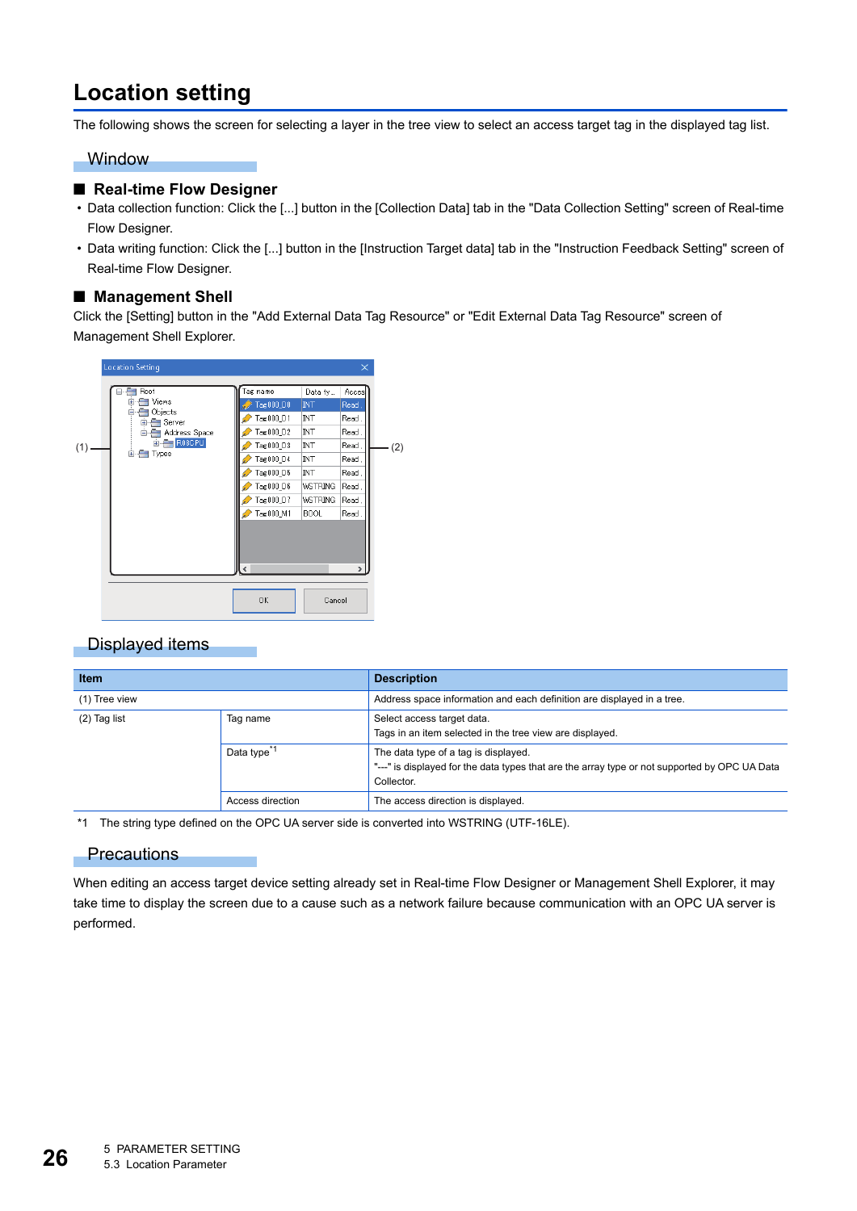# Location setting

The following shows the screen for selecting a layer in the tree view to select an access target tag in the displayed tag list.

## Window

### ■ Real-time Flow Designer

- Data collection function: Click the [...] button in the [Collection Data] tab in the "Data Collection Setting" screen of Real-time Flow Designer.
- Data writing function: Click the [...] button in the [Instruction Target data] tab in the "Instruction Feedback Setting" screen of Real-time Flow Designer.

### ■ Management Shell

Click the [Setting] button in the "Add External Data Tag Resource" or "Edit External Data Tag Resource" screen of Management Shell Explorer.

## Displayed items

| Item | | Description |
|---|---|---|
| (1) Tree view | | Address space information and each definition are displayed in a tree. |
| (2) Tag list | Tag name | Select access target data.<br>Tags in an item selected in the tree view are displayed. |
| | Data type[*1] | The data type of a tag is displayed.<br>"---" is displayed for the data types that are the array type or not supported by OPC UA Data Collector. |
| | Access direction | The access direction is displayed. |

*1 The string type defined on the OPC UA server side is converted into WSTRING (UTF-16LE).

## Precautions

When editing an access target device setting already set in Real-time Flow Designer or Management Shell Explorer, it may take time to display the screen due to a cause such as a network failure because communication with an OPC UA server is performed.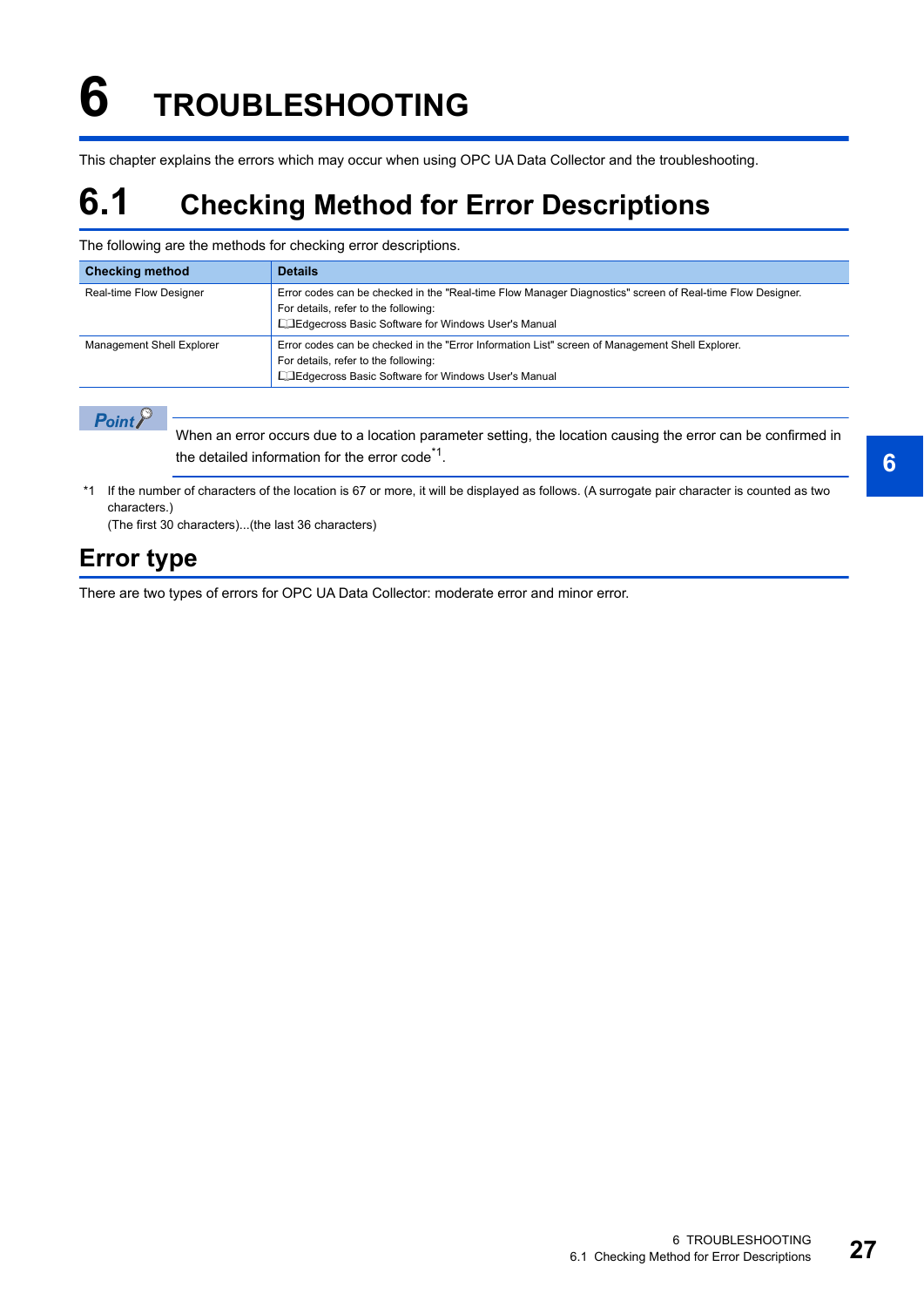# 6 TROUBLESHOOTING

This chapter explains the errors which may occur when using OPC UA Data Collector and the troubleshooting.

## 6.1 Checking Method for Error Descriptions

The following are the methods for checking error descriptions.

| Checking method | Details |
|---|---|
| Real-time Flow Designer | Error codes can be checked in the "Real-time Flow Manager Diagnostics" screen of Real-time Flow Designer.<br>For details, refer to the following:<br>Edgecross Basic Software for Windows User's Manual |
| Management Shell Explorer | Error codes can be checked in the "Error Information List" screen of Management Shell Explorer.<br>For details, refer to the following:<br>Edgecross Basic Software for Windows User's Manual |

**Point**

When an error occurs due to a location parameter setting, the location causing the error can be confirmed in the detailed information for the error code*1.

*1 If the number of characters of the location is 67 or more, it will be displayed as follows. (A surrogate pair character is counted as two characters.)
(The first 30 characters)...(the last 36 characters)

### Error type

There are two types of errors for OPC UA Data Collector: moderate error and minor error.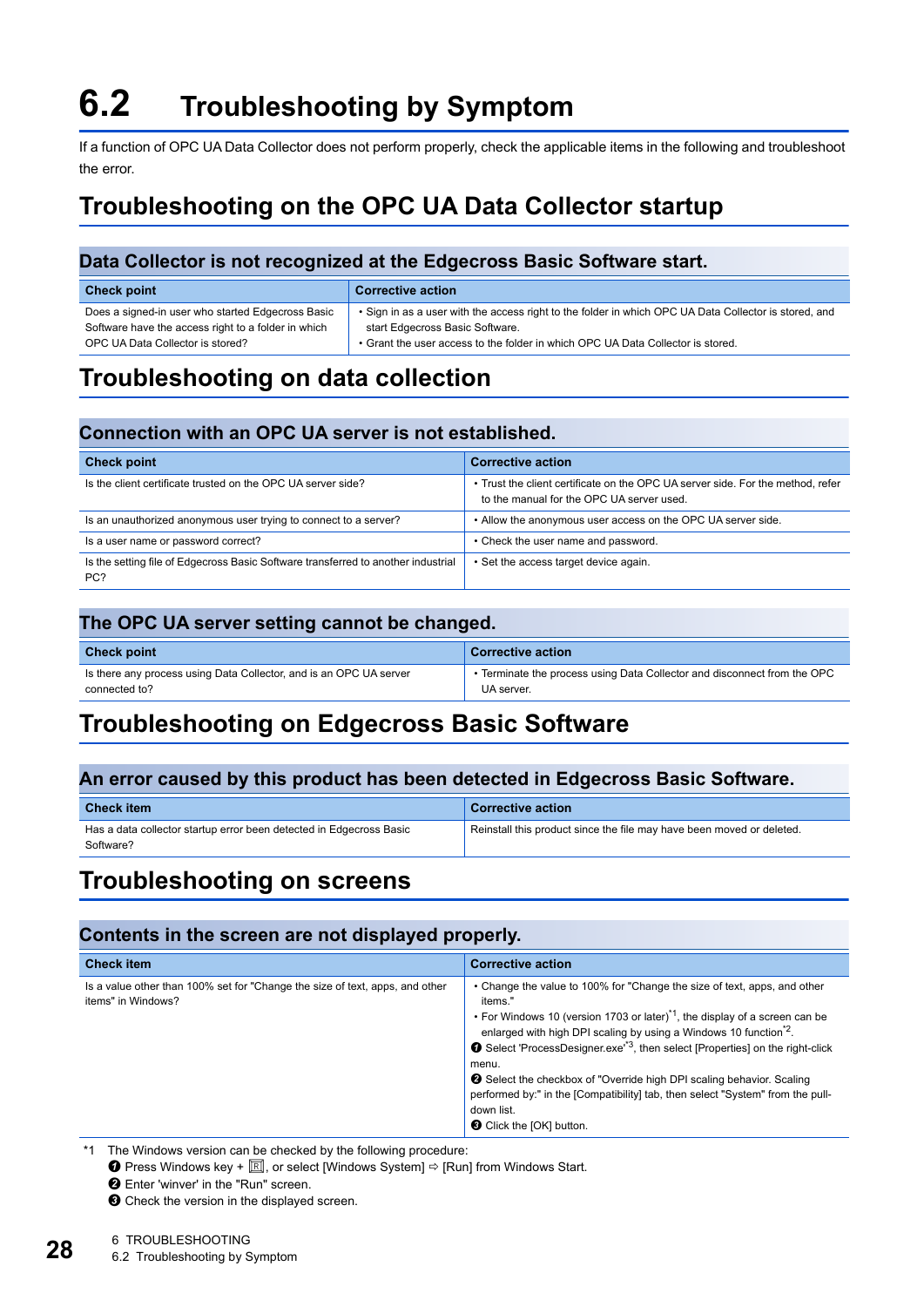# 6.2 Troubleshooting by Symptom

If a function of OPC UA Data Collector does not perform properly, check the applicable items in the following and troubleshoot the error.

## Troubleshooting on the OPC UA Data Collector startup

### Data Collector is not recognized at the Edgecross Basic Software start.

| Check point | Corrective action |
|---|---|
| Does a signed-in user who started Edgecross Basic Software have the access right to a folder in which OPC UA Data Collector is stored? | • Sign in as a user with the access right to the folder in which OPC UA Data Collector is stored, and start Edgecross Basic Software.<br>• Grant the user access to the folder in which OPC UA Data Collector is stored. |

## Troubleshooting on data collection

### Connection with an OPC UA server is not established.

| Check point | Corrective action |
|---|---|
| Is the client certificate trusted on the OPC UA server side? | • Trust the client certificate on the OPC UA server side. For the method, refer to the manual for the OPC UA server used. |
| Is an unauthorized anonymous user trying to connect to a server? | • Allow the anonymous user access on the OPC UA server side. |
| Is a user name or password correct? | • Check the user name and password. |
| Is the setting file of Edgecross Basic Software transferred to another industrial PC? | • Set the access target device again. |

### The OPC UA server setting cannot be changed.

| Check point | Corrective action |
|---|---|
| Is there any process using Data Collector, and is an OPC UA server connected to? | • Terminate the process using Data Collector and disconnect from the OPC UA server. |

## Troubleshooting on Edgecross Basic Software

### An error caused by this product has been detected in Edgecross Basic Software.

| Check item | Corrective action |
|---|---|
| Has a data collector startup error been detected in Edgecross Basic Software? | Reinstall this product since the file may have been moved or deleted. |

## Troubleshooting on screens

### Contents in the screen are not displayed properly.

| Check item | Corrective action |
|---|---|
| Is a value other than 100% set for "Change the size of text, apps, and other items" in Windows? | • Change the value to 100% for "Change the size of text, apps, and other items."<br>• For Windows 10 (version 1703 or later)[*1], the display of a screen can be enlarged with high DPI scaling by using a Windows 10 function[*2].<br>❶ Select 'ProcessDesigner.exe'[*3], then select [Properties] on the right-click menu.<br>❷ Select the checkbox of "Override high DPI scaling behavior. Scaling performed by:" in the [Compatibility] tab, then select "System" from the pull-down list.<br>❸ Click the [OK] button. |

*1 The Windows version can be checked by the following procedure:
❶ Press Windows key + [R], or select [Windows System] ⇨ [Run] from Windows Start.
❷ Enter 'winver' in the "Run" screen.
❸ Check the version in the displayed screen.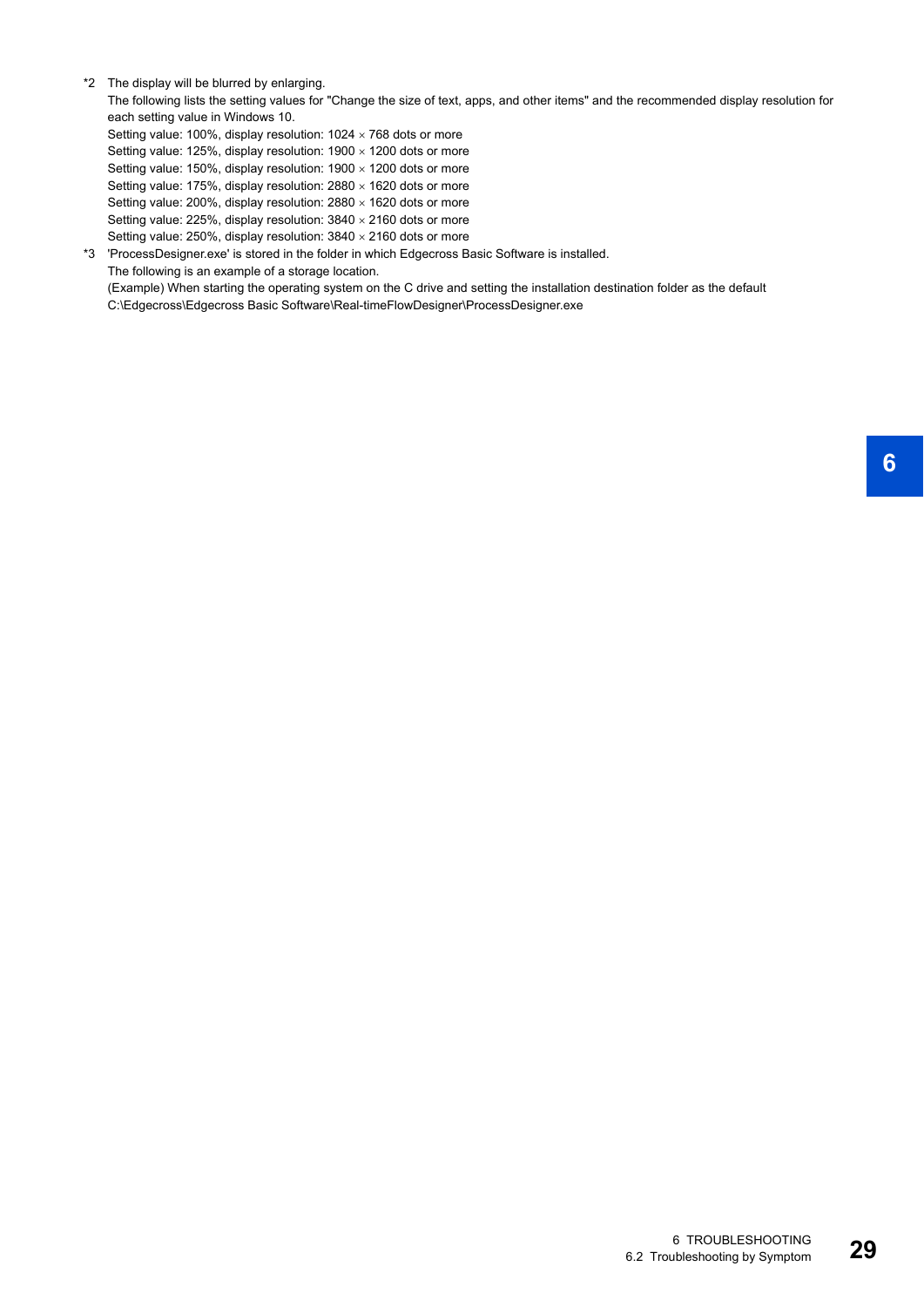*2 The display will be blurred by enlarging.

The following lists the setting values for "Change the size of text, apps, and other items" and the recommended display resolution for each setting value in Windows 10.

Setting value: 100%, display resolution: 1024 × 768 dots or more
Setting value: 125%, display resolution: 1900 × 1200 dots or more
Setting value: 150%, display resolution: 1900 × 1200 dots or more
Setting value: 175%, display resolution: 2880 × 1620 dots or more
Setting value: 200%, display resolution: 2880 × 1620 dots or more
Setting value: 225%, display resolution: 3840 × 2160 dots or more
Setting value: 250%, display resolution: 3840 × 2160 dots or more

*3 'ProcessDesigner.exe' is stored in the folder in which Edgecross Basic Software is installed.

The following is an example of a storage location.

(Example) When starting the operating system on the C drive and setting the installation destination folder as the default
C:\Edgecross\Edgecross Basic Software\Real-timeFlowDesigner\ProcessDesigner.exe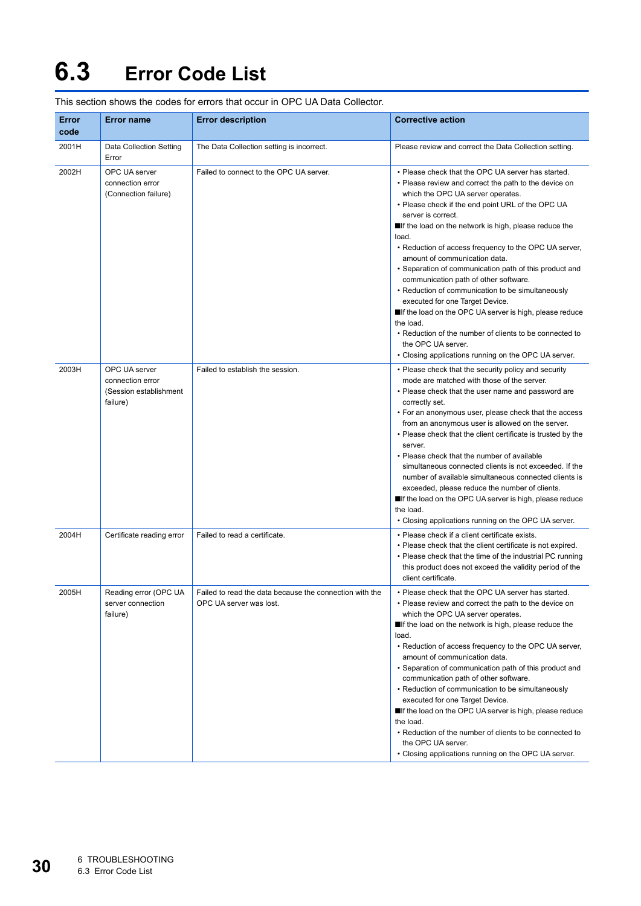# 6.3 Error Code List

This section shows the codes for errors that occur in OPC UA Data Collector.

| Error code | Error name | Error description | Corrective action |
|---|---|---|---|
| 2001H | Data Collection Setting Error | The Data Collection setting is incorrect. | Please review and correct the Data Collection setting. |
| 2002H | OPC UA server connection error (Connection failure) | Failed to connect to the OPC UA server. | • Please check that the OPC UA server has started.<br>• Please review and correct the path to the device on which the OPC UA server operates.<br>• Please check if the end point URL of the OPC UA server is correct.<br>■If the load on the network is high, please reduce the load.<br>• Reduction of access frequency to the OPC UA server, amount of communication data.<br>• Separation of communication path of this product and communication path of other software.<br>• Reduction of communication to be simultaneously executed for one Target Device.<br>■If the load on the OPC UA server is high, please reduce the load.<br>• Reduction of the number of clients to be connected to the OPC UA server.<br>• Closing applications running on the OPC UA server. |
| 2003H | OPC UA server connection error (Session establishment failure) | Failed to establish the session. | • Please check that the security policy and security mode are matched with those of the server.<br>• Please check that the user name and password are correctly set.<br>• For an anonymous user, please check that the access from an anonymous user is allowed on the server.<br>• Please check that the client certificate is trusted by the server.<br>• Please check that the number of available simultaneous connected clients is not exceeded. If the number of available simultaneous connected clients is exceeded, please reduce the number of clients.<br>■If the load on the OPC UA server is high, please reduce the load.<br>• Closing applications running on the OPC UA server. |
| 2004H | Certificate reading error | Failed to read a certificate. | • Please check if a client certificate exists.<br>• Please check that the client certificate is not expired.<br>• Please check that the time of the industrial PC running this product does not exceed the validity period of the client certificate. |
| 2005H | Reading error (OPC UA server connection failure) | Failed to read the data because the connection with the OPC UA server was lost. | • Please check that the OPC UA server has started.<br>• Please review and correct the path to the device on which the OPC UA server operates.<br>■If the load on the network is high, please reduce the load.<br>• Reduction of access frequency to the OPC UA server, amount of communication data.<br>• Separation of communication path of this product and communication path of other software.<br>• Reduction of communication to be simultaneously executed for one Target Device.<br>■If the load on the OPC UA server is high, please reduce the load.<br>• Reduction of the number of clients to be connected to the OPC UA server.<br>• Closing applications running on the OPC UA server. |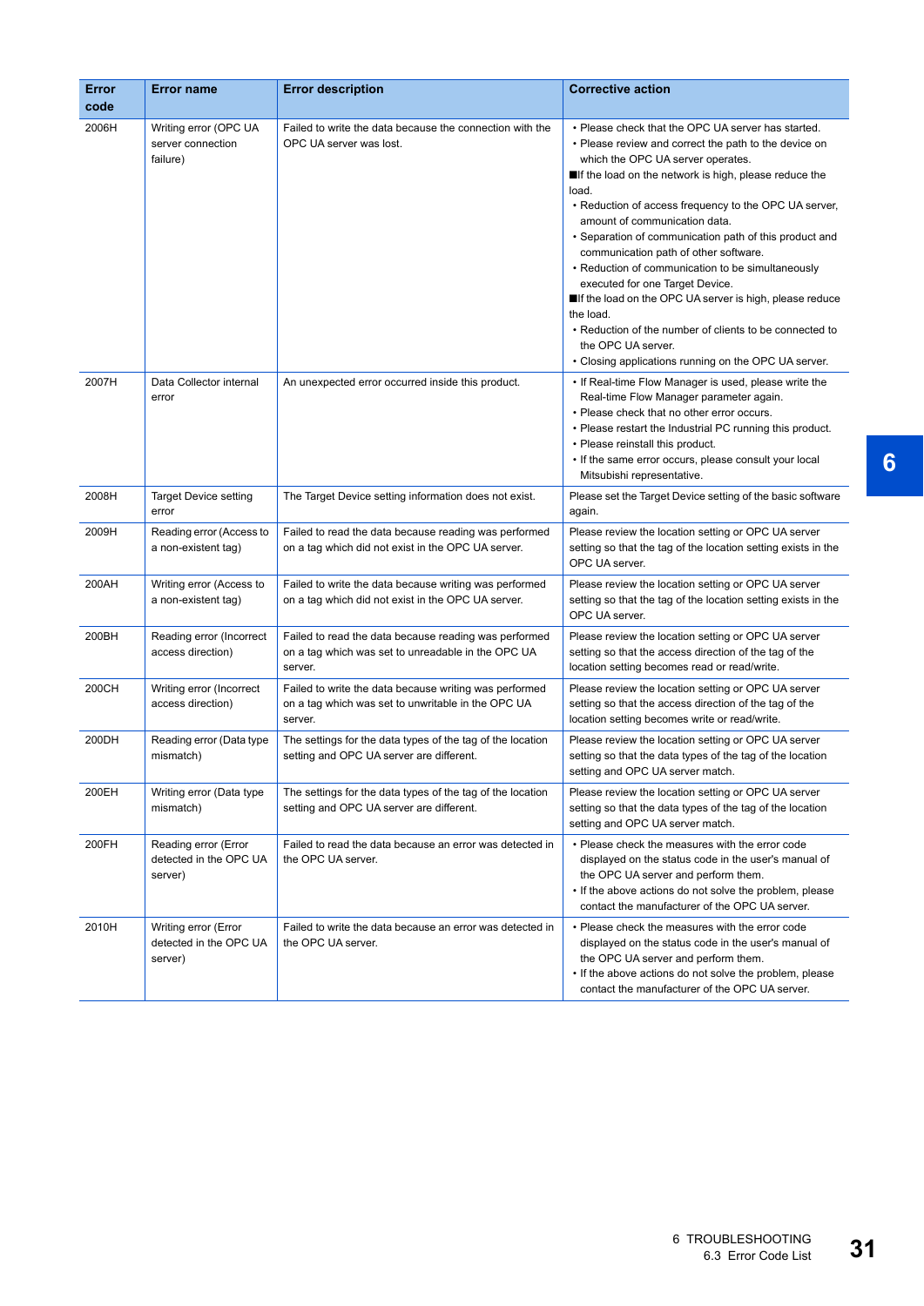| Error code | Error name | Error description | Corrective action |
|---|---|---|---|
| 2006H | Writing error (OPC UA server connection failure) | Failed to write the data because the connection with the OPC UA server was lost. | • Please check that the OPC UA server has started.<br>• Please review and correct the path to the device on which the OPC UA server operates.<br>■If the load on the network is high, please reduce the load.<br>• Reduction of access frequency to the OPC UA server, amount of communication data.<br>• Separation of communication path of this product and communication path of other software.<br>• Reduction of communication to be simultaneously executed for one Target Device.<br>■If the load on the OPC UA server is high, please reduce the load.<br>• Reduction of the number of clients to be connected to the OPC UA server.<br>• Closing applications running on the OPC UA server. |
| 2007H | Data Collector internal error | An unexpected error occurred inside this product. | • If Real-time Flow Manager is used, please write the Real-time Flow Manager parameter again.<br>• Please check that no other error occurs.<br>• Please restart the Industrial PC running this product.<br>• Please reinstall this product.<br>• If the same error occurs, please consult your local Mitsubishi representative. |
| 2008H | Target Device setting error | The Target Device setting information does not exist. | Please set the Target Device setting of the basic software again. |
| 2009H | Reading error (Access to a non-existent tag) | Failed to read the data because reading was performed on a tag which did not exist in the OPC UA server. | Please review the location setting or OPC UA server setting so that the tag of the location setting exists in the OPC UA server. |
| 200AH | Writing error (Access to a non-existent tag) | Failed to write the data because writing was performed on a tag which did not exist in the OPC UA server. | Please review the location setting or OPC UA server setting so that the tag of the location setting exists in the OPC UA server. |
| 200BH | Reading error (Incorrect access direction) | Failed to read the data because reading was performed on a tag which was set to unreadable in the OPC UA server. | Please review the location setting or OPC UA server setting so that the access direction of the tag of the location setting becomes read or read/write. |
| 200CH | Writing error (Incorrect access direction) | Failed to write the data because writing was performed on a tag which was set to unwritable in the OPC UA server. | Please review the location setting or OPC UA server setting so that the access direction of the tag of the location setting becomes write or read/write. |
| 200DH | Reading error (Data type mismatch) | The settings for the data types of the tag of the location setting and OPC UA server are different. | Please review the location setting or OPC UA server setting so that the data types of the tag of the location setting and OPC UA server match. |
| 200EH | Writing error (Data type mismatch) | The settings for the data types of the tag of the location setting and OPC UA server are different. | Please review the location setting or OPC UA server setting so that the data types of the tag of the location setting and OPC UA server match. |
| 200FH | Reading error (Error detected in the OPC UA server) | Failed to read the data because an error was detected in the OPC UA server. | • Please check the measures with the error code displayed on the status code in the user's manual of the OPC UA server and perform them.<br>• If the above actions do not solve the problem, please contact the manufacturer of the OPC UA server. |
| 2010H | Writing error (Error detected in the OPC UA server) | Failed to write the data because an error was detected in the OPC UA server. | • Please check the measures with the error code displayed on the status code in the user's manual of the OPC UA server and perform them.<br>• If the above actions do not solve the problem, please contact the manufacturer of the OPC UA server. |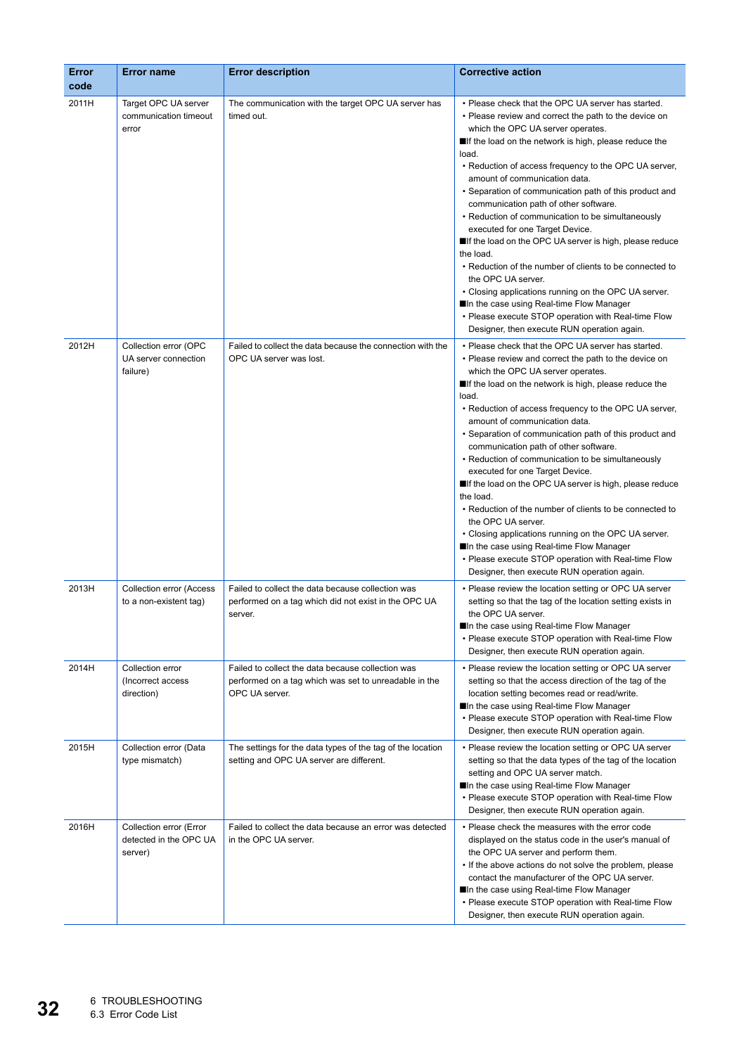| Error code | Error name | Error description | Corrective action |
|---|---|---|---|
| 2011H | Target OPC UA server communication timeout error | The communication with the target OPC UA server has timed out. | • Please check that the OPC UA server has started.<br>• Please review and correct the path to the device on which the OPC UA server operates.<br>■If the load on the network is high, please reduce the load.<br>• Reduction of access frequency to the OPC UA server, amount of communication data.<br>• Separation of communication path of this product and communication path of other software.<br>• Reduction of communication to be simultaneously executed for one Target Device.<br>■If the load on the OPC UA server is high, please reduce the load.<br>• Reduction of the number of clients to be connected to the OPC UA server.<br>• Closing applications running on the OPC UA server.<br>■In the case using Real-time Flow Manager<br>• Please execute STOP operation with Real-time Flow Designer, then execute RUN operation again. |
| 2012H | Collection error (OPC UA server connection failure) | Failed to collect the data because the connection with the OPC UA server was lost. | • Please check that the OPC UA server has started.<br>• Please review and correct the path to the device on which the OPC UA server operates.<br>■If the load on the network is high, please reduce the load.<br>• Reduction of access frequency to the OPC UA server, amount of communication data.<br>• Separation of communication path of this product and communication path of other software.<br>• Reduction of communication to be simultaneously executed for one Target Device.<br>■If the load on the OPC UA server is high, please reduce the load.<br>• Reduction of the number of clients to be connected to the OPC UA server.<br>• Closing applications running on the OPC UA server.<br>■In the case using Real-time Flow Manager<br>• Please execute STOP operation with Real-time Flow Designer, then execute RUN operation again. |
| 2013H | Collection error (Access to a non-existent tag) | Failed to collect the data because collection was performed on a tag which did not exist in the OPC UA server. | • Please review the location setting or OPC UA server setting so that the tag of the location setting exists in the OPC UA server.<br>■In the case using Real-time Flow Manager<br>• Please execute STOP operation with Real-time Flow Designer, then execute RUN operation again. |
| 2014H | Collection error (Incorrect access direction) | Failed to collect the data because collection was performed on a tag which was set to unreadable in the OPC UA server. | • Please review the location setting or OPC UA server setting so that the access direction of the tag of the location setting becomes read or read/write.<br>■In the case using Real-time Flow Manager<br>• Please execute STOP operation with Real-time Flow Designer, then execute RUN operation again. |
| 2015H | Collection error (Data type mismatch) | The settings for the data types of the tag of the location setting and OPC UA server are different. | • Please review the location setting or OPC UA server setting so that the data types of the tag of the location setting and OPC UA server match.<br>■In the case using Real-time Flow Manager<br>• Please execute STOP operation with Real-time Flow Designer, then execute RUN operation again. |
| 2016H | Collection error (Error detected in the OPC UA server) | Failed to collect the data because an error was detected in the OPC UA server. | • Please check the measures with the error code displayed on the status code in the user's manual of the OPC UA server and perform them.<br>• If the above actions do not solve the problem, please contact the manufacturer of the OPC UA server.<br>■In the case using Real-time Flow Manager<br>• Please execute STOP operation with Real-time Flow Designer, then execute RUN operation again. |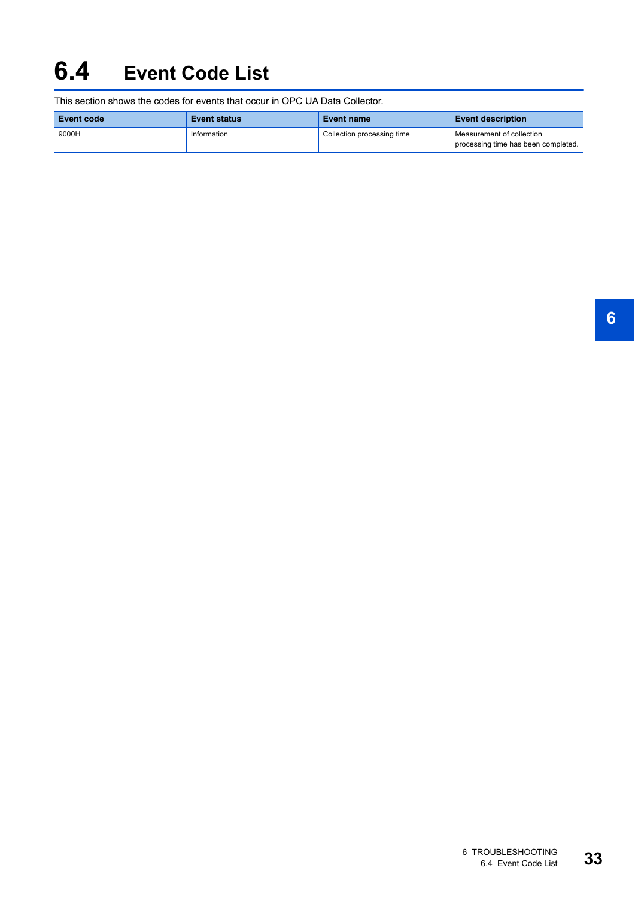## 6.4 Event Code List

This section shows the codes for events that occur in OPC UA Data Collector.

| Event code | Event status | Event name | Event description |
|---|---|---|---|
| 9000H | Information | Collection processing time | Measurement of collection processing time has been completed. |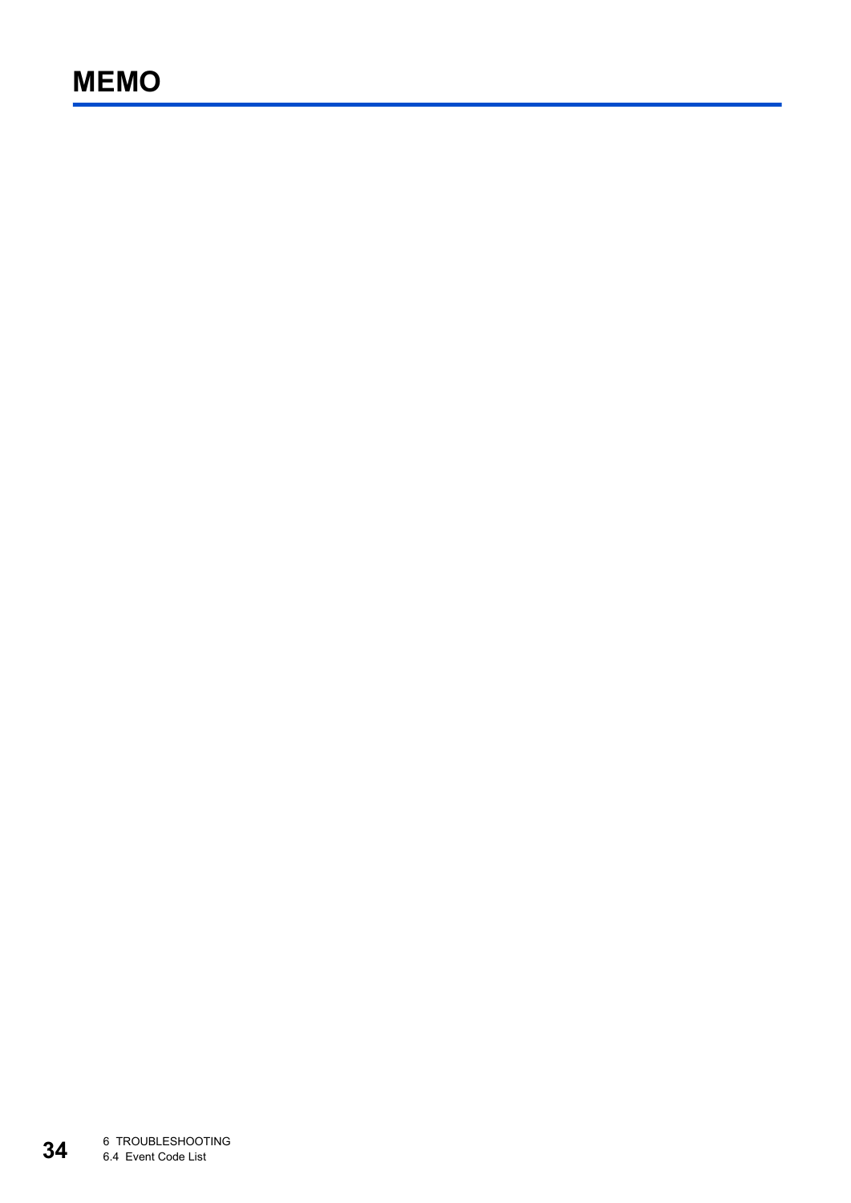# MEMO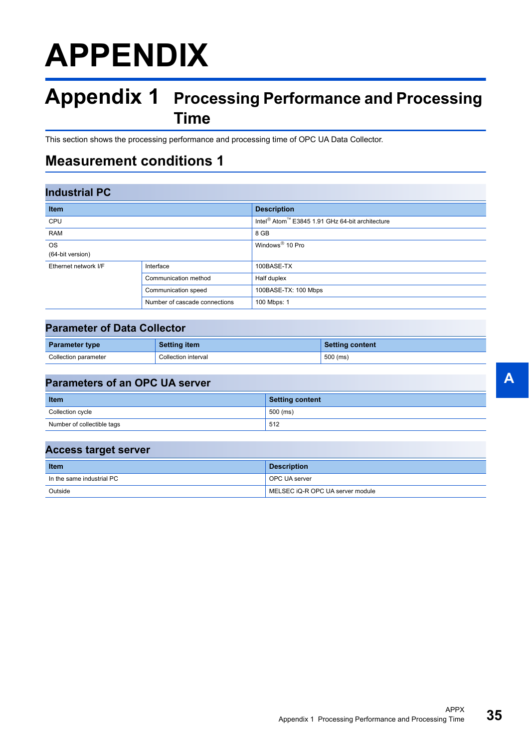# APPENDIX

## Appendix 1 Processing Performance and Processing Time

This section shows the processing performance and processing time of OPC UA Data Collector.

## Measurement conditions 1

### Industrial PC

| Item | | Description |
|---|---|---|
| CPU | | Intel® Atom™ E3845 1.91 GHz 64-bit architecture |
| RAM | | 8 GB |
| OS<br>(64-bit version) | | Windows® 10 Pro |
| Ethernet network I/F | Interface | 100BASE-TX |
| | Communication method | Half duplex |
| | Communication speed | 100BASE-TX: 100 Mbps |
| | Number of cascade connections | 100 Mbps: 1 |

### Parameter of Data Collector

| Parameter type | Setting item | Setting content |
|---|---|---|
| Collection parameter | Collection interval | 500 (ms) |

### Parameters of an OPC UA server

| Item | Setting content |
|---|---|
| Collection cycle | 500 (ms) |
| Number of collectible tags | 512 |

### Access target server

| Item | Description |
|---|---|
| In the same industrial PC | OPC UA server |
| Outside | MELSEC iQ-R OPC UA server module |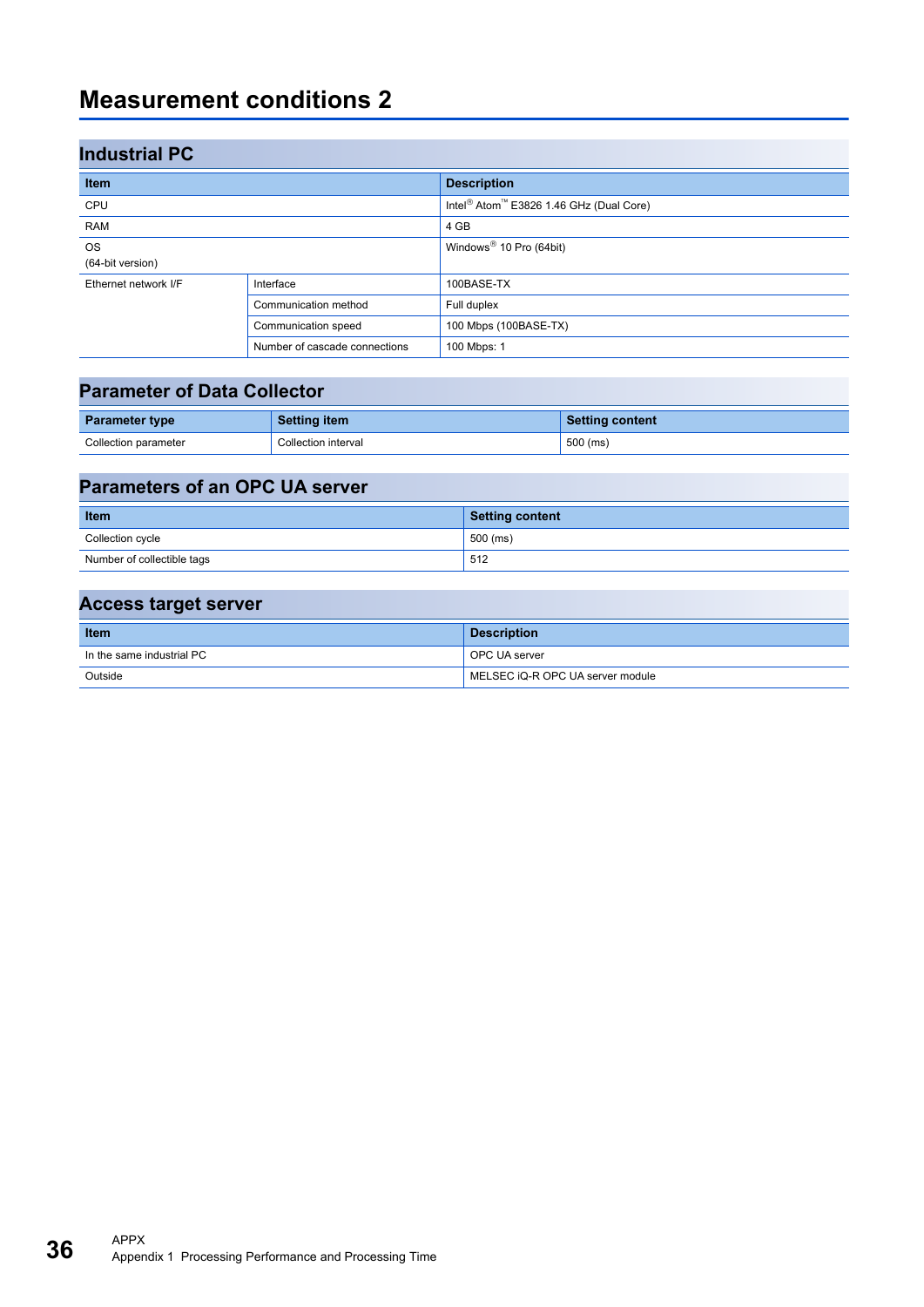# Measurement conditions 2

## Industrial PC

| Item | | Description |
|---|---|---|
| CPU | | Intel® Atom™ E3826 1.46 GHz (Dual Core) |
| RAM | | 4 GB |
| OS (64-bit version) | | Windows® 10 Pro (64bit) |
| Ethernet network I/F | Interface | 100BASE-TX |
| | Communication method | Full duplex |
| | Communication speed | 100 Mbps (100BASE-TX) |
| | Number of cascade connections | 100 Mbps: 1 |

## Parameter of Data Collector

| Parameter type | Setting item | Setting content |
|---|---|---|
| Collection parameter | Collection interval | 500 (ms) |

## Parameters of an OPC UA server

| Item | Setting content |
|---|---|
| Collection cycle | 500 (ms) |
| Number of collectible tags | 512 |

## Access target server

| Item | Description |
|---|---|
| In the same industrial PC | OPC UA server |
| Outside | MELSEC iQ-R OPC UA server module |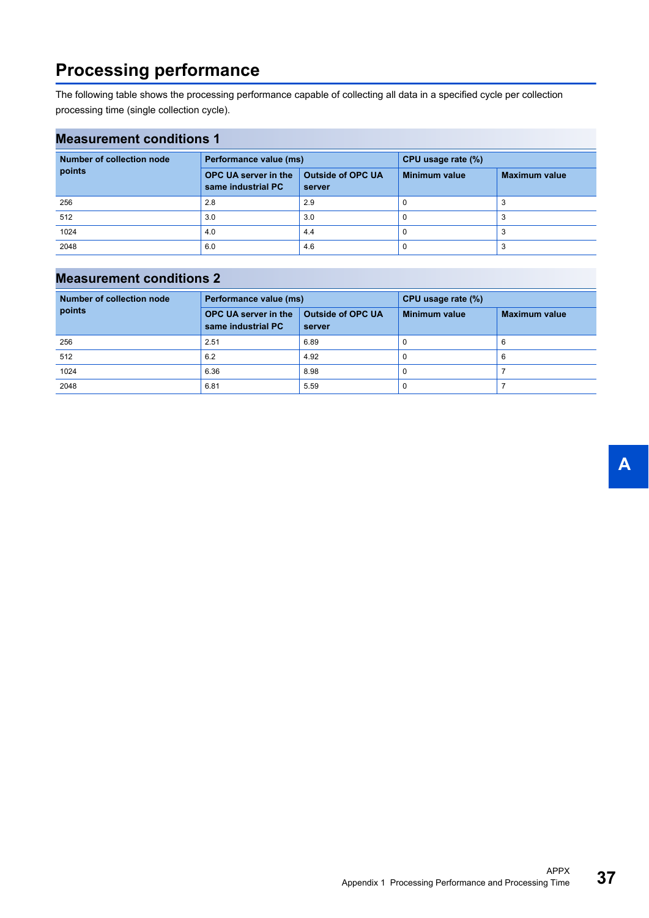# Processing performance

The following table shows the processing performance capable of collecting all data in a specified cycle per collection processing time (single collection cycle).

## Measurement conditions 1

| Number of collection node points | Performance value (ms) | | CPU usage rate (%) | |
|---|---|---|---|---|
| | OPC UA server in the same industrial PC | Outside of OPC UA server | Minimum value | Maximum value |
| 256 | 2.8 | 2.9 | 0 | 3 |
| 512 | 3.0 | 3.0 | 0 | 3 |
| 1024 | 4.0 | 4.4 | 0 | 3 |
| 2048 | 6.0 | 4.6 | 0 | 3 |

## Measurement conditions 2

| Number of collection node points | Performance value (ms) | | CPU usage rate (%) | |
|---|---|---|---|---|
| | OPC UA server in the same industrial PC | Outside of OPC UA server | Minimum value | Maximum value |
| 256 | 2.51 | 6.89 | 0 | 6 |
| 512 | 6.2 | 4.92 | 0 | 6 |
| 1024 | 6.36 | 8.98 | 0 | 7 |
| 2048 | 6.81 | 5.59 | 0 | 7 |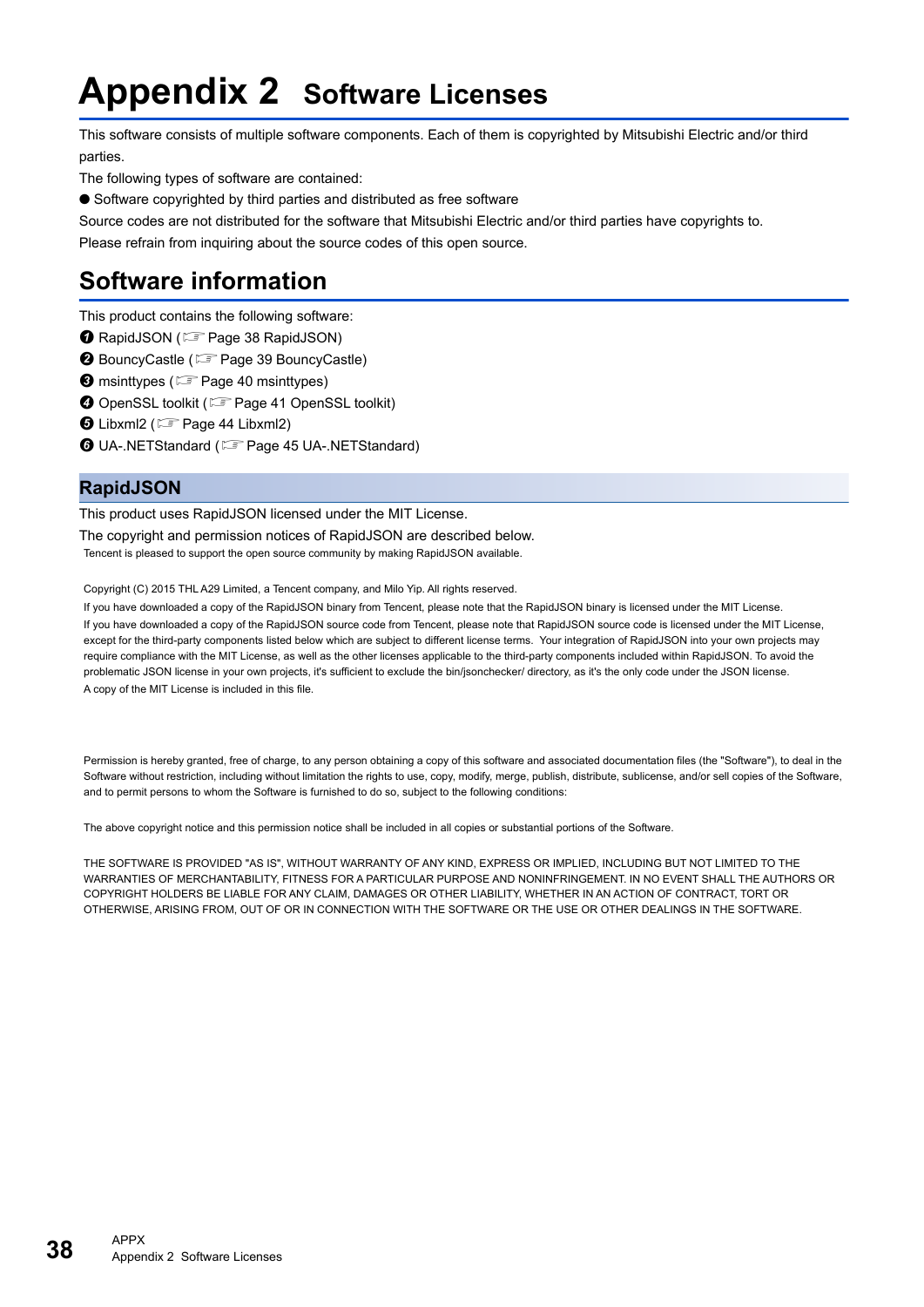# Appendix 2 Software Licenses

This software consists of multiple software components. Each of them is copyrighted by Mitsubishi Electric and/or third parties.

The following types of software are contained:

● Software copyrighted by third parties and distributed as free software

Source codes are not distributed for the software that Mitsubishi Electric and/or third parties have copyrights to.

Please refrain from inquiring about the source codes of this open source.

## Software information

This product contains the following software:

❶ RapidJSON (☞ Page 38 RapidJSON)

❷ BouncyCastle (☞ Page 39 BouncyCastle)

❸ msinttypes (☞ Page 40 msinttypes)

❹ OpenSSL toolkit (☞ Page 41 OpenSSL toolkit)

❺ Libxml2 (☞ Page 44 Libxml2)

❻ UA-.NETStandard (☞ Page 45 UA-.NETStandard)

### RapidJSON

This product uses RapidJSON licensed under the MIT License.

The copyright and permission notices of RapidJSON are described below.

Tencent is pleased to support the open source community by making RapidJSON available.

Copyright (C) 2015 THL A29 Limited, a Tencent company, and Milo Yip. All rights reserved.

If you have downloaded a copy of the RapidJSON binary from Tencent, please note that the RapidJSON binary is licensed under the MIT License.

If you have downloaded a copy of the RapidJSON source code from Tencent, please note that RapidJSON source code is licensed under the MIT License, except for the third-party components listed below which are subject to different license terms. Your integration of RapidJSON into your own projects may require compliance with the MIT License, as well as the other licenses applicable to the third-party components included within RapidJSON. To avoid the problematic JSON license in your own projects, it's sufficient to exclude the bin/jsonchecker/ directory, as it's the only code under the JSON license.

A copy of the MIT License is included in this file.

Permission is hereby granted, free of charge, to any person obtaining a copy of this software and associated documentation files (the "Software"), to deal in the Software without restriction, including without limitation the rights to use, copy, modify, merge, publish, distribute, sublicense, and/or sell copies of the Software, and to permit persons to whom the Software is furnished to do so, subject to the following conditions:

The above copyright notice and this permission notice shall be included in all copies or substantial portions of the Software.

THE SOFTWARE IS PROVIDED "AS IS", WITHOUT WARRANTY OF ANY KIND, EXPRESS OR IMPLIED, INCLUDING BUT NOT LIMITED TO THE WARRANTIES OF MERCHANTABILITY, FITNESS FOR A PARTICULAR PURPOSE AND NONINFRINGEMENT. IN NO EVENT SHALL THE AUTHORS OR COPYRIGHT HOLDERS BE LIABLE FOR ANY CLAIM, DAMAGES OR OTHER LIABILITY, WHETHER IN AN ACTION OF CONTRACT, TORT OR OTHERWISE, ARISING FROM, OUT OF OR IN CONNECTION WITH THE SOFTWARE OR THE USE OR OTHER DEALINGS IN THE SOFTWARE.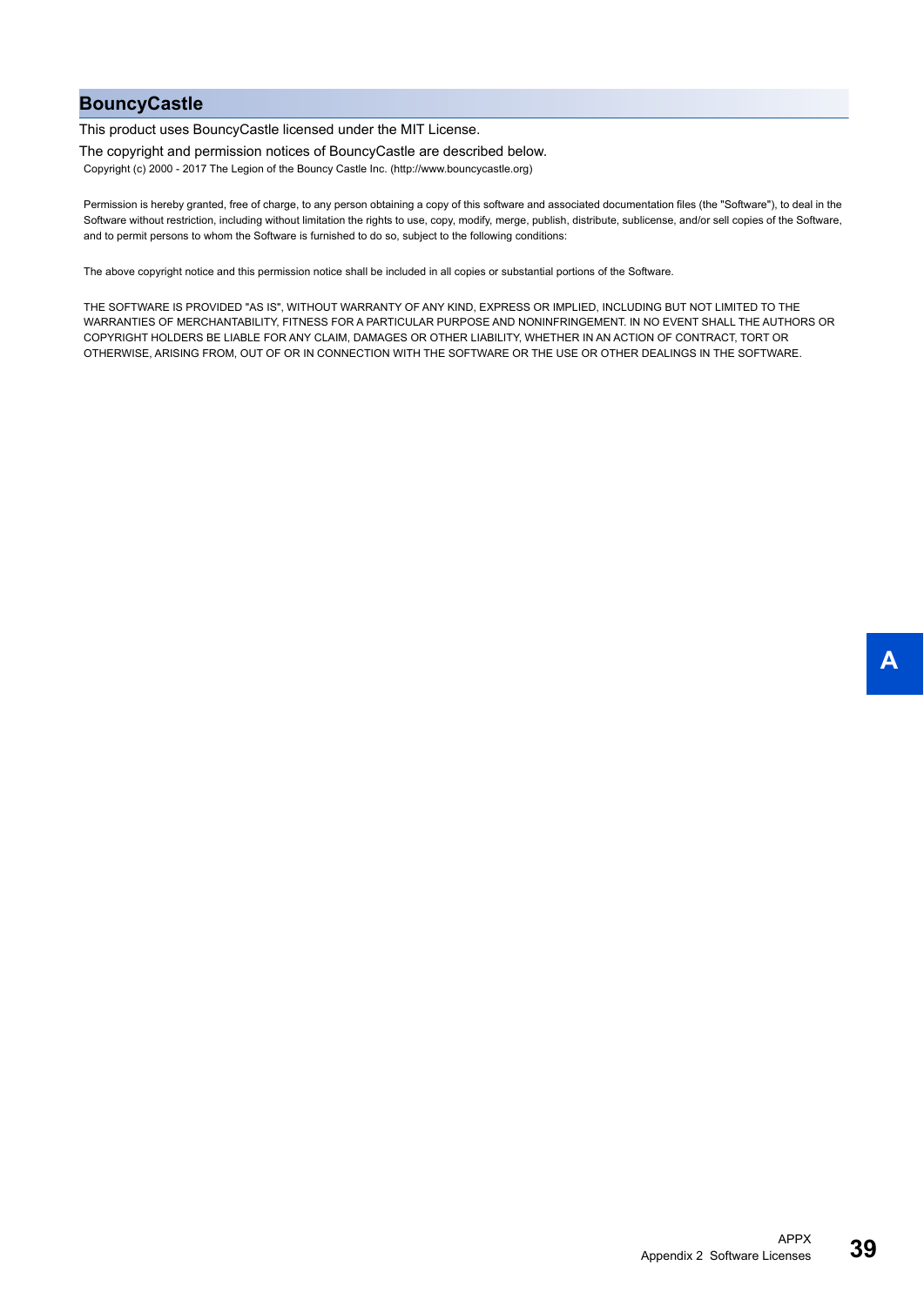## BouncyCastle

This product uses BouncyCastle licensed under the MIT License.

The copyright and permission notices of BouncyCastle are described below.

Copyright (c) 2000 - 2017 The Legion of the Bouncy Castle Inc. (http://www.bouncycastle.org)

Permission is hereby granted, free of charge, to any person obtaining a copy of this software and associated documentation files (the "Software"), to deal in the Software without restriction, including without limitation the rights to use, copy, modify, merge, publish, distribute, sublicense, and/or sell copies of the Software, and to permit persons to whom the Software is furnished to do so, subject to the following conditions:

The above copyright notice and this permission notice shall be included in all copies or substantial portions of the Software.

THE SOFTWARE IS PROVIDED "AS IS", WITHOUT WARRANTY OF ANY KIND, EXPRESS OR IMPLIED, INCLUDING BUT NOT LIMITED TO THE WARRANTIES OF MERCHANTABILITY, FITNESS FOR A PARTICULAR PURPOSE AND NONINFRINGEMENT. IN NO EVENT SHALL THE AUTHORS OR COPYRIGHT HOLDERS BE LIABLE FOR ANY CLAIM, DAMAGES OR OTHER LIABILITY, WHETHER IN AN ACTION OF CONTRACT, TORT OR OTHERWISE, ARISING FROM, OUT OF OR IN CONNECTION WITH THE SOFTWARE OR THE USE OR OTHER DEALINGS IN THE SOFTWARE.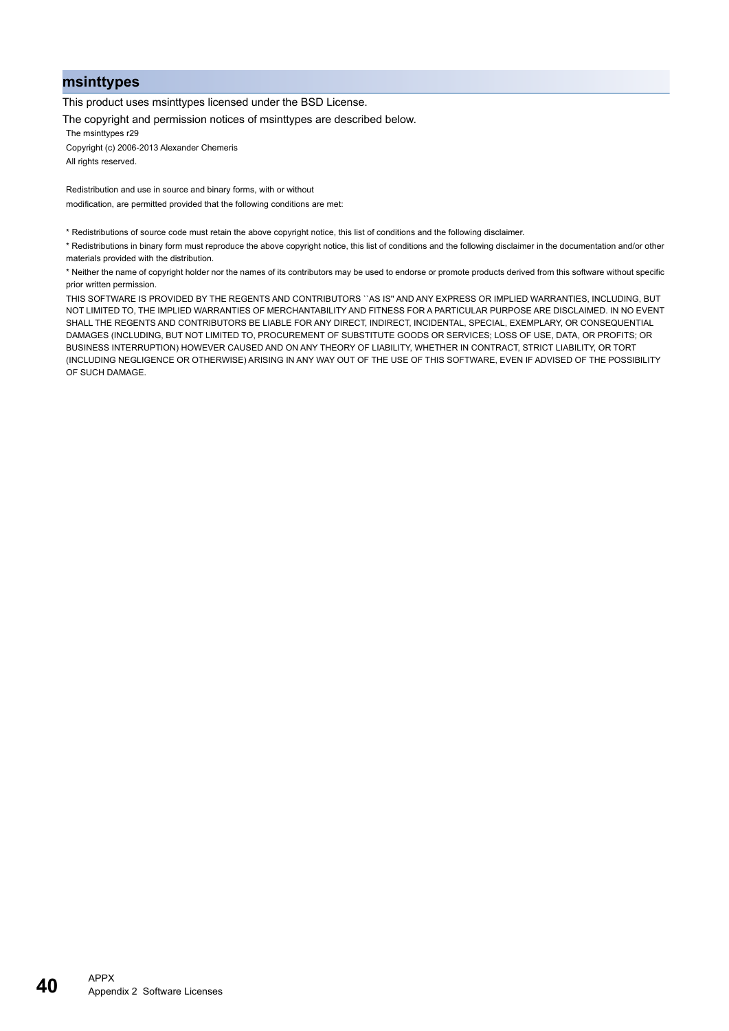## msinttypes

This product uses msinttypes licensed under the BSD License.

The copyright and permission notices of msinttypes are described below.

The msinttypes r29

Copyright (c) 2006-2013 Alexander Chemeris

All rights reserved.

Redistribution and use in source and binary forms, with or without
modification, are permitted provided that the following conditions are met:

* Redistributions of source code must retain the above copyright notice, this list of conditions and the following disclaimer.

* Redistributions in binary form must reproduce the above copyright notice, this list of conditions and the following disclaimer in the documentation and/or other materials provided with the distribution.

* Neither the name of copyright holder nor the names of its contributors may be used to endorse or promote products derived from this software without specific prior written permission.

THIS SOFTWARE IS PROVIDED BY THE REGENTS AND CONTRIBUTORS ``AS IS'' AND ANY EXPRESS OR IMPLIED WARRANTIES, INCLUDING, BUT NOT LIMITED TO, THE IMPLIED WARRANTIES OF MERCHANTABILITY AND FITNESS FOR A PARTICULAR PURPOSE ARE DISCLAIMED. IN NO EVENT SHALL THE REGENTS AND CONTRIBUTORS BE LIABLE FOR ANY DIRECT, INDIRECT, INCIDENTAL, SPECIAL, EXEMPLARY, OR CONSEQUENTIAL DAMAGES (INCLUDING, BUT NOT LIMITED TO, PROCUREMENT OF SUBSTITUTE GOODS OR SERVICES; LOSS OF USE, DATA, OR PROFITS; OR BUSINESS INTERRUPTION) HOWEVER CAUSED AND ON ANY THEORY OF LIABILITY, WHETHER IN CONTRACT, STRICT LIABILITY, OR TORT (INCLUDING NEGLIGENCE OR OTHERWISE) ARISING IN ANY WAY OUT OF THE USE OF THIS SOFTWARE, EVEN IF ADVISED OF THE POSSIBILITY OF SUCH DAMAGE.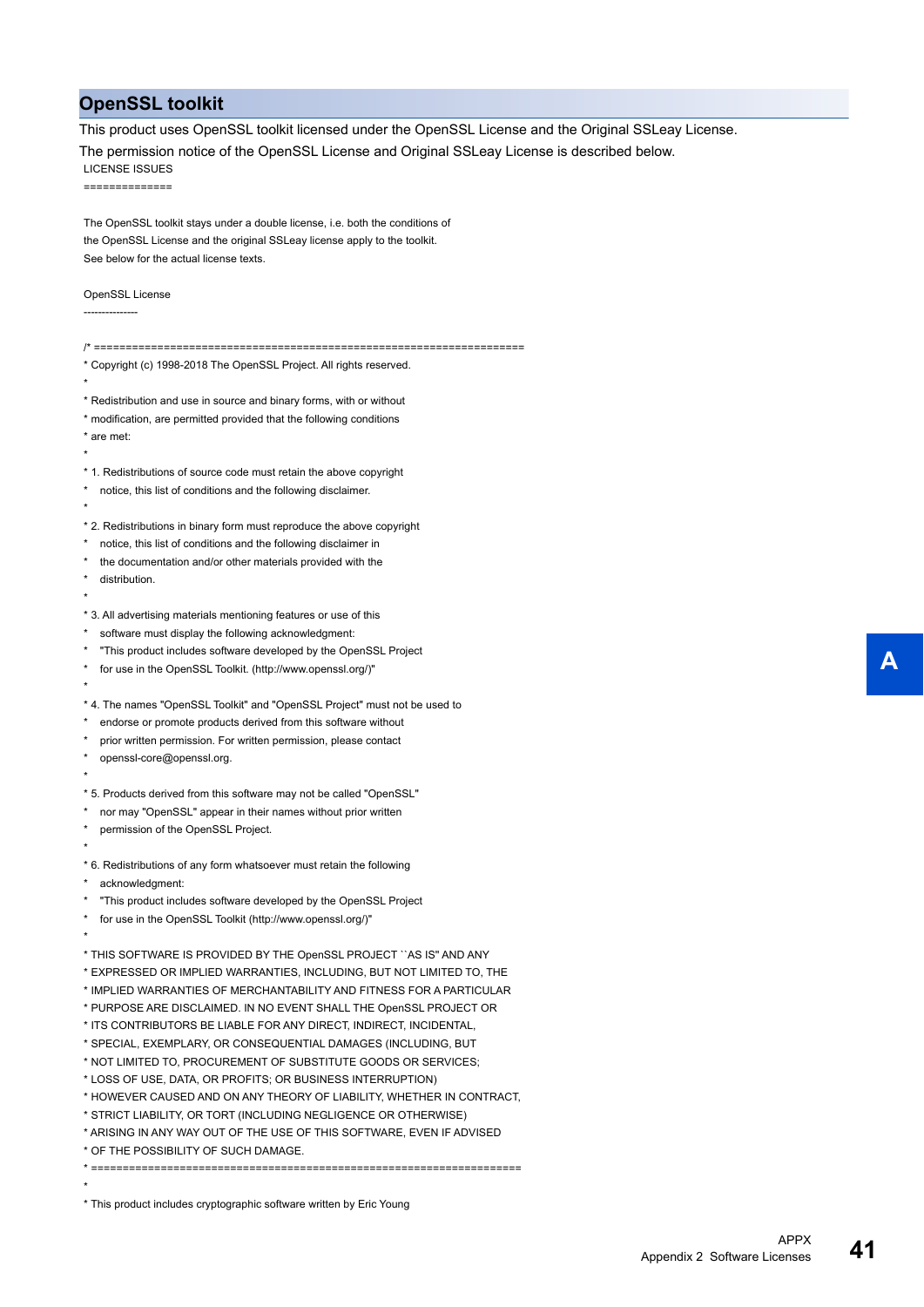## OpenSSL toolkit

This product uses OpenSSL toolkit licensed under the OpenSSL License and the Original SSLeay License.

The permission notice of the OpenSSL License and Original SSLeay License is described below.

```
LICENSE ISSUES
==============

The OpenSSL toolkit stays under a double license, i.e. both the conditions of
the OpenSSL License and the original SSLeay license apply to the toolkit.
See below for the actual license texts.

OpenSSL License
---------------

/* ====================================================================
* Copyright (c) 1998-2018 The OpenSSL Project. All rights reserved.
*
* Redistribution and use in source and binary forms, with or without
* modification, are permitted provided that the following conditions
* are met:
*
* 1. Redistributions of source code must retain the above copyright
*    notice, this list of conditions and the following disclaimer.
*
* 2. Redistributions in binary form must reproduce the above copyright
*    notice, this list of conditions and the following disclaimer in
*    the documentation and/or other materials provided with the
*    distribution.
*
* 3. All advertising materials mentioning features or use of this
*    software must display the following acknowledgment:
*    "This product includes software developed by the OpenSSL Project
*    for use in the OpenSSL Toolkit. (http://www.openssl.org/)"
*
* 4. The names "OpenSSL Toolkit" and "OpenSSL Project" must not be used to
*    endorse or promote products derived from this software without
*    prior written permission. For written permission, please contact
*    openssl-core@openssl.org.
*
* 5. Products derived from this software may not be called "OpenSSL"
*    nor may "OpenSSL" appear in their names without prior written
*    permission of the OpenSSL Project.
*
* 6. Redistributions of any form whatsoever must retain the following
*    acknowledgment:
*    "This product includes software developed by the OpenSSL Project
*    for use in the OpenSSL Toolkit (http://www.openssl.org/)"
*
* THIS SOFTWARE IS PROVIDED BY THE OpenSSL PROJECT ``AS IS'' AND ANY
* EXPRESSED OR IMPLIED WARRANTIES, INCLUDING, BUT NOT LIMITED TO, THE
* IMPLIED WARRANTIES OF MERCHANTABILITY AND FITNESS FOR A PARTICULAR
* PURPOSE ARE DISCLAIMED. IN NO EVENT SHALL THE OpenSSL PROJECT OR
* ITS CONTRIBUTORS BE LIABLE FOR ANY DIRECT, INDIRECT, INCIDENTAL,
* SPECIAL, EXEMPLARY, OR CONSEQUENTIAL DAMAGES (INCLUDING, BUT
* NOT LIMITED TO, PROCUREMENT OF SUBSTITUTE GOODS OR SERVICES;
* LOSS OF USE, DATA, OR PROFITS; OR BUSINESS INTERRUPTION)
* HOWEVER CAUSED AND ON ANY THEORY OF LIABILITY, WHETHER IN CONTRACT,
* STRICT LIABILITY, OR TORT (INCLUDING NEGLIGENCE OR OTHERWISE)
* ARISING IN ANY WAY OUT OF THE USE OF THIS SOFTWARE, EVEN IF ADVISED
* OF THE POSSIBILITY OF SUCH DAMAGE.
* ====================================================================
*
* This product includes cryptographic software written by Eric Young
```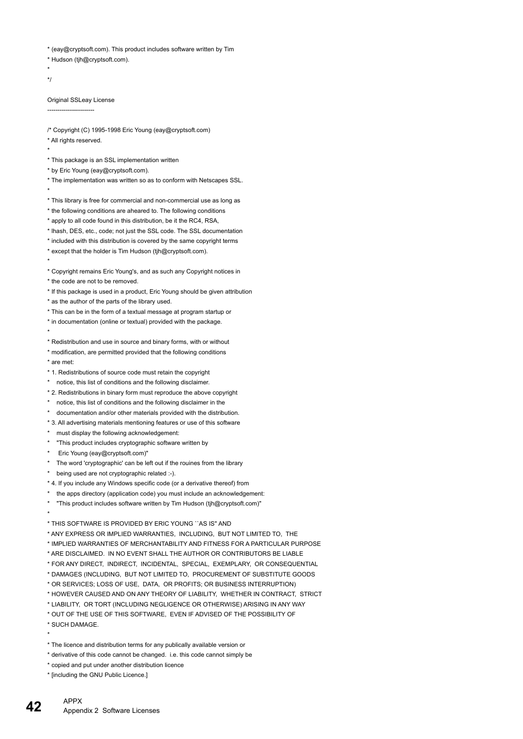* (eay@cryptsoft.com). This product includes software written by Tim
* Hudson (tjh@cryptsoft.com).
*
*/

Original SSLeay License
-----------------------

/* Copyright (C) 1995-1998 Eric Young (eay@cryptsoft.com)
* All rights reserved.
*
* This package is an SSL implementation written
* by Eric Young (eay@cryptsoft.com).
* The implementation was written so as to conform with Netscapes SSL.
*
* This library is free for commercial and non-commercial use as long as
* the following conditions are aheared to. The following conditions
* apply to all code found in this distribution, be it the RC4, RSA,
* lhash, DES, etc., code; not just the SSL code. The SSL documentation
* included with this distribution is covered by the same copyright terms
* except that the holder is Tim Hudson (tjh@cryptsoft.com).
*
* Copyright remains Eric Young's, and as such any Copyright notices in
* the code are not to be removed.
* If this package is used in a product, Eric Young should be given attribution
* as the author of the parts of the library used.
* This can be in the form of a textual message at program startup or
* in documentation (online or textual) provided with the package.
*
* Redistribution and use in source and binary forms, with or without
* modification, are permitted provided that the following conditions
* are met:
* 1. Redistributions of source code must retain the copyright
*    notice, this list of conditions and the following disclaimer.
* 2. Redistributions in binary form must reproduce the above copyright
*    notice, this list of conditions and the following disclaimer in the
*    documentation and/or other materials provided with the distribution.
* 3. All advertising materials mentioning features or use of this software
*    must display the following acknowledgement:
*    "This product includes cryptographic software written by
*     Eric Young (eay@cryptsoft.com)"
*    The word 'cryptographic' can be left out if the rouines from the library
*    being used are not cryptographic related :-).
* 4. If you include any Windows specific code (or a derivative thereof) from
*    the apps directory (application code) you must include an acknowledgement:
*    "This product includes software written by Tim Hudson (tjh@cryptsoft.com)"
*
* THIS SOFTWARE IS PROVIDED BY ERIC YOUNG ``AS IS'' AND
* ANY EXPRESS OR IMPLIED WARRANTIES, INCLUDING, BUT NOT LIMITED TO, THE
* IMPLIED WARRANTIES OF MERCHANTABILITY AND FITNESS FOR A PARTICULAR PURPOSE
* ARE DISCLAIMED. IN NO EVENT SHALL THE AUTHOR OR CONTRIBUTORS BE LIABLE
* FOR ANY DIRECT, INDIRECT, INCIDENTAL, SPECIAL, EXEMPLARY, OR CONSEQUENTIAL
* DAMAGES (INCLUDING, BUT NOT LIMITED TO, PROCUREMENT OF SUBSTITUTE GOODS
* OR SERVICES; LOSS OF USE, DATA, OR PROFITS; OR BUSINESS INTERRUPTION)
* HOWEVER CAUSED AND ON ANY THEORY OF LIABILITY, WHETHER IN CONTRACT, STRICT
* LIABILITY, OR TORT (INCLUDING NEGLIGENCE OR OTHERWISE) ARISING IN ANY WAY
* OUT OF THE USE OF THIS SOFTWARE, EVEN IF ADVISED OF THE POSSIBILITY OF
* SUCH DAMAGE.
*
* The licence and distribution terms for any publically available version or
* derivative of this code cannot be changed. i.e. this code cannot simply be
* copied and put under another distribution licence
* [including the GNU Public Licence.]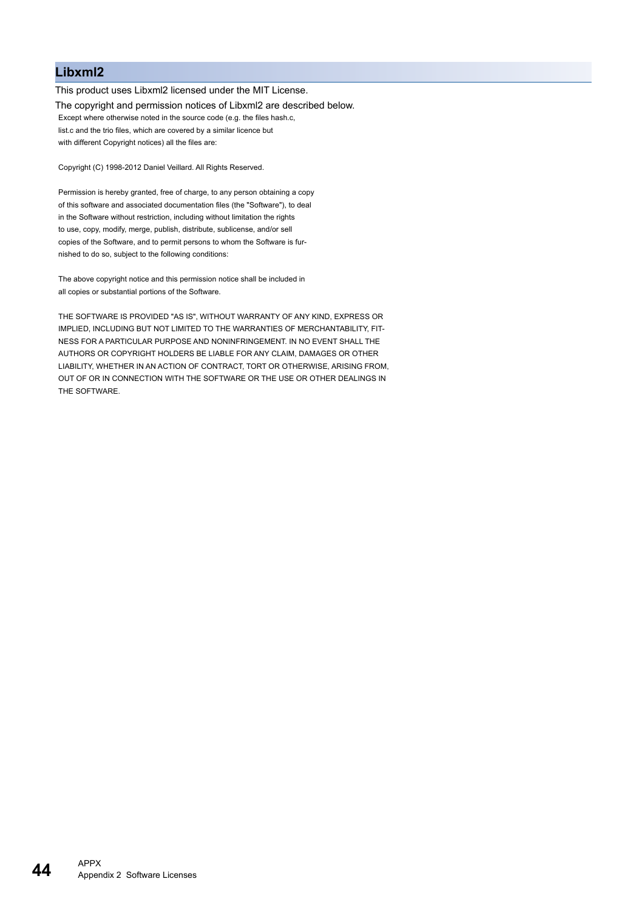## Libxml2

This product uses Libxml2 licensed under the MIT License.

The copyright and permission notices of Libxml2 are described below.

Except where otherwise noted in the source code (e.g. the files hash.c,
list.c and the trio files, which are covered by a similar licence but
with different Copyright notices) all the files are:

Copyright (C) 1998-2012 Daniel Veillard. All Rights Reserved.

Permission is hereby granted, free of charge, to any person obtaining a copy
of this software and associated documentation files (the "Software"), to deal
in the Software without restriction, including without limitation the rights
to use, copy, modify, merge, publish, distribute, sublicense, and/or sell
copies of the Software, and to permit persons to whom the Software is fur-
nished to do so, subject to the following conditions:

The above copyright notice and this permission notice shall be included in
all copies or substantial portions of the Software.

THE SOFTWARE IS PROVIDED "AS IS", WITHOUT WARRANTY OF ANY KIND, EXPRESS OR
IMPLIED, INCLUDING BUT NOT LIMITED TO THE WARRANTIES OF MERCHANTABILITY, FIT-
NESS FOR A PARTICULAR PURPOSE AND NONINFRINGEMENT. IN NO EVENT SHALL THE
AUTHORS OR COPYRIGHT HOLDERS BE LIABLE FOR ANY CLAIM, DAMAGES OR OTHER
LIABILITY, WHETHER IN AN ACTION OF CONTRACT, TORT OR OTHERWISE, ARISING FROM,
OUT OF OR IN CONNECTION WITH THE SOFTWARE OR THE USE OR OTHER DEALINGS IN
THE SOFTWARE.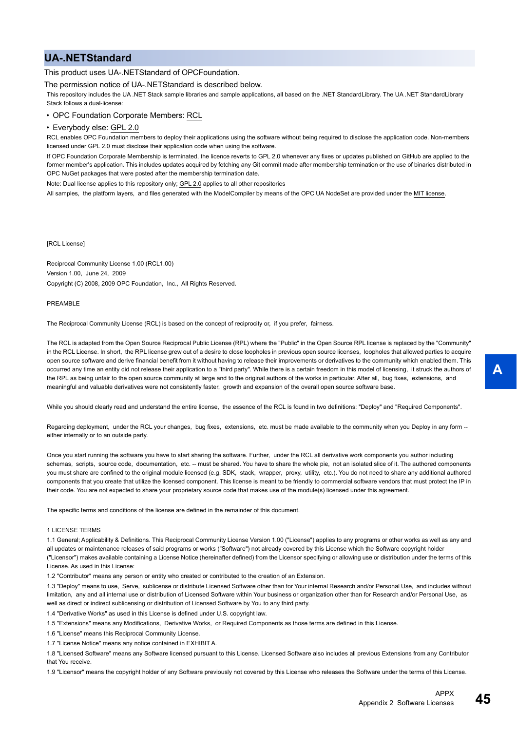## UA-.NETStandard

This product uses UA-.NETStandard of OPCFoundation.

The permission notice of UA-.NETStandard is described below.

This repository includes the UA .NET Stack sample libraries and sample applications, all based on the .NET StandardLibrary. The UA .NET StandardLibrary Stack follows a dual-license:

- OPC Foundation Corporate Members: RCL
- Everybody else: GPL 2.0

RCL enables OPC Foundation members to deploy their applications using the software without being required to disclose the application code. Non-members licensed under GPL 2.0 must disclose their application code when using the software.

If OPC Foundation Corporate Membership is terminated, the licence reverts to GPL 2.0 whenever any fixes or updates published on GitHub are applied to the former member's application. This includes updates acquired by fetching any Git commit made after membership termination or the use of binaries distributed in OPC NuGet packages that were posted after the membership termination date.

Note: Dual license applies to this repository only; GPL 2.0 applies to all other repositories

All samples, the platform layers, and files generated with the ModelCompiler by means of the OPC UA NodeSet are provided under the MIT license.

[RCL License]

Reciprocal Community License 1.00 (RCL1.00)
Version 1.00, June 24, 2009
Copyright (C) 2008, 2009 OPC Foundation, Inc., All Rights Reserved.

PREAMBLE

The Reciprocal Community License (RCL) is based on the concept of reciprocity or, if you prefer, fairness.

The RCL is adapted from the Open Source Reciprocal Public License (RPL) where the "Public" in the Open Source RPL license is replaced by the "Community" in the RCL License. In short, the RPL license grew out of a desire to close loopholes in previous open source licenses, loopholes that allowed parties to acquire open source software and derive financial benefit from it without having to release their improvements or derivatives to the community which enabled them. This occurred any time an entity did not release their application to a "third party". While there is a certain freedom in this model of licensing, it struck the authors of the RPL as being unfair to the open source community at large and to the original authors of the works in particular. After all, bug fixes, extensions, and meaningful and valuable derivatives were not consistently faster, growth and expansion of the overall open source software base.

While you should clearly read and understand the entire license, the essence of the RCL is found in two definitions: "Deploy" and "Required Components".

Regarding deployment, under the RCL your changes, bug fixes, extensions, etc. must be made available to the community when you Deploy in any form -- either internally or to an outside party.

Once you start running the software you have to start sharing the software. Further, under the RCL all derivative work components you author including schemas, scripts, source code, documentation, etc. -- must be shared. You have to share the whole pie, not an isolated slice of it. The authored components you must share are confined to the original module licensed (e.g. SDK, stack, wrapper, proxy, utility, etc.). You do not need to share any additional authored components that you create that utilize the licensed component. This license is meant to be friendly to commercial software vendors that must protect the IP in their code. You are not expected to share your proprietary source code that makes use of the module(s) licensed under this agreement.

The specific terms and conditions of the license are defined in the remainder of this document.

1 LICENSE TERMS

1.1 General; Applicability & Definitions. This Reciprocal Community License Version 1.00 ("License") applies to any programs or other works as well as any and all updates or maintenance releases of said programs or works ("Software") not already covered by this License which the Software copyright holder ("Licensor") makes available containing a License Notice (hereinafter defined) from the Licensor specifying or allowing use or distribution under the terms of this License. As used in this License:

1.2 "Contributor" means any person or entity who created or contributed to the creation of an Extension.

1.3 "Deploy" means to use, Serve, sublicense or distribute Licensed Software other than for Your internal Research and/or Personal Use, and includes without limitation, any and all internal use or distribution of Licensed Software within Your business or organization other than for Research and/or Personal Use, as well as direct or indirect sublicensing or distribution of Licensed Software by You to any third party.

1.4 "Derivative Works" as used in this License is defined under U.S. copyright law.

1.5 "Extensions" means any Modifications, Derivative Works, or Required Components as those terms are defined in this License.

1.6 "License" means this Reciprocal Community License.

1.7 "License Notice" means any notice contained in EXHIBIT A.

1.8 "Licensed Software" means any Software licensed pursuant to this License. Licensed Software also includes all previous Extensions from any Contributor that You receive.

1.9 "Licensor" means the copyright holder of any Software previously not covered by this License who releases the Software under the terms of this License.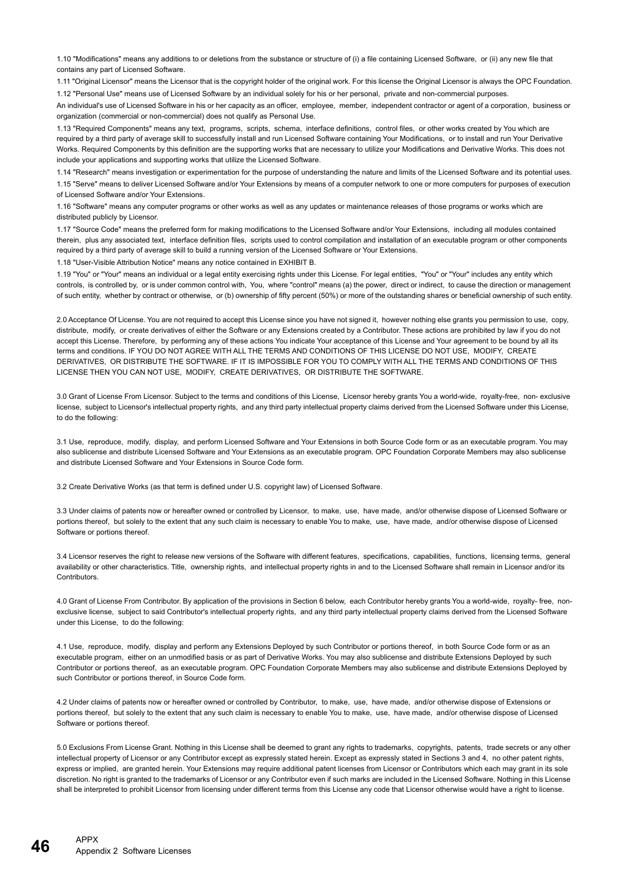1.10 "Modifications" means any additions to or deletions from the substance or structure of (i) a file containing Licensed Software, or (ii) any new file that contains any part of Licensed Software.

1.11 "Original Licensor" means the Licensor that is the copyright holder of the original work. For this license the Original Licensor is always the OPC Foundation.

1.12 "Personal Use" means use of Licensed Software by an individual solely for his or her personal, private and non-commercial purposes.

An individual's use of Licensed Software in his or her capacity as an officer, employee, member, independent contractor or agent of a corporation, business or organization (commercial or non-commercial) does not qualify as Personal Use.

1.13 "Required Components" means any text, programs, scripts, schema, interface definitions, control files, or other works created by You which are required by a third party of average skill to successfully install and run Licensed Software containing Your Modifications, or to install and run Your Derivative Works. Required Components by this definition are the supporting works that are necessary to utilize your Modifications and Derivative Works. This does not include your applications and supporting works that utilize the Licensed Software.

1.14 "Research" means investigation or experimentation for the purpose of understanding the nature and limits of the Licensed Software and its potential uses.

1.15 "Serve" means to deliver Licensed Software and/or Your Extensions by means of a computer network to one or more computers for purposes of execution of Licensed Software and/or Your Extensions.

1.16 "Software" means any computer programs or other works as well as any updates or maintenance releases of those programs or works which are distributed publicly by Licensor.

1.17 "Source Code" means the preferred form for making modifications to the Licensed Software and/or Your Extensions, including all modules contained therein, plus any associated text, interface definition files, scripts used to control compilation and installation of an executable program or other components required by a third party of average skill to build a running version of the Licensed Software or Your Extensions.

1.18 "User-Visible Attribution Notice" means any notice contained in EXHIBIT B.

1.19 "You" or "Your" means an individual or a legal entity exercising rights under this License. For legal entities, "You" or "Your" includes any entity which controls, is controlled by, or is under common control with, You, where "control" means (a) the power, direct or indirect, to cause the direction or management of such entity, whether by contract or otherwise, or (b) ownership of fifty percent (50%) or more of the outstanding shares or beneficial ownership of such entity.

2.0 Acceptance Of License. You are not required to accept this License since you have not signed it, however nothing else grants you permission to use, copy, distribute, modify, or create derivatives of either the Software or any Extensions created by a Contributor. These actions are prohibited by law if you do not accept this License. Therefore, by performing any of these actions You indicate Your acceptance of this License and Your agreement to be bound by all its terms and conditions. IF YOU DO NOT AGREE WITH ALL THE TERMS AND CONDITIONS OF THIS LICENSE DO NOT USE, MODIFY, CREATE DERIVATIVES, OR DISTRIBUTE THE SOFTWARE. IF IT IS IMPOSSIBLE FOR YOU TO COMPLY WITH ALL THE TERMS AND CONDITIONS OF THIS LICENSE THEN YOU CAN NOT USE, MODIFY, CREATE DERIVATIVES, OR DISTRIBUTE THE SOFTWARE.

3.0 Grant of License From Licensor. Subject to the terms and conditions of this License, Licensor hereby grants You a world-wide, royalty-free, non- exclusive license, subject to Licensor's intellectual property rights, and any third party intellectual property claims derived from the Licensed Software under this License, to do the following:

3.1 Use, reproduce, modify, display, and perform Licensed Software and Your Extensions in both Source Code form or as an executable program. You may also sublicense and distribute Licensed Software and Your Extensions as an executable program. OPC Foundation Corporate Members may also sublicense and distribute Licensed Software and Your Extensions in Source Code form.

3.2 Create Derivative Works (as that term is defined under U.S. copyright law) of Licensed Software.

3.3 Under claims of patents now or hereafter owned or controlled by Licensor, to make, use, have made, and/or otherwise dispose of Licensed Software or portions thereof, but solely to the extent that any such claim is necessary to enable You to make, use, have made, and/or otherwise dispose of Licensed Software or portions thereof.

3.4 Licensor reserves the right to release new versions of the Software with different features, specifications, capabilities, functions, licensing terms, general availability or other characteristics. Title, ownership rights, and intellectual property rights in and to the Licensed Software shall remain in Licensor and/or its Contributors.

4.0 Grant of License From Contributor. By application of the provisions in Section 6 below, each Contributor hereby grants You a world-wide, royalty- free, non-exclusive license, subject to said Contributor's intellectual property rights, and any third party intellectual property claims derived from the Licensed Software under this License, to do the following:

4.1 Use, reproduce, modify, display and perform any Extensions Deployed by such Contributor or portions thereof, in both Source Code form or as an executable program, either on an unmodified basis or as part of Derivative Works. You may also sublicense and distribute Extensions Deployed by such Contributor or portions thereof, as an executable program. OPC Foundation Corporate Members may also sublicense and distribute Extensions Deployed by such Contributor or portions thereof, in Source Code form.

4.2 Under claims of patents now or hereafter owned or controlled by Contributor, to make, use, have made, and/or otherwise dispose of Extensions or portions thereof, but solely to the extent that any such claim is necessary to enable You to make, use, have made, and/or otherwise dispose of Licensed Software or portions thereof.

5.0 Exclusions From License Grant. Nothing in this License shall be deemed to grant any rights to trademarks, copyrights, patents, trade secrets or any other intellectual property of Licensor or any Contributor except as expressly stated herein. Except as expressly stated in Sections 3 and 4, no other patent rights, express or implied, are granted herein. Your Extensions may require additional patent licenses from Licensor or Contributors which each may grant in its sole discretion. No right is granted to the trademarks of Licensor or any Contributor even if such marks are included in the Licensed Software. Nothing in this License shall be interpreted to prohibit Licensor from licensing under different terms from this License any code that Licensor otherwise would have a right to license.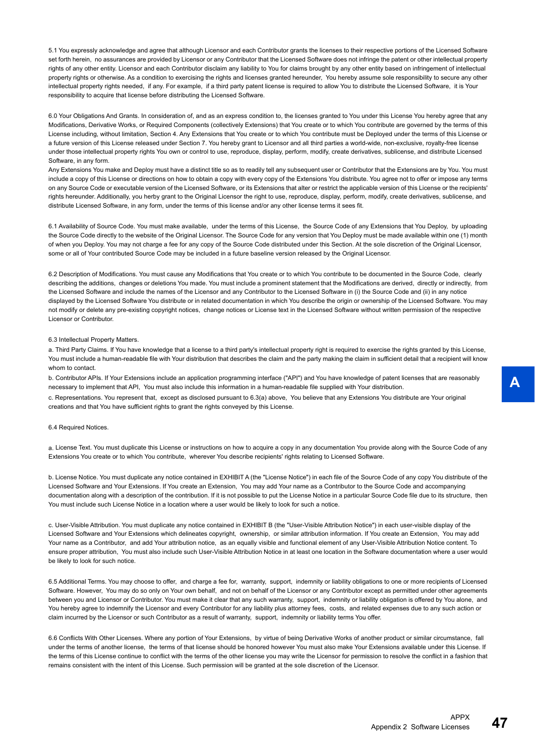5.1 You expressly acknowledge and agree that although Licensor and each Contributor grants the licenses to their respective portions of the Licensed Software set forth herein, no assurances are provided by Licensor or any Contributor that the Licensed Software does not infringe the patent or other intellectual property rights of any other entity. Licensor and each Contributor disclaim any liability to You for claims brought by any other entity based on infringement of intellectual property rights or otherwise. As a condition to exercising the rights and licenses granted hereunder, You hereby assume sole responsibility to secure any other intellectual property rights needed, if any. For example, if a third party patent license is required to allow You to distribute the Licensed Software, it is Your responsibility to acquire that license before distributing the Licensed Software.

6.0 Your Obligations And Grants. In consideration of, and as an express condition to, the licenses granted to You under this License You hereby agree that any Modifications, Derivative Works, or Required Components (collectively Extensions) that You create or to which You contribute are governed by the terms of this License including, without limitation, Section 4. Any Extensions that You create or to which You contribute must be Deployed under the terms of this License or a future version of this License released under Section 7. You hereby grant to Licensor and all third parties a world-wide, non-exclusive, royalty-free license under those intellectual property rights You own or control to use, reproduce, display, perform, modify, create derivatives, sublicense, and distribute Licensed Software, in any form.
Any Extensions You make and Deploy must have a distinct title so as to readily tell any subsequent user or Contributor that the Extensions are by You. You must include a copy of this License or directions on how to obtain a copy with every copy of the Extensions You distribute. You agree not to offer or impose any terms on any Source Code or executable version of the Licensed Software, or its Extensions that alter or restrict the applicable version of this License or the recipients' rights hereunder. Additionally, you herby grant to the Original Licensor the right to use, reproduce, display, perform, modify, create derivatives, sublicense, and distribute Licensed Software, in any form, under the terms of this license and/or any other license terms it sees fit.

6.1 Availability of Source Code. You must make available, under the terms of this License, the Source Code of any Extensions that You Deploy, by uploading the Source Code directly to the website of the Original Licensor. The Source Code for any version that You Deploy must be made available within one (1) month of when you Deploy. You may not charge a fee for any copy of the Source Code distributed under this Section. At the sole discretion of the Original Licensor, some or all of Your contributed Source Code may be included in a future baseline version released by the Original Licensor.

6.2 Description of Modifications. You must cause any Modifications that You create or to which You contribute to be documented in the Source Code, clearly describing the additions, changes or deletions You made. You must include a prominent statement that the Modifications are derived, directly or indirectly, from the Licensed Software and include the names of the Licensor and any Contributor to the Licensed Software in (i) the Source Code and (ii) in any notice displayed by the Licensed Software You distribute or in related documentation in which You describe the origin or ownership of the Licensed Software. You may not modify or delete any pre-existing copyright notices, change notices or License text in the Licensed Software without written permission of the respective Licensor or Contributor.

6.3 Intellectual Property Matters.

a. Third Party Claims. If You have knowledge that a license to a third party's intellectual property right is required to exercise the rights granted by this License, You must include a human-readable file with Your distribution that describes the claim and the party making the claim in sufficient detail that a recipient will know whom to contact.

b. Contributor APIs. If Your Extensions include an application programming interface ("API") and You have knowledge of patent licenses that are reasonably necessary to implement that API, You must also include this information in a human-readable file supplied with Your distribution.

c. Representations. You represent that, except as disclosed pursuant to 6.3(a) above, You believe that any Extensions You distribute are Your original creations and that You have sufficient rights to grant the rights conveyed by this License.

6.4 Required Notices.

a. License Text. You must duplicate this License or instructions on how to acquire a copy in any documentation You provide along with the Source Code of any Extensions You create or to which You contribute, wherever You describe recipients' rights relating to Licensed Software.

b. License Notice. You must duplicate any notice contained in EXHIBIT A (the "License Notice") in each file of the Source Code of any copy You distribute of the Licensed Software and Your Extensions. If You create an Extension, You may add Your name as a Contributor to the Source Code and accompanying documentation along with a description of the contribution. If it is not possible to put the License Notice in a particular Source Code file due to its structure, then You must include such License Notice in a location where a user would be likely to look for such a notice.

c. User-Visible Attribution. You must duplicate any notice contained in EXHIBIT B (the "User-Visible Attribution Notice") in each user-visible display of the Licensed Software and Your Extensions which delineates copyright, ownership, or similar attribution information. If You create an Extension, You may add Your name as a Contributor, and add Your attribution notice, as an equally visible and functional element of any User-Visible Attribution Notice content. To ensure proper attribution, You must also include such User-Visible Attribution Notice in at least one location in the Software documentation where a user would be likely to look for such notice.

6.5 Additional Terms. You may choose to offer, and charge a fee for, warranty, support, indemnity or liability obligations to one or more recipients of Licensed Software. However, You may do so only on Your own behalf, and not on behalf of the Licensor or any Contributor except as permitted under other agreements between you and Licensor or Contributor. You must make it clear that any such warranty, support, indemnity or liability obligation is offered by You alone, and You hereby agree to indemnify the Licensor and every Contributor for any liability plus attorney fees, costs, and related expenses due to any such action or claim incurred by the Licensor or such Contributor as a result of warranty, support, indemnity or liability terms You offer.

6.6 Conflicts With Other Licenses. Where any portion of Your Extensions, by virtue of being Derivative Works of another product or similar circumstance, fall under the terms of another license, the terms of that license should be honored however You must also make Your Extensions available under this License. If the terms of this License continue to conflict with the terms of the other license you may write the Licensor for permission to resolve the conflict in a fashion that remains consistent with the intent of this License. Such permission will be granted at the sole discretion of the Licensor.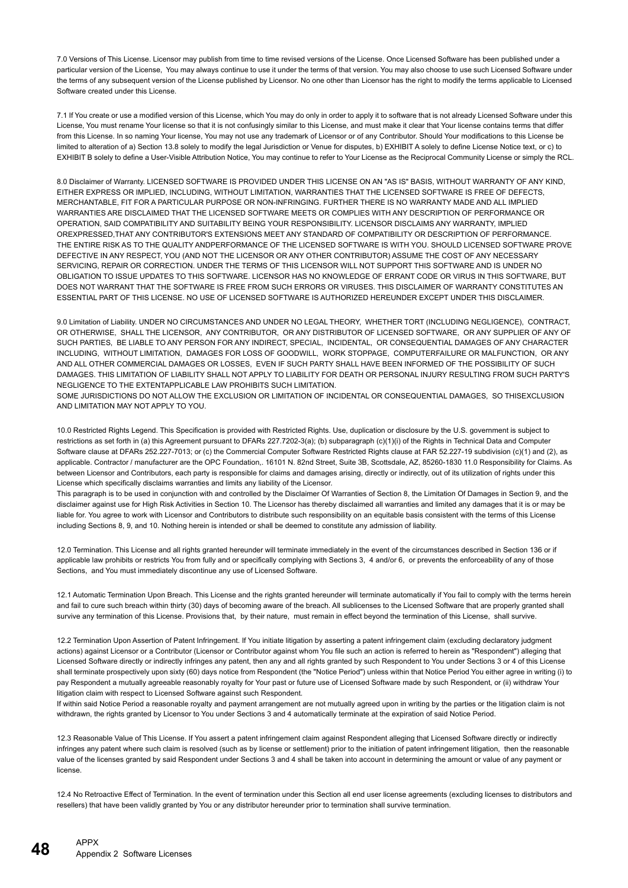7.0 Versions of This License. Licensor may publish from time to time revised versions of the License. Once Licensed Software has been published under a particular version of the License, You may always continue to use it under the terms of that version. You may also choose to use such Licensed Software under the terms of any subsequent version of the License published by Licensor. No one other than Licensor has the right to modify the terms applicable to Licensed Software created under this License.

7.1 If You create or use a modified version of this License, which You may do only in order to apply it to software that is not already Licensed Software under this License, You must rename Your license so that it is not confusingly similar to this License, and must make it clear that Your license contains terms that differ from this License. In so naming Your license, You may not use any trademark of Licensor or of any Contributor. Should Your modifications to this License be limited to alteration of a) Section 13.8 solely to modify the legal Jurisdiction or Venue for disputes, b) EXHIBIT A solely to define License Notice text, or c) to EXHIBIT B solely to define a User-Visible Attribution Notice, You may continue to refer to Your License as the Reciprocal Community License or simply the RCL.

8.0 Disclaimer of Warranty. LICENSED SOFTWARE IS PROVIDED UNDER THIS LICENSE ON AN "AS IS" BASIS, WITHOUT WARRANTY OF ANY KIND, EITHER EXPRESS OR IMPLIED, INCLUDING, WITHOUT LIMITATION, WARRANTIES THAT THE LICENSED SOFTWARE IS FREE OF DEFECTS, MERCHANTABLE, FIT FOR A PARTICULAR PURPOSE OR NON-INFRINGING. FURTHER THERE IS NO WARRANTY MADE AND ALL IMPLIED WARRANTIES ARE DISCLAIMED THAT THE LICENSED SOFTWARE MEETS OR COMPLIES WITH ANY DESCRIPTION OF PERFORMANCE OR OPERATION, SAID COMPATIBILITY AND SUITABILITY BEING YOUR RESPONSIBILITY. LICENSOR DISCLAIMS ANY WARRANTY, IMPLIED OREXPRESSED,THAT ANY CONTRIBUTOR'S EXTENSIONS MEET ANY STANDARD OF COMPATIBILITY OR DESCRIPTION OF PERFORMANCE. THE ENTIRE RISK AS TO THE QUALITY ANDPERFORMANCE OF THE LICENSED SOFTWARE IS WITH YOU. SHOULD LICENSED SOFTWARE PROVE DEFECTIVE IN ANY RESPECT, YOU (AND NOT THE LICENSOR OR ANY OTHER CONTRIBUTOR) ASSUME THE COST OF ANY NECESSARY SERVICING, REPAIR OR CORRECTION. UNDER THE TERMS OF THIS LICENSOR WILL NOT SUPPORT THIS SOFTWARE AND IS UNDER NO OBLIGATION TO ISSUE UPDATES TO THIS SOFTWARE. LICENSOR HAS NO KNOWLEDGE OF ERRANT CODE OR VIRUS IN THIS SOFTWARE, BUT DOES NOT WARRANT THAT THE SOFTWARE IS FREE FROM SUCH ERRORS OR VIRUSES. THIS DISCLAIMER OF WARRANTY CONSTITUTES AN ESSENTIAL PART OF THIS LICENSE. NO USE OF LICENSED SOFTWARE IS AUTHORIZED HEREUNDER EXCEPT UNDER THIS DISCLAIMER.

9.0 Limitation of Liability. UNDER NO CIRCUMSTANCES AND UNDER NO LEGAL THEORY, WHETHER TORT (INCLUDING NEGLIGENCE), CONTRACT, OR OTHERWISE, SHALL THE LICENSOR, ANY CONTRIBUTOR, OR ANY DISTRIBUTOR OF LICENSED SOFTWARE, OR ANY SUPPLIER OF ANY OF SUCH PARTIES, BE LIABLE TO ANY PERSON FOR ANY INDIRECT, SPECIAL, INCIDENTAL, OR CONSEQUENTIAL DAMAGES OF ANY CHARACTER INCLUDING, WITHOUT LIMITATION, DAMAGES FOR LOSS OF GOODWILL, WORK STOPPAGE, COMPUTERFAILURE OR MALFUNCTION, OR ANY AND ALL OTHER COMMERCIAL DAMAGES OR LOSSES, EVEN IF SUCH PARTY SHALL HAVE BEEN INFORMED OF THE POSSIBILITY OF SUCH DAMAGES. THIS LIMITATION OF LIABILITY SHALL NOT APPLY TO LIABILITY FOR DEATH OR PERSONAL INJURY RESULTING FROM SUCH PARTY'S NEGLIGENCE TO THE EXTENTAPPLICABLE LAW PROHIBITS SUCH LIMITATION.
SOME JURISDICTIONS DO NOT ALLOW THE EXCLUSION OR LIMITATION OF INCIDENTAL OR CONSEQUENTIAL DAMAGES, SO THISEXCLUSION AND LIMITATION MAY NOT APPLY TO YOU.

10.0 Restricted Rights Legend. This Specification is provided with Restricted Rights. Use, duplication or disclosure by the U.S. government is subject to restrictions as set forth in (a) this Agreement pursuant to DFARs 227.7202-3(a); (b) subparagraph (c)(1)(i) of the Rights in Technical Data and Computer Software clause at DFARs 252.227-7013; or (c) the Commercial Computer Software Restricted Rights clause at FAR 52.227-19 subdivision (c)(1) and (2), as applicable. Contractor / manufacturer are the OPC Foundation,. 16101 N. 82nd Street, Suite 3B, Scottsdale, AZ, 85260-1830 11.0 Responsibility for Claims. As between Licensor and Contributors, each party is responsible for claims and damages arising, directly or indirectly, out of its utilization of rights under this License which specifically disclaims warranties and limits any liability of the Licensor.
This paragraph is to be used in conjunction with and controlled by the Disclaimer Of Warranties of Section 8, the Limitation Of Damages in Section 9, and the disclaimer against use for High Risk Activities in Section 10. The Licensor has thereby disclaimed all warranties and limited any damages that it is or may be liable for. You agree to work with Licensor and Contributors to distribute such responsibility on an equitable basis consistent with the terms of this License including Sections 8, 9, and 10. Nothing herein is intended or shall be deemed to constitute any admission of liability.

12.0 Termination. This License and all rights granted hereunder will terminate immediately in the event of the circumstances described in Section 136 or if applicable law prohibits or restricts You from fully and or specifically complying with Sections 3, 4 and/or 6, or prevents the enforceability of any of those Sections, and You must immediately discontinue any use of Licensed Software.

12.1 Automatic Termination Upon Breach. This License and the rights granted hereunder will terminate automatically if You fail to comply with the terms herein and fail to cure such breach within thirty (30) days of becoming aware of the breach. All sublicenses to the Licensed Software that are properly granted shall survive any termination of this License. Provisions that, by their nature, must remain in effect beyond the termination of this License, shall survive.

12.2 Termination Upon Assertion of Patent Infringement. If You initiate litigation by asserting a patent infringement claim (excluding declaratory judgment actions) against Licensor or a Contributor (Licensor or Contributor against whom You file such an action is referred to herein as "Respondent") alleging that Licensed Software directly or indirectly infringes any patent, then any and all rights granted by such Respondent to You under Sections 3 or 4 of this License shall terminate prospectively upon sixty (60) days notice from Respondent (the "Notice Period") unless within that Notice Period You either agree in writing (i) to pay Respondent a mutually agreeable reasonably royalty for Your past or future use of Licensed Software made by such Respondent, or (ii) withdraw Your litigation claim with respect to Licensed Software against such Respondent.
If within said Notice Period a reasonable royalty and payment arrangement are not mutually agreed upon in writing by the parties or the litigation claim is not withdrawn, the rights granted by Licensor to You under Sections 3 and 4 automatically terminate at the expiration of said Notice Period.

12.3 Reasonable Value of This License. If You assert a patent infringement claim against Respondent alleging that Licensed Software directly or indirectly infringes any patent where such claim is resolved (such as by license or settlement) prior to the initiation of patent infringement litigation, then the reasonable value of the licenses granted by said Respondent under Sections 3 and 4 shall be taken into account in determining the amount or value of any payment or license.

12.4 No Retroactive Effect of Termination. In the event of termination under this Section all end user license agreements (excluding licenses to distributors and resellers) that have been validly granted by You or any distributor hereunder prior to termination shall survive termination.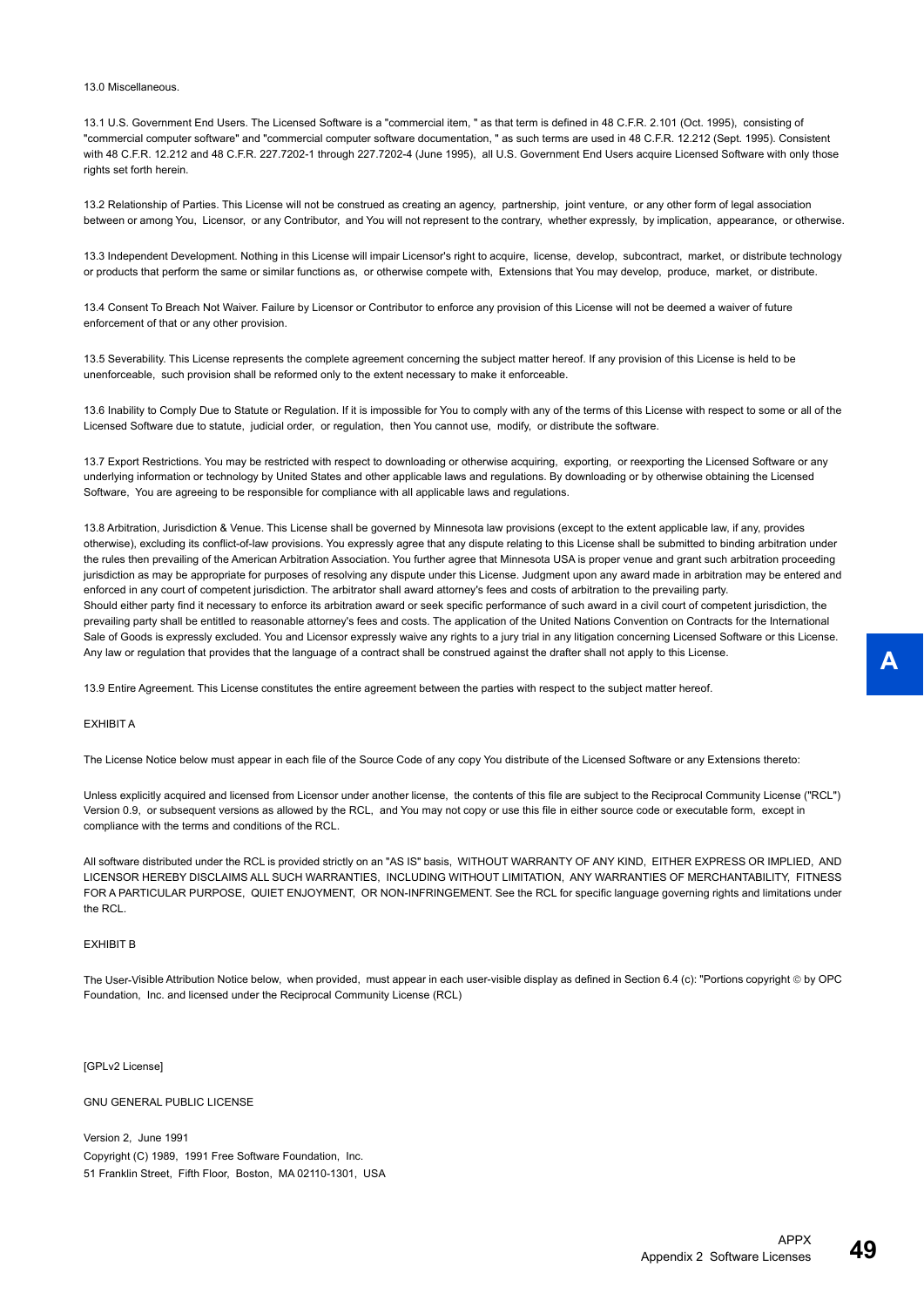13.0 Miscellaneous.

13.1 U.S. Government End Users. The Licensed Software is a "commercial item, " as that term is defined in 48 C.F.R. 2.101 (Oct. 1995), consisting of "commercial computer software" and "commercial computer software documentation, " as such terms are used in 48 C.F.R. 12.212 (Sept. 1995). Consistent with 48 C.F.R. 12.212 and 48 C.F.R. 227.7202-1 through 227.7202-4 (June 1995), all U.S. Government End Users acquire Licensed Software with only those rights set forth herein.

13.2 Relationship of Parties. This License will not be construed as creating an agency, partnership, joint venture, or any other form of legal association between or among You, Licensor, or any Contributor, and You will not represent to the contrary, whether expressly, by implication, appearance, or otherwise.

13.3 Independent Development. Nothing in this License will impair Licensor's right to acquire, license, develop, subcontract, market, or distribute technology or products that perform the same or similar functions as, or otherwise compete with, Extensions that You may develop, produce, market, or distribute.

13.4 Consent To Breach Not Waiver. Failure by Licensor or Contributor to enforce any provision of this License will not be deemed a waiver of future enforcement of that or any other provision.

13.5 Severability. This License represents the complete agreement concerning the subject matter hereof. If any provision of this License is held to be unenforceable, such provision shall be reformed only to the extent necessary to make it enforceable.

13.6 Inability to Comply Due to Statute or Regulation. If it is impossible for You to comply with any of the terms of this License with respect to some or all of the Licensed Software due to statute, judicial order, or regulation, then You cannot use, modify, or distribute the software.

13.7 Export Restrictions. You may be restricted with respect to downloading or otherwise acquiring, exporting, or reexporting the Licensed Software or any underlying information or technology by United States and other applicable laws and regulations. By downloading or by otherwise obtaining the Licensed Software, You are agreeing to be responsible for compliance with all applicable laws and regulations.

13.8 Arbitration, Jurisdiction & Venue. This License shall be governed by Minnesota law provisions (except to the extent applicable law, if any, provides otherwise), excluding its conflict-of-law provisions. You expressly agree that any dispute relating to this License shall be submitted to binding arbitration under the rules then prevailing of the American Arbitration Association. You further agree that Minnesota USA is proper venue and grant such arbitration proceeding jurisdiction as may be appropriate for purposes of resolving any dispute under this License. Judgment upon any award made in arbitration may be entered and enforced in any court of competent jurisdiction. The arbitrator shall award attorney's fees and costs of arbitration to the prevailing party.
Should either party find it necessary to enforce its arbitration award or seek specific performance of such award in a civil court of competent jurisdiction, the prevailing party shall be entitled to reasonable attorney's fees and costs. The application of the United Nations Convention on Contracts for the International Sale of Goods is expressly excluded. You and Licensor expressly waive any rights to a jury trial in any litigation concerning Licensed Software or this License. Any law or regulation that provides that the language of a contract shall be construed against the drafter shall not apply to this License.

13.9 Entire Agreement. This License constitutes the entire agreement between the parties with respect to the subject matter hereof.

EXHIBIT A

The License Notice below must appear in each file of the Source Code of any copy You distribute of the Licensed Software or any Extensions thereto:

Unless explicitly acquired and licensed from Licensor under another license, the contents of this file are subject to the Reciprocal Community License ("RCL") Version 0.9, or subsequent versions as allowed by the RCL, and You may not copy or use this file in either source code or executable form, except in compliance with the terms and conditions of the RCL.

All software distributed under the RCL is provided strictly on an "AS IS" basis, WITHOUT WARRANTY OF ANY KIND, EITHER EXPRESS OR IMPLIED, AND LICENSOR HEREBY DISCLAIMS ALL SUCH WARRANTIES, INCLUDING WITHOUT LIMITATION, ANY WARRANTIES OF MERCHANTABILITY, FITNESS FOR A PARTICULAR PURPOSE, QUIET ENJOYMENT, OR NON-INFRINGEMENT. See the RCL for specific language governing rights and limitations under the RCL.

EXHIBIT B

The User-Visible Attribution Notice below, when provided, must appear in each user-visible display as defined in Section 6.4 (c): "Portions copyright © by OPC Foundation, Inc. and licensed under the Reciprocal Community License (RCL)

[GPLv2 License]

GNU GENERAL PUBLIC LICENSE

Version 2, June 1991
Copyright (C) 1989, 1991 Free Software Foundation, Inc.
51 Franklin Street, Fifth Floor, Boston, MA 02110-1301, USA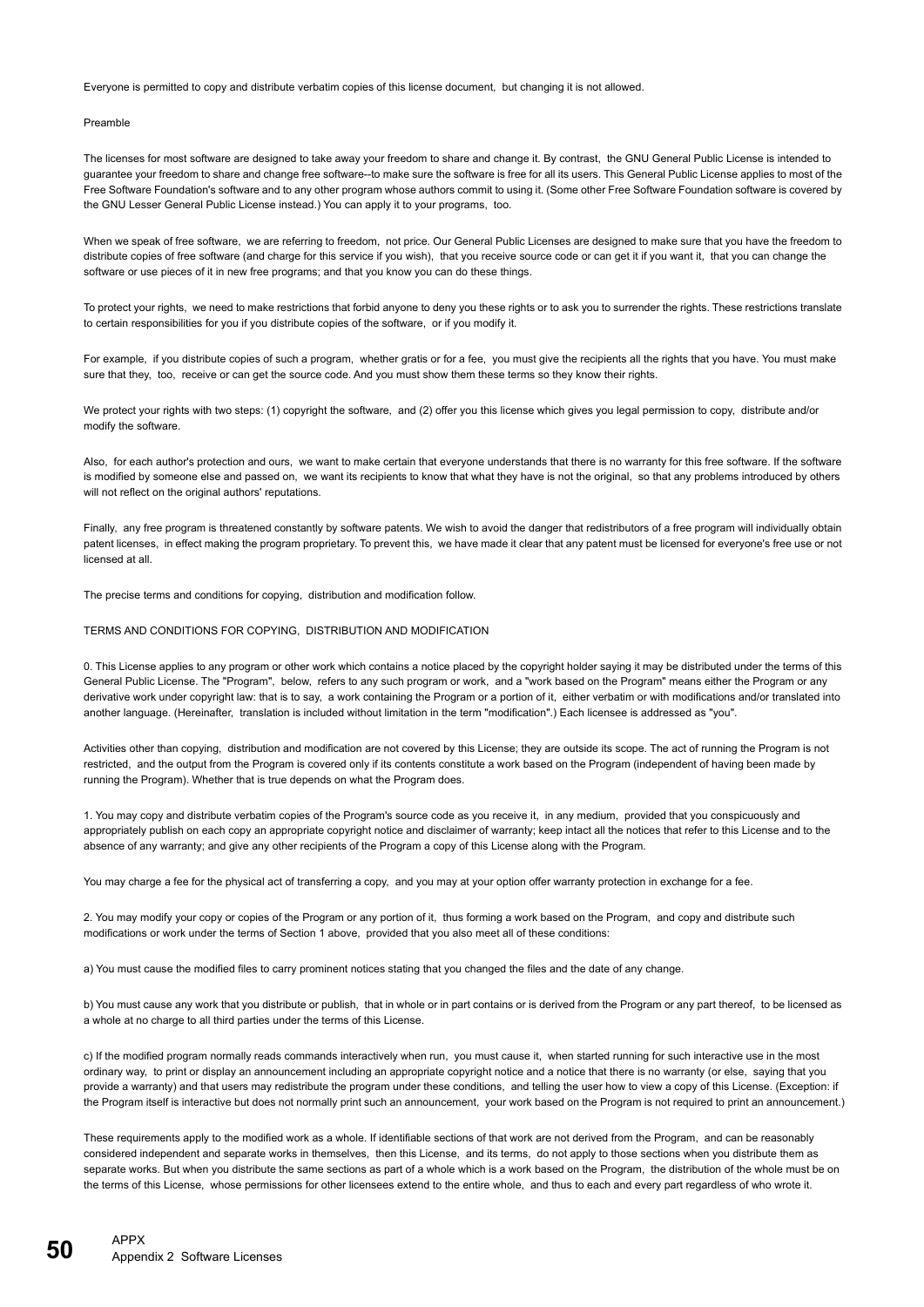Everyone is permitted to copy and distribute verbatim copies of this license document, but changing it is not allowed.

Preamble

The licenses for most software are designed to take away your freedom to share and change it. By contrast, the GNU General Public License is intended to guarantee your freedom to share and change free software--to make sure the software is free for all its users. This General Public License applies to most of the Free Software Foundation's software and to any other program whose authors commit to using it. (Some other Free Software Foundation software is covered by the GNU Lesser General Public License instead.) You can apply it to your programs, too.

When we speak of free software, we are referring to freedom, not price. Our General Public Licenses are designed to make sure that you have the freedom to distribute copies of free software (and charge for this service if you wish), that you receive source code or can get it if you want it, that you can change the software or use pieces of it in new free programs; and that you know you can do these things.

To protect your rights, we need to make restrictions that forbid anyone to deny you these rights or to ask you to surrender the rights. These restrictions translate to certain responsibilities for you if you distribute copies of the software, or if you modify it.

For example, if you distribute copies of such a program, whether gratis or for a fee, you must give the recipients all the rights that you have. You must make sure that they, too, receive or can get the source code. And you must show them these terms so they know their rights.

We protect your rights with two steps: (1) copyright the software, and (2) offer you this license which gives you legal permission to copy, distribute and/or modify the software.

Also, for each author's protection and ours, we want to make certain that everyone understands that there is no warranty for this free software. If the software is modified by someone else and passed on, we want its recipients to know that what they have is not the original, so that any problems introduced by others will not reflect on the original authors' reputations.

Finally, any free program is threatened constantly by software patents. We wish to avoid the danger that redistributors of a free program will individually obtain patent licenses, in effect making the program proprietary. To prevent this, we have made it clear that any patent must be licensed for everyone's free use or not licensed at all.

The precise terms and conditions for copying, distribution and modification follow.

TERMS AND CONDITIONS FOR COPYING, DISTRIBUTION AND MODIFICATION

0. This License applies to any program or other work which contains a notice placed by the copyright holder saying it may be distributed under the terms of this General Public License. The "Program", below, refers to any such program or work, and a "work based on the Program" means either the Program or any derivative work under copyright law: that is to say, a work containing the Program or a portion of it, either verbatim or with modifications and/or translated into another language. (Hereinafter, translation is included without limitation in the term "modification".) Each licensee is addressed as "you".

Activities other than copying, distribution and modification are not covered by this License; they are outside its scope. The act of running the Program is not restricted, and the output from the Program is covered only if its contents constitute a work based on the Program (independent of having been made by running the Program). Whether that is true depends on what the Program does.

1. You may copy and distribute verbatim copies of the Program's source code as you receive it, in any medium, provided that you conspicuously and appropriately publish on each copy an appropriate copyright notice and disclaimer of warranty; keep intact all the notices that refer to this License and to the absence of any warranty; and give any other recipients of the Program a copy of this License along with the Program.

You may charge a fee for the physical act of transferring a copy, and you may at your option offer warranty protection in exchange for a fee.

2. You may modify your copy or copies of the Program or any portion of it, thus forming a work based on the Program, and copy and distribute such modifications or work under the terms of Section 1 above, provided that you also meet all of these conditions:

a) You must cause the modified files to carry prominent notices stating that you changed the files and the date of any change.

b) You must cause any work that you distribute or publish, that in whole or in part contains or is derived from the Program or any part thereof, to be licensed as a whole at no charge to all third parties under the terms of this License.

c) If the modified program normally reads commands interactively when run, you must cause it, when started running for such interactive use in the most ordinary way, to print or display an announcement including an appropriate copyright notice and a notice that there is no warranty (or else, saying that you provide a warranty) and that users may redistribute the program under these conditions, and telling the user how to view a copy of this License. (Exception: if the Program itself is interactive but does not normally print such an announcement, your work based on the Program is not required to print an announcement.)

These requirements apply to the modified work as a whole. If identifiable sections of that work are not derived from the Program, and can be reasonably considered independent and separate works in themselves, then this License, and its terms, do not apply to those sections when you distribute them as separate works. But when you distribute the same sections as part of a whole which is a work based on the Program, the distribution of the whole must be on the terms of this License, whose permissions for other licensees extend to the entire whole, and thus to each and every part regardless of who wrote it.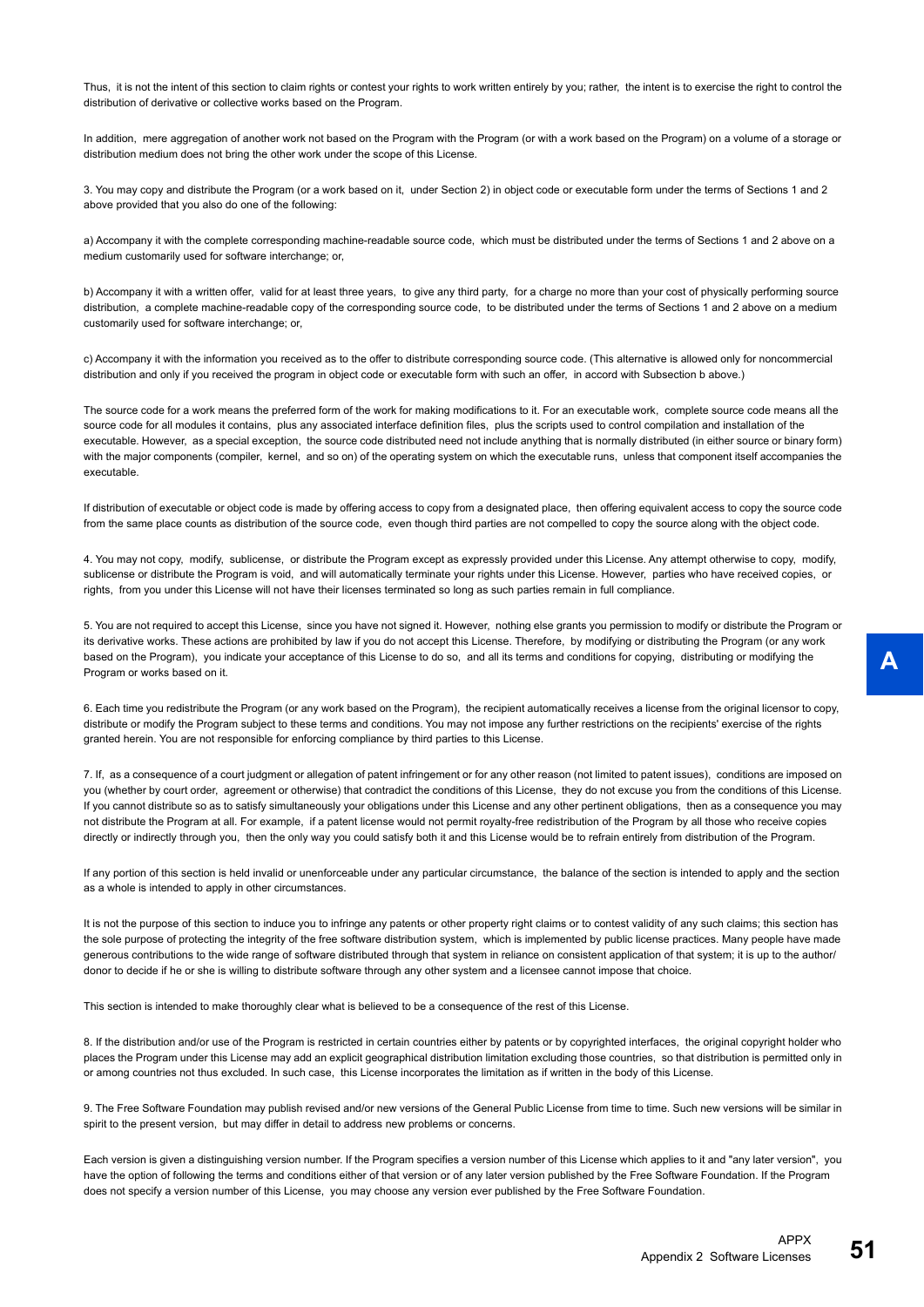Thus, it is not the intent of this section to claim rights or contest your rights to work written entirely by you; rather, the intent is to exercise the right to control the distribution of derivative or collective works based on the Program.

In addition, mere aggregation of another work not based on the Program with the Program (or with a work based on the Program) on a volume of a storage or distribution medium does not bring the other work under the scope of this License.

3. You may copy and distribute the Program (or a work based on it, under Section 2) in object code or executable form under the terms of Sections 1 and 2 above provided that you also do one of the following:

a) Accompany it with the complete corresponding machine-readable source code, which must be distributed under the terms of Sections 1 and 2 above on a medium customarily used for software interchange; or,

b) Accompany it with a written offer, valid for at least three years, to give any third party, for a charge no more than your cost of physically performing source distribution, a complete machine-readable copy of the corresponding source code, to be distributed under the terms of Sections 1 and 2 above on a medium customarily used for software interchange; or,

c) Accompany it with the information you received as to the offer to distribute corresponding source code. (This alternative is allowed only for noncommercial distribution and only if you received the program in object code or executable form with such an offer, in accord with Subsection b above.)

The source code for a work means the preferred form of the work for making modifications to it. For an executable work, complete source code means all the source code for all modules it contains, plus any associated interface definition files, plus the scripts used to control compilation and installation of the executable. However, as a special exception, the source code distributed need not include anything that is normally distributed (in either source or binary form) with the major components (compiler, kernel, and so on) of the operating system on which the executable runs, unless that component itself accompanies the executable.

If distribution of executable or object code is made by offering access to copy from a designated place, then offering equivalent access to copy the source code from the same place counts as distribution of the source code, even though third parties are not compelled to copy the source along with the object code.

4. You may not copy, modify, sublicense, or distribute the Program except as expressly provided under this License. Any attempt otherwise to copy, modify, sublicense or distribute the Program is void, and will automatically terminate your rights under this License. However, parties who have received copies, or rights, from you under this License will not have their licenses terminated so long as such parties remain in full compliance.

5. You are not required to accept this License, since you have not signed it. However, nothing else grants you permission to modify or distribute the Program or its derivative works. These actions are prohibited by law if you do not accept this License. Therefore, by modifying or distributing the Program (or any work based on the Program), you indicate your acceptance of this License to do so, and all its terms and conditions for copying, distributing or modifying the Program or works based on it.

6. Each time you redistribute the Program (or any work based on the Program), the recipient automatically receives a license from the original licensor to copy, distribute or modify the Program subject to these terms and conditions. You may not impose any further restrictions on the recipients' exercise of the rights granted herein. You are not responsible for enforcing compliance by third parties to this License.

7. If, as a consequence of a court judgment or allegation of patent infringement or for any other reason (not limited to patent issues), conditions are imposed on you (whether by court order, agreement or otherwise) that contradict the conditions of this License, they do not excuse you from the conditions of this License. If you cannot distribute so as to satisfy simultaneously your obligations under this License and any other pertinent obligations, then as a consequence you may not distribute the Program at all. For example, if a patent license would not permit royalty-free redistribution of the Program by all those who receive copies directly or indirectly through you, then the only way you could satisfy both it and this License would be to refrain entirely from distribution of the Program.

If any portion of this section is held invalid or unenforceable under any particular circumstance, the balance of the section is intended to apply and the section as a whole is intended to apply in other circumstances.

It is not the purpose of this section to induce you to infringe any patents or other property right claims or to contest validity of any such claims; this section has the sole purpose of protecting the integrity of the free software distribution system, which is implemented by public license practices. Many people have made generous contributions to the wide range of software distributed through that system in reliance on consistent application of that system; it is up to the author/donor to decide if he or she is willing to distribute software through any other system and a licensee cannot impose that choice.

This section is intended to make thoroughly clear what is believed to be a consequence of the rest of this License.

8. If the distribution and/or use of the Program is restricted in certain countries either by patents or by copyrighted interfaces, the original copyright holder who places the Program under this License may add an explicit geographical distribution limitation excluding those countries, so that distribution is permitted only in or among countries not thus excluded. In such case, this License incorporates the limitation as if written in the body of this License.

9. The Free Software Foundation may publish revised and/or new versions of the General Public License from time to time. Such new versions will be similar in spirit to the present version, but may differ in detail to address new problems or concerns.

Each version is given a distinguishing version number. If the Program specifies a version number of this License which applies to it and "any later version", you have the option of following the terms and conditions either of that version or of any later version published by the Free Software Foundation. If the Program does not specify a version number of this License, you may choose any version ever published by the Free Software Foundation.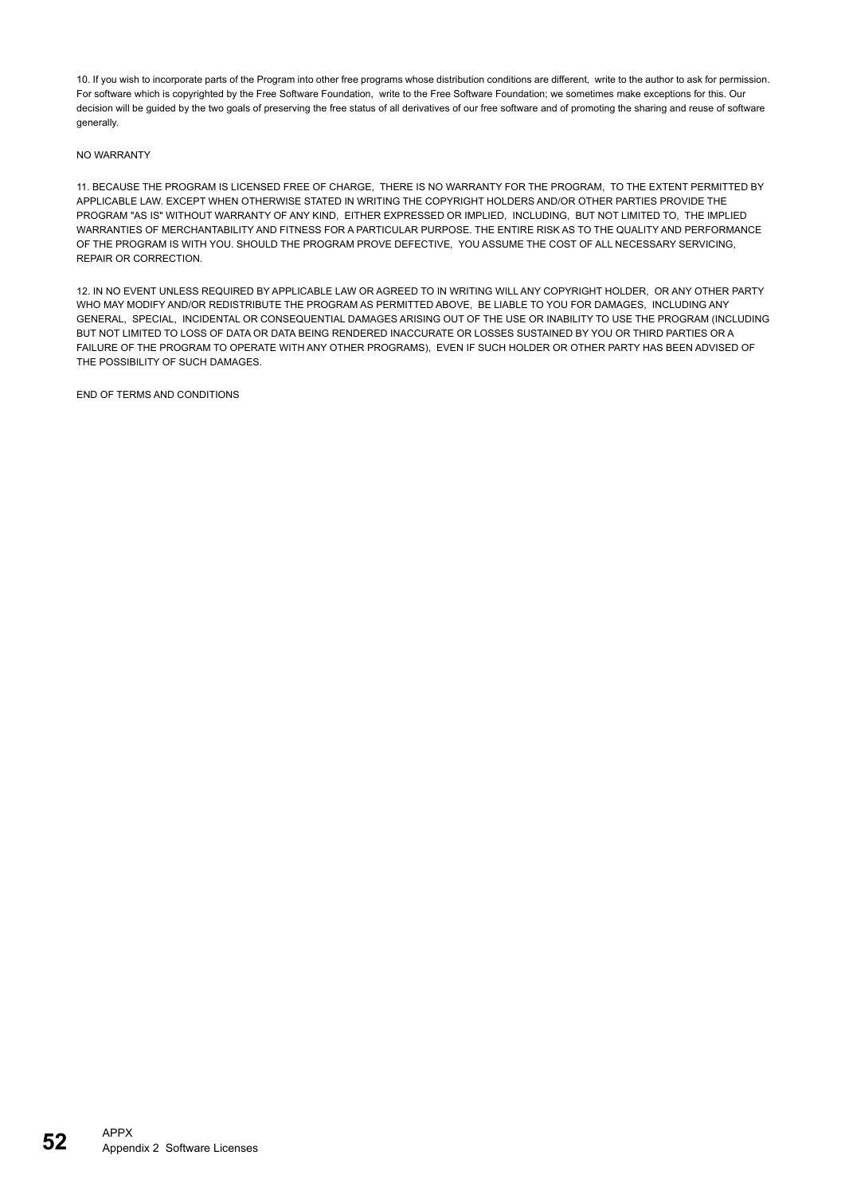10. If you wish to incorporate parts of the Program into other free programs whose distribution conditions are different, write to the author to ask for permission. For software which is copyrighted by the Free Software Foundation, write to the Free Software Foundation; we sometimes make exceptions for this. Our decision will be guided by the two goals of preserving the free status of all derivatives of our free software and of promoting the sharing and reuse of software generally.

NO WARRANTY

11. BECAUSE THE PROGRAM IS LICENSED FREE OF CHARGE, THERE IS NO WARRANTY FOR THE PROGRAM, TO THE EXTENT PERMITTED BY APPLICABLE LAW. EXCEPT WHEN OTHERWISE STATED IN WRITING THE COPYRIGHT HOLDERS AND/OR OTHER PARTIES PROVIDE THE PROGRAM "AS IS" WITHOUT WARRANTY OF ANY KIND, EITHER EXPRESSED OR IMPLIED, INCLUDING, BUT NOT LIMITED TO, THE IMPLIED WARRANTIES OF MERCHANTABILITY AND FITNESS FOR A PARTICULAR PURPOSE. THE ENTIRE RISK AS TO THE QUALITY AND PERFORMANCE OF THE PROGRAM IS WITH YOU. SHOULD THE PROGRAM PROVE DEFECTIVE, YOU ASSUME THE COST OF ALL NECESSARY SERVICING, REPAIR OR CORRECTION.

12. IN NO EVENT UNLESS REQUIRED BY APPLICABLE LAW OR AGREED TO IN WRITING WILL ANY COPYRIGHT HOLDER, OR ANY OTHER PARTY WHO MAY MODIFY AND/OR REDISTRIBUTE THE PROGRAM AS PERMITTED ABOVE, BE LIABLE TO YOU FOR DAMAGES, INCLUDING ANY GENERAL, SPECIAL, INCIDENTAL OR CONSEQUENTIAL DAMAGES ARISING OUT OF THE USE OR INABILITY TO USE THE PROGRAM (INCLUDING BUT NOT LIMITED TO LOSS OF DATA OR DATA BEING RENDERED INACCURATE OR LOSSES SUSTAINED BY YOU OR THIRD PARTIES OR A FAILURE OF THE PROGRAM TO OPERATE WITH ANY OTHER PROGRAMS), EVEN IF SUCH HOLDER OR OTHER PARTY HAS BEEN ADVISED OF THE POSSIBILITY OF SUCH DAMAGES.

END OF TERMS AND CONDITIONS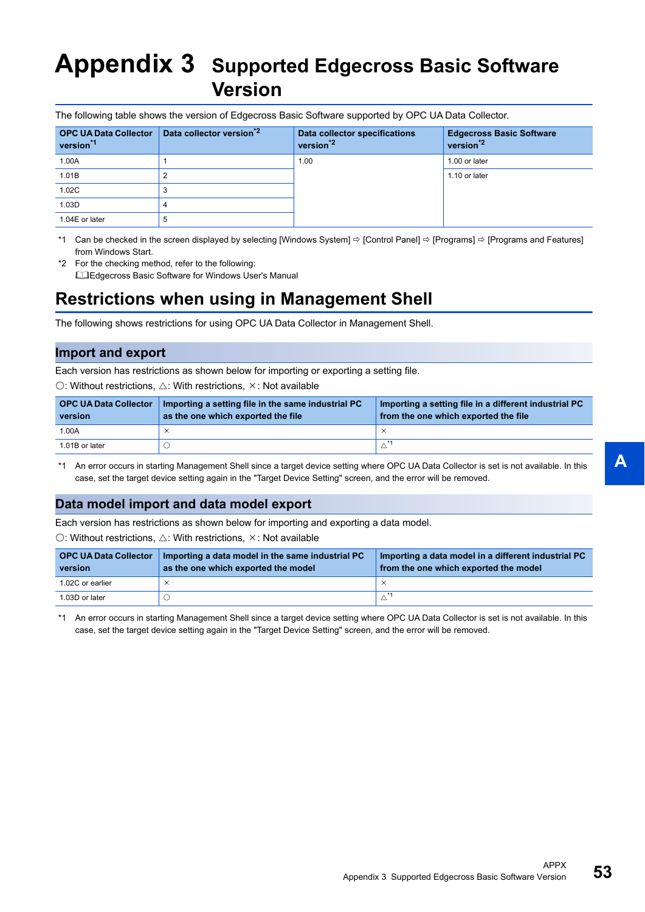# Appendix 3 Supported Edgecross Basic Software Version

The following table shows the version of Edgecross Basic Software supported by OPC UA Data Collector.

| OPC UA Data Collector version[*1] | Data collector version[*2] | Data collector specifications version[*2] | Edgecross Basic Software version[*2] |
|---|---|---|---|
| 1.00A | 1 | 1.00 | 1.00 or later |
| 1.01B | 2 | | 1.10 or later |
| 1.02C | 3 | | |
| 1.03D | 4 | | |
| 1.04E or later | 5 | | |

*1 Can be checked in the screen displayed by selecting [Windows System] ⇨ [Control Panel] ⇨ [Programs] ⇨ [Programs and Features] from Windows Start.

*2 For the checking method, refer to the following:
📖Edgecross Basic Software for Windows User's Manual

## Restrictions when using in Management Shell

The following shows restrictions for using OPC UA Data Collector in Management Shell.

### Import and export

Each version has restrictions as shown below for importing or exporting a setting file.

○: Without restrictions, △: With restrictions, ×: Not available

| OPC UA Data Collector version | Importing a setting file in the same industrial PC as the one which exported the file | Importing a setting file in a different industrial PC from the one which exported the file |
|---|---|---|
| 1.00A | × | × |
| 1.01B or later | ○ | △[*1] |

*1 An error occurs in starting Management Shell since a target device setting where OPC UA Data Collector is set is not available. In this case, set the target device setting again in the "Target Device Setting" screen, and the error will be removed.

### Data model import and data model export

Each version has restrictions as shown below for importing and exporting a data model.

○: Without restrictions, △: With restrictions, ×: Not available

| OPC UA Data Collector version | Importing a data model in the same industrial PC as the one which exported the model | Importing a data model in a different industrial PC from the one which exported the model |
|---|---|---|
| 1.02C or earlier | × | × |
| 1.03D or later | ○ | △[*1] |

*1 An error occurs in starting Management Shell since a target device setting where OPC UA Data Collector is set is not available. In this case, set the target device setting again in the "Target Device Setting" screen, and the error will be removed.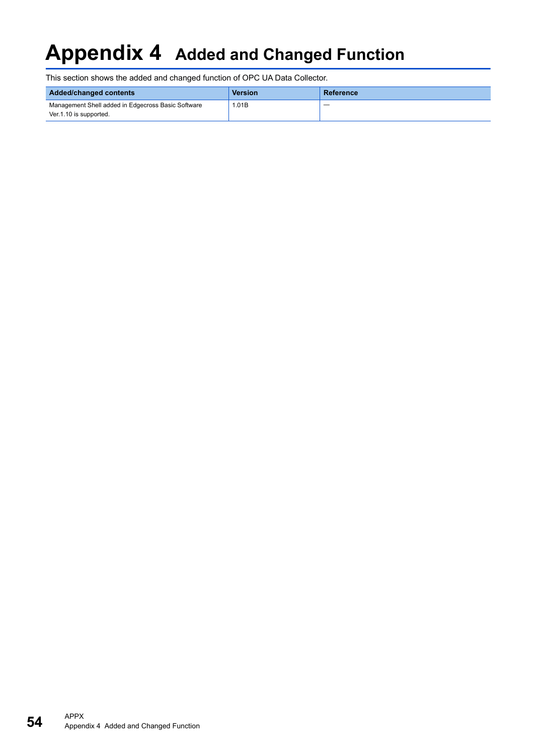# Appendix 4 Added and Changed Function

This section shows the added and changed function of OPC UA Data Collector.

| Added/changed contents | Version | Reference |
| --- | --- | --- |
| Management Shell added in Edgecross Basic Software Ver.1.10 is supported. | 1.01B | — |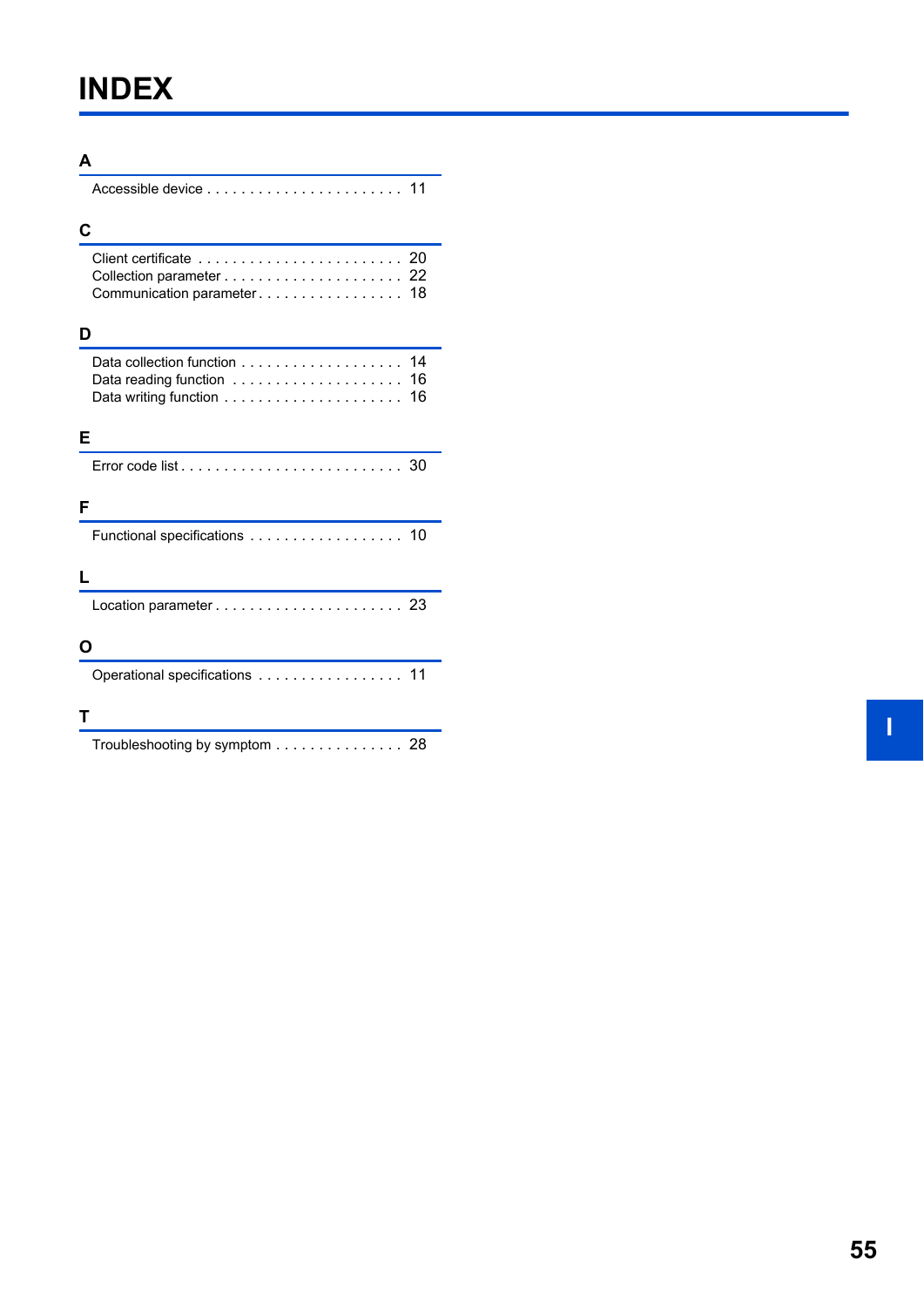# INDEX

## A

Accessible device . . . . . . . . . . . . . . . . . . . . . . . 11

## C

Client certificate . . . . . . . . . . . . . . . . . . . . . . . . 20
Collection parameter . . . . . . . . . . . . . . . . . . . . . 22
Communication parameter . . . . . . . . . . . . . . . . . 18

## D

Data collection function . . . . . . . . . . . . . . . . . . . 14
Data reading function . . . . . . . . . . . . . . . . . . . . 16
Data writing function . . . . . . . . . . . . . . . . . . . . . 16

## E

Error code list . . . . . . . . . . . . . . . . . . . . . . . . . 30

## F

Functional specifications . . . . . . . . . . . . . . . . . . 10

## L

Location parameter . . . . . . . . . . . . . . . . . . . . . . 23

## O

Operational specifications . . . . . . . . . . . . . . . . . 11

## T

Troubleshooting by symptom . . . . . . . . . . . . . . . 28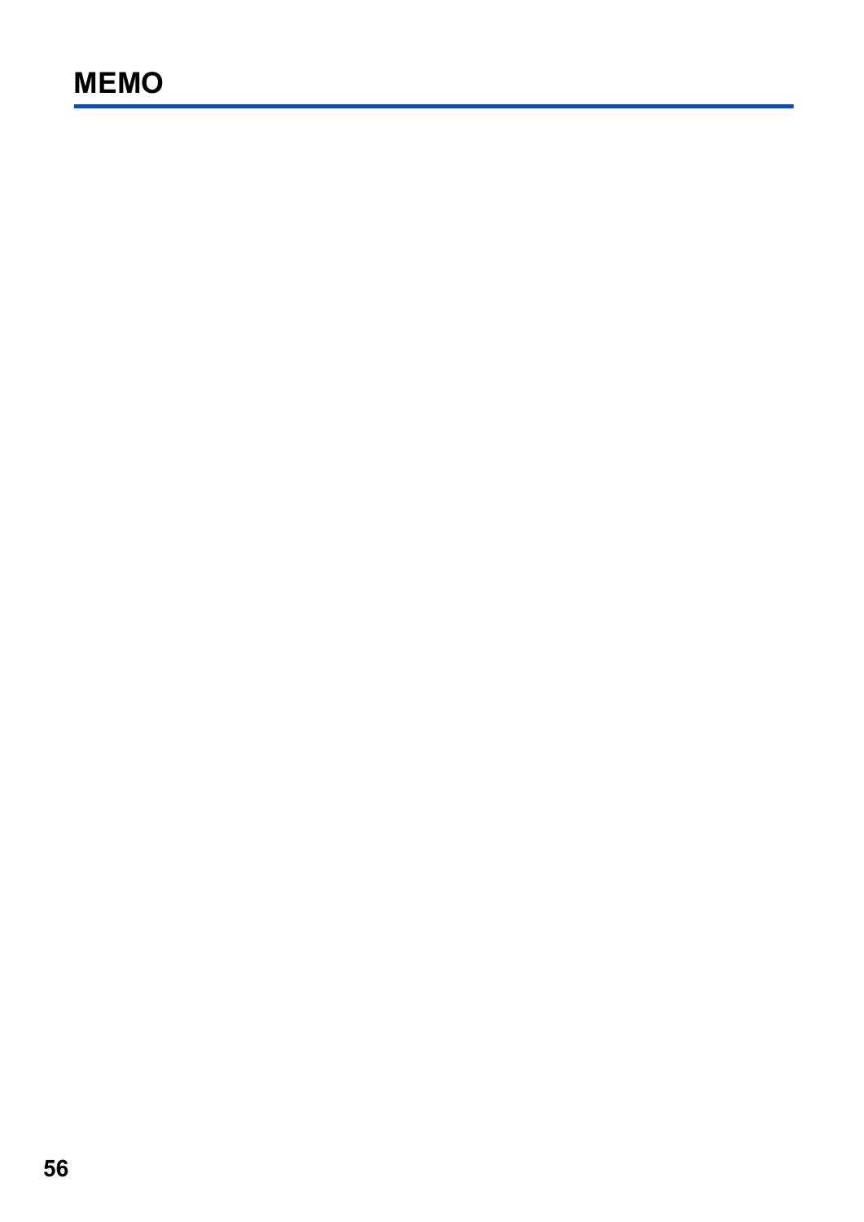# MEMO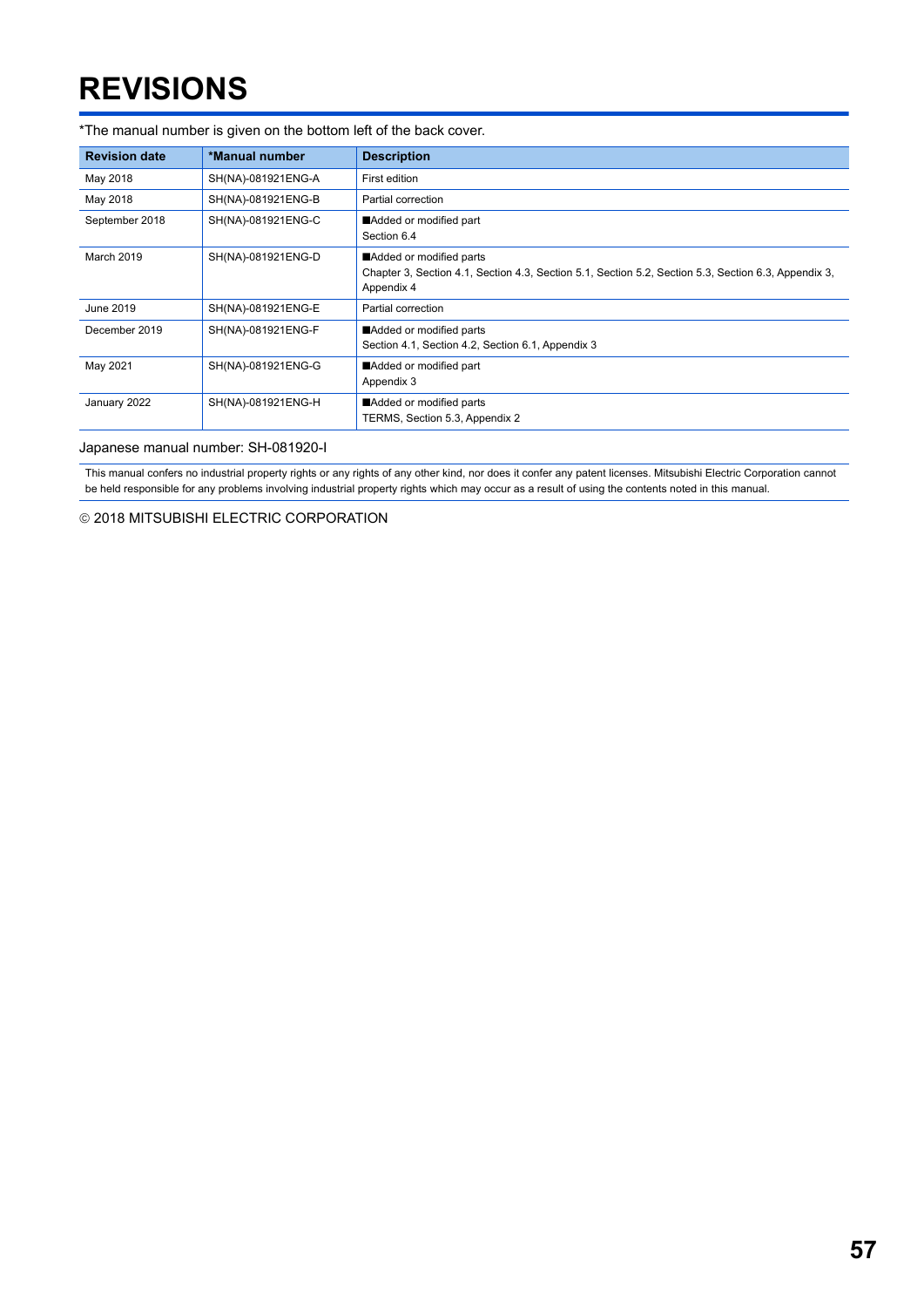# REVISIONS

*The manual number is given on the bottom left of the back cover.

| Revision date | *Manual number | Description |
|---|---|---|
| May 2018 | SH(NA)-081921ENG-A | First edition |
| May 2018 | SH(NA)-081921ENG-B | Partial correction |
| September 2018 | SH(NA)-081921ENG-C | ■Added or modified part<br>Section 6.4 |
| March 2019 | SH(NA)-081921ENG-D | ■Added or modified parts<br>Chapter 3, Section 4.1, Section 4.3, Section 5.1, Section 5.2, Section 5.3, Section 6.3, Appendix 3, Appendix 4 |
| June 2019 | SH(NA)-081921ENG-E | Partial correction |
| December 2019 | SH(NA)-081921ENG-F | ■Added or modified parts<br>Section 4.1, Section 4.2, Section 6.1, Appendix 3 |
| May 2021 | SH(NA)-081921ENG-G | ■Added or modified part<br>Appendix 3 |
| January 2022 | SH(NA)-081921ENG-H | ■Added or modified parts<br>TERMS, Section 5.3, Appendix 2 |

Japanese manual number: SH-081920-I

This manual confers no industrial property rights or any rights of any other kind, nor does it confer any patent licenses. Mitsubishi Electric Corporation cannot be held responsible for any problems involving industrial property rights which may occur as a result of using the contents noted in this manual.

© 2018 MITSUBISHI ELECTRIC CORPORATION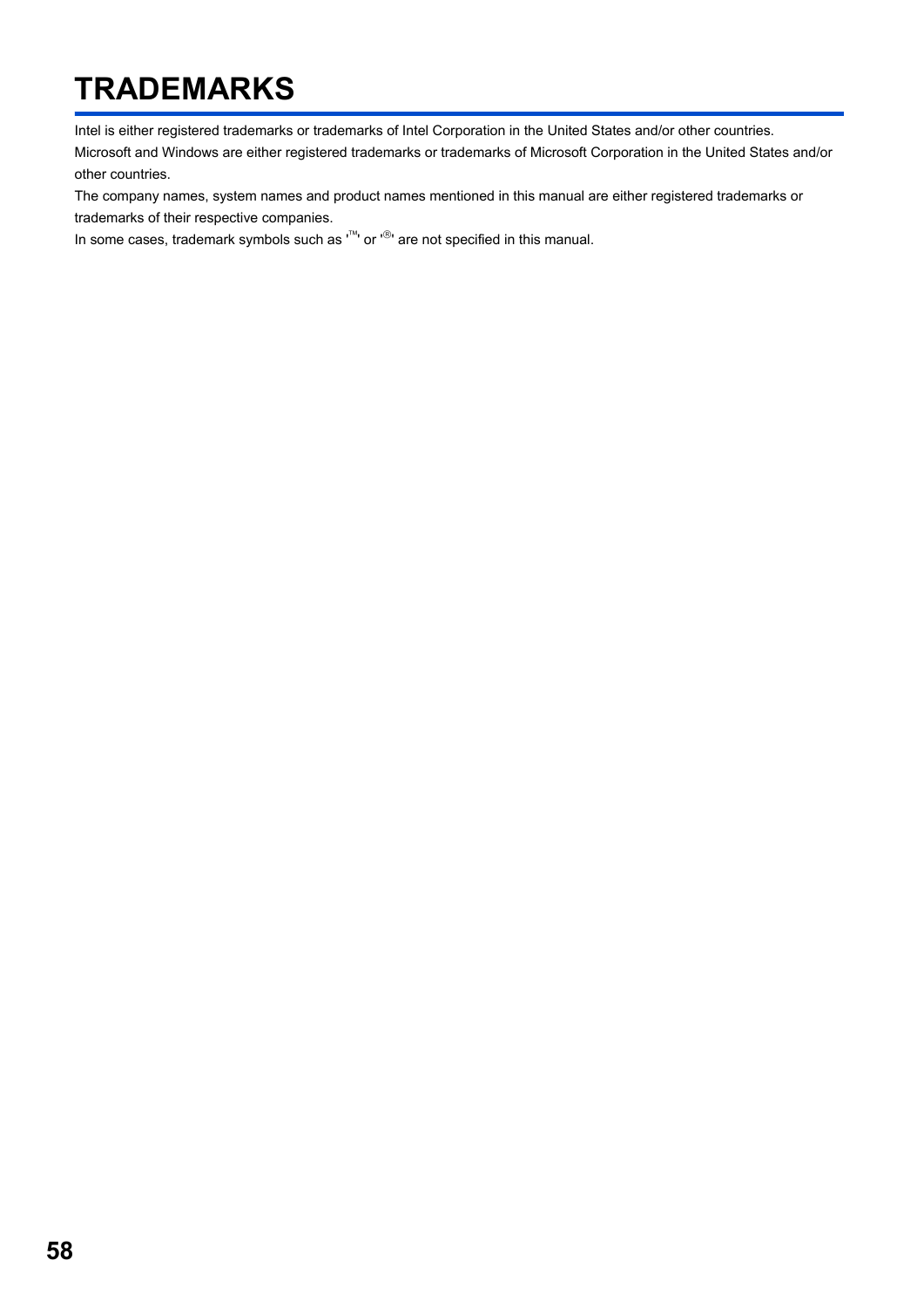# TRADEMARKS

Intel is either registered trademarks or trademarks of Intel Corporation in the United States and/or other countries.

Microsoft and Windows are either registered trademarks or trademarks of Microsoft Corporation in the United States and/or other countries.

The company names, system names and product names mentioned in this manual are either registered trademarks or trademarks of their respective companies.

In some cases, trademark symbols such as '™' or '®' are not specified in this manual.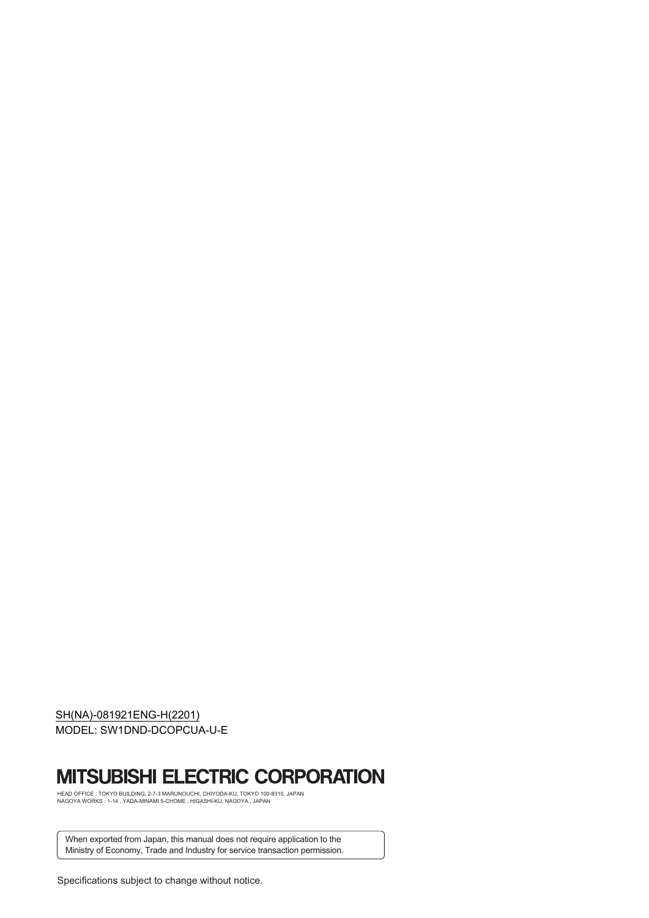SH(NA)-081921ENG-H(2201)
MODEL: SW1DND-DCOPCUA-U-E

# MITSUBISHI ELECTRIC CORPORATION

HEAD OFFICE : TOKYO BUILDING, 2-7-3 MARUNOUCHI, CHIYODA-KU, TOKYO 100-8310, JAPAN
NAGOYA WORKS : 1-14 , YADA-MINAMI 5-CHOME , HIGASHI-KU, NAGOYA , JAPAN

When exported from Japan, this manual does not require application to the Ministry of Economy, Trade and Industry for service transaction permission.

Specifications subject to change without notice.